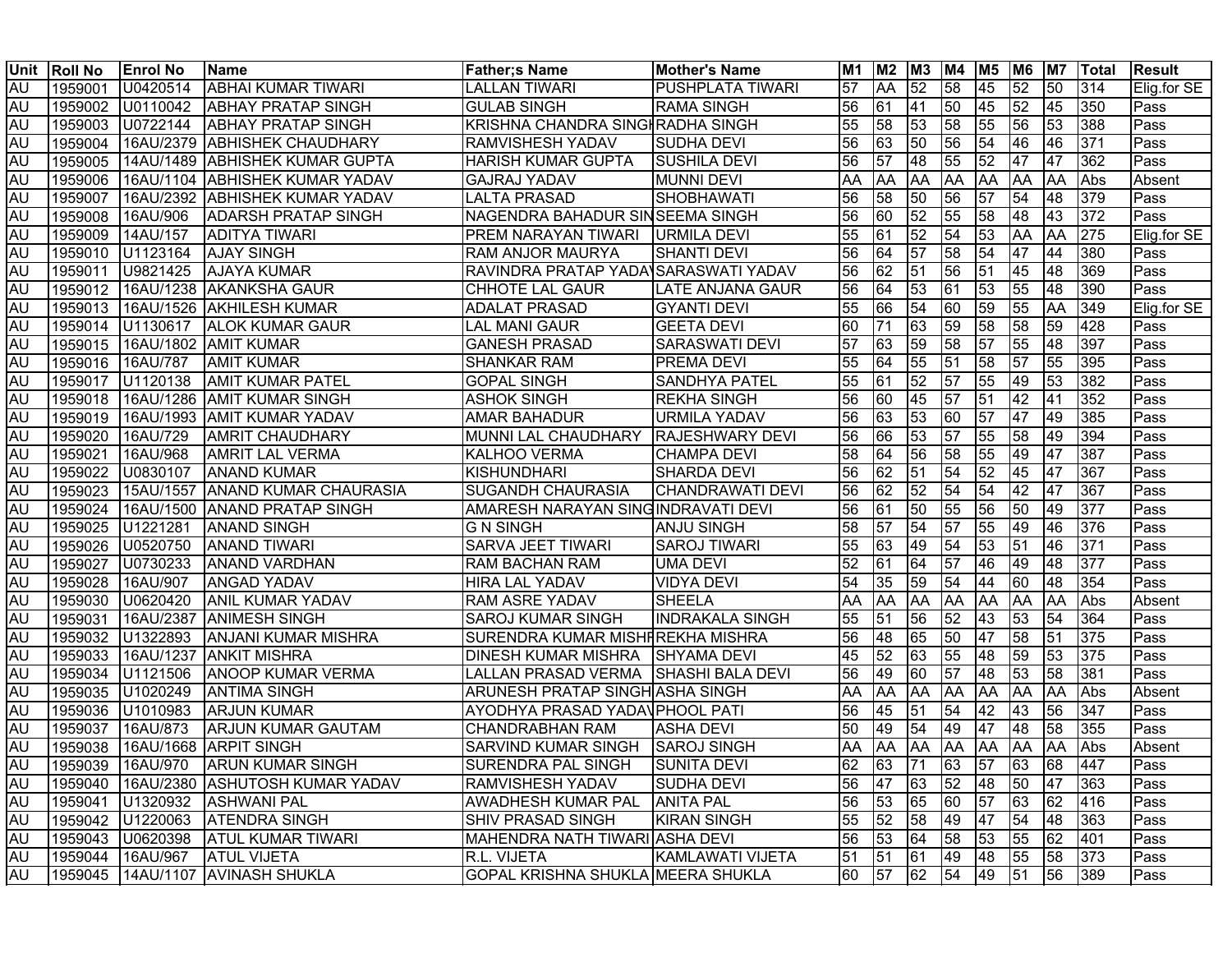| Unit | Roll No | Enrol No | Name | Father;s Name | Mother's Name | M1 | M2 | M3 | M4 | M5 | M6 | M7 | Total | Result |
|---|---|---|---|---|---|---|---|---|---|---|---|---|---|---|
| AU | 1959001 | U0420514 | ABHAI KUMAR TIWARI | LALLAN TIWARI | PUSHPLATA TIWARI | 57 | AA | 52 | 58 | 45 | 52 | 50 | 314 | Elig.for SE |
| AU | 1959002 | U0110042 | ABHAY PRATAP SINGH | GULAB SINGH | RAMA SINGH | 56 | 61 | 41 | 50 | 45 | 52 | 45 | 350 | Pass |
| AU | 1959003 | U0722144 | ABHAY PRATAP SINGH | KRISHNA CHANDRA SINGH | RADHA SINGH | 55 | 58 | 53 | 58 | 55 | 56 | 53 | 388 | Pass |
| AU | 1959004 | 16AU/2379 | ABHISHEK CHAUDHARY | RAMVISHESH YADAV | SUDHA DEVI | 56 | 63 | 50 | 56 | 54 | 46 | 46 | 371 | Pass |
| AU | 1959005 | 14AU/1489 | ABHISHEK KUMAR GUPTA | HARISH KUMAR GUPTA | SUSHILA DEVI | 56 | 57 | 48 | 55 | 52 | 47 | 47 | 362 | Pass |
| AU | 1959006 | 16AU/1104 | ABHISHEK KUMAR YADAV | GAJRAJ YADAV | MUNNI DEVI | AA | AA | AA | AA | AA | AA | AA | Abs | Absent |
| AU | 1959007 | 16AU/2392 | ABHISHEK KUMAR YADAV | LALTA PRASAD | SHOBHAWATI | 56 | 58 | 50 | 56 | 57 | 54 | 48 | 379 | Pass |
| AU | 1959008 | 16AU/906 | ADARSH PRATAP SINGH | NAGENDRA BAHADUR SIN | SEEMA SINGH | 56 | 60 | 52 | 55 | 58 | 48 | 43 | 372 | Pass |
| AU | 1959009 | 14AU/157 | ADITYA TIWARI | PREM NARAYAN TIWARI | URMILA DEVI | 55 | 61 | 52 | 54 | 53 | AA | AA | 275 | Elig.for SE |
| AU | 1959010 | U1123164 | AJAY SINGH | RAM ANJOR MAURYA | SHANTI DEVI | 56 | 64 | 57 | 58 | 54 | 47 | 44 | 380 | Pass |
| AU | 1959011 | U9821425 | AJAYA KUMAR | RAVINDRA PRATAP YADAV | SARASWATI YADAV | 56 | 62 | 51 | 56 | 51 | 45 | 48 | 369 | Pass |
| AU | 1959012 | 16AU/1238 | AKANKSHA GAUR | CHHOTE LAL GAUR | LATE ANJANA GAUR | 56 | 64 | 53 | 61 | 53 | 55 | 48 | 390 | Pass |
| AU | 1959013 | 16AU/1526 | AKHILESH KUMAR | ADALAT PRASAD | GYANTI DEVI | 55 | 66 | 54 | 60 | 59 | 55 | AA | 349 | Elig.for SE |
| AU | 1959014 | U1130617 | ALOK KUMAR GAUR | LAL MANI GAUR | GEETA DEVI | 60 | 71 | 63 | 59 | 58 | 58 | 59 | 428 | Pass |
| AU | 1959015 | 16AU/1802 | AMIT KUMAR | GANESH PRASAD | SARASWATI DEVI | 57 | 63 | 59 | 58 | 57 | 55 | 48 | 397 | Pass |
| AU | 1959016 | 16AU/787 | AMIT KUMAR | SHANKAR RAM | PREMA DEVI | 55 | 64 | 55 | 51 | 58 | 57 | 55 | 395 | Pass |
| AU | 1959017 | U1120138 | AMIT KUMAR PATEL | GOPAL SINGH | SANDHYA PATEL | 55 | 61 | 52 | 57 | 55 | 49 | 53 | 382 | Pass |
| AU | 1959018 | 16AU/1286 | AMIT KUMAR SINGH | ASHOK SINGH | REKHA SINGH | 56 | 60 | 45 | 57 | 51 | 42 | 41 | 352 | Pass |
| AU | 1959019 | 16AU/1993 | AMIT KUMAR YADAV | AMAR BAHADUR | URMILA YADAV | 56 | 63 | 53 | 60 | 57 | 47 | 49 | 385 | Pass |
| AU | 1959020 | 16AU/729 | AMRIT CHAUDHARY | MUNNI LAL CHAUDHARY | RAJESHWARY DEVI | 56 | 66 | 53 | 57 | 55 | 58 | 49 | 394 | Pass |
| AU | 1959021 | 16AU/968 | AMRIT LAL VERMA | KALHOO VERMA | CHAMPA DEVI | 58 | 64 | 56 | 58 | 55 | 49 | 47 | 387 | Pass |
| AU | 1959022 | U0830107 | ANAND KUMAR | KISHUNDHARI | SHARDA DEVI | 56 | 62 | 51 | 54 | 52 | 45 | 47 | 367 | Pass |
| AU | 1959023 | 15AU/1557 | ANAND KUMAR CHAURASIA | SUGANDH CHAURASIA | CHANDRAWATI DEVI | 56 | 62 | 52 | 54 | 54 | 42 | 47 | 367 | Pass |
| AU | 1959024 | 16AU/1500 | ANAND PRATAP SINGH | AMARESH NARAYAN SING | INDRAVATI DEVI | 56 | 61 | 50 | 55 | 56 | 50 | 49 | 377 | Pass |
| AU | 1959025 | U1221281 | ANAND SINGH | G N SINGH | ANJU SINGH | 58 | 57 | 54 | 57 | 55 | 49 | 46 | 376 | Pass |
| AU | 1959026 | U0520750 | ANAND TIWARI | SARVA JEET TIWARI | SAROJ TIWARI | 55 | 63 | 49 | 54 | 53 | 51 | 46 | 371 | Pass |
| AU | 1959027 | U0730233 | ANAND VARDHAN | RAM BACHAN RAM | UMA DEVI | 52 | 61 | 64 | 57 | 46 | 49 | 48 | 377 | Pass |
| AU | 1959028 | 16AU/907 | ANGAD YADAV | HIRA LAL YADAV | VIDYA DEVI | 54 | 35 | 59 | 54 | 44 | 60 | 48 | 354 | Pass |
| AU | 1959030 | U0620420 | ANIL KUMAR YADAV | RAM ASRE YADAV | SHEELA | AA | AA | AA | AA | AA | AA | AA | Abs | Absent |
| AU | 1959031 | 16AU/2387 | ANIMESH SINGH | SAROJ KUMAR SINGH | INDRAKALA SINGH | 55 | 51 | 56 | 52 | 43 | 53 | 54 | 364 | Pass |
| AU | 1959032 | U1322893 | ANJANI KUMAR MISHRA | SURENDRA KUMAR MISHR | REKHA MISHRA | 56 | 48 | 65 | 50 | 47 | 58 | 51 | 375 | Pass |
| AU | 1959033 | 16AU/1237 | ANKIT MISHRA | DINESH KUMAR MISHRA | SHYAMA DEVI | 45 | 52 | 63 | 55 | 48 | 59 | 53 | 375 | Pass |
| AU | 1959034 | U1121506 | ANOOP KUMAR VERMA | LALLAN PRASAD VERMA | SHASHI BALA DEVI | 56 | 49 | 60 | 57 | 48 | 53 | 58 | 381 | Pass |
| AU | 1959035 | U1020249 | ANTIMA SINGH | ARUNESH PRATAP SINGH | ASHA SINGH | AA | AA | AA | AA | AA | AA | AA | Abs | Absent |
| AU | 1959036 | U1010983 | ARJUN KUMAR | AYODHYA PRASAD YADAV | PHOOL PATI | 56 | 45 | 51 | 54 | 42 | 43 | 56 | 347 | Pass |
| AU | 1959037 | 16AU/873 | ARJUN KUMAR GAUTAM | CHANDRABHAN RAM | ASHA DEVI | 50 | 49 | 54 | 49 | 47 | 48 | 58 | 355 | Pass |
| AU | 1959038 | 16AU/1668 | ARPIT SINGH | SARVIND KUMAR SINGH | SAROJ SINGH | AA | AA | AA | AA | AA | AA | AA | Abs | Absent |
| AU | 1959039 | 16AU/970 | ARUN KUMAR SINGH | SURENDRA PAL SINGH | SUNITA DEVI | 62 | 63 | 71 | 63 | 57 | 63 | 68 | 447 | Pass |
| AU | 1959040 | 16AU/2380 | ASHUTOSH KUMAR YADAV | RAMVISHESH YADAV | SUDHA DEVI | 56 | 47 | 63 | 52 | 48 | 50 | 47 | 363 | Pass |
| AU | 1959041 | U1320932 | ASHWANI PAL | AWADHESH KUMAR PAL | ANITA PAL | 56 | 53 | 65 | 60 | 57 | 63 | 62 | 416 | Pass |
| AU | 1959042 | U1220063 | ATENDRA SINGH | SHIV PRASAD SINGH | KIRAN SINGH | 55 | 52 | 58 | 49 | 47 | 54 | 48 | 363 | Pass |
| AU | 1959043 | U0620398 | ATUL KUMAR TIWARI | MAHENDRA NATH TIWARI | ASHA DEVI | 56 | 53 | 64 | 58 | 53 | 55 | 62 | 401 | Pass |
| AU | 1959044 | 16AU/967 | ATUL VIJETA | R.L. VIJETA | KAMLAWATI VIJETA | 51 | 51 | 61 | 49 | 48 | 55 | 58 | 373 | Pass |
| AU | 1959045 | 14AU/1107 | AVINASH SHUKLA | GOPAL KRISHNA SHUKLA | MEERA SHUKLA | 60 | 57 | 62 | 54 | 49 | 51 | 56 | 389 | Pass |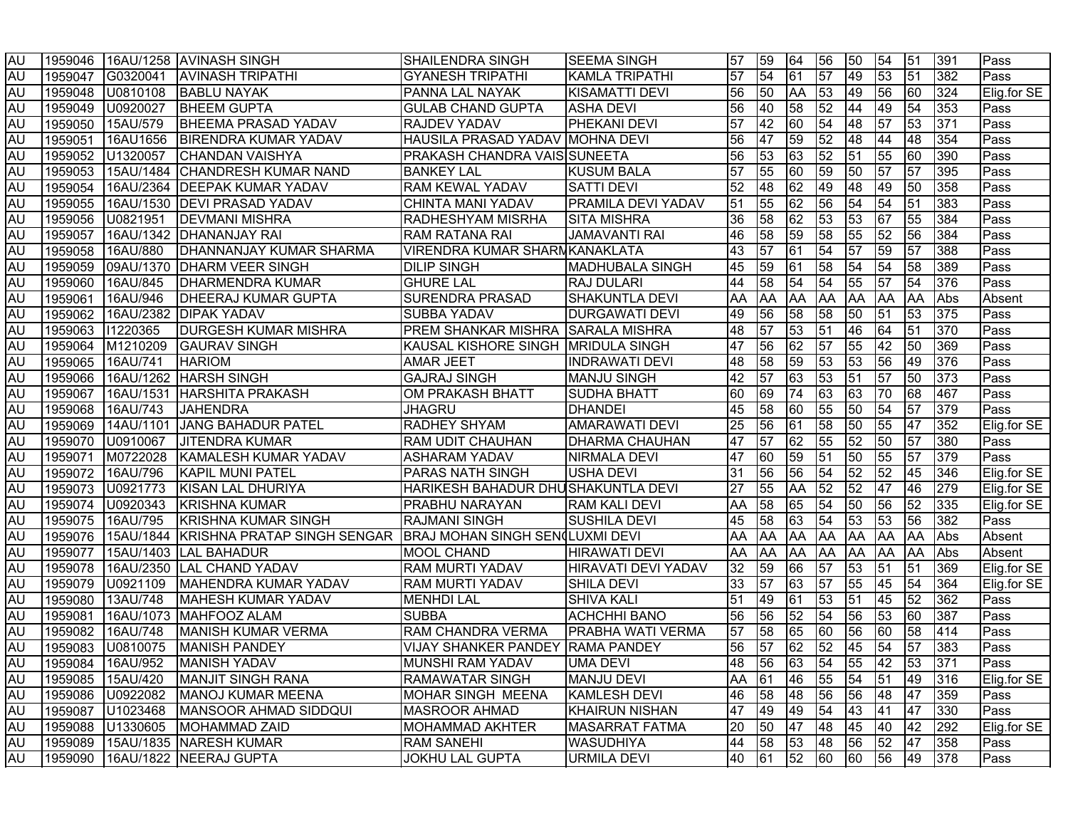| AU | 1959046 | 16AU/1258 | AVINASH SINGH | SHAILENDRA SINGH | SEEMA SINGH | 57 | 59 | 64 | 56 | 50 | 54 | 51 | 391 | Pass |
|---|---|---|---|---|---|---|---|---|---|---|---|---|---|---|
| AU | 1959047 | G0320041 | AVINASH TRIPATHI | GYANESH TRIPATHI | KAMLA TRIPATHI | 57 | 54 | 61 | 57 | 49 | 53 | 51 | 382 | Pass |
| AU | 1959048 | U0810108 | BABLU NAYAK | PANNA LAL NAYAK | KISAMATTI DEVI | 56 | 50 | AA | 53 | 49 | 56 | 60 | 324 | Elig.for SE |
| AU | 1959049 | U0920027 | BHEEM GUPTA | GULAB CHAND GUPTA | ASHA DEVI | 56 | 40 | 58 | 52 | 44 | 49 | 54 | 353 | Pass |
| AU | 1959050 | 15AU/579 | BHEEMA PRASAD YADAV | RAJDEV YADAV | PHEKANI DEVI | 57 | 42 | 60 | 54 | 48 | 57 | 53 | 371 | Pass |
| AU | 1959051 | 16AU1656 | BIRENDRA KUMAR YADAV | HAUSILA PRASAD YADAV | MOHNA DEVI | 56 | 47 | 59 | 52 | 48 | 44 | 48 | 354 | Pass |
| AU | 1959052 | U1320057 | CHANDAN VAISHYA | PRAKASH CHANDRA VAIS | SUNEETA | 56 | 53 | 63 | 52 | 51 | 55 | 60 | 390 | Pass |
| AU | 1959053 | 15AU/1484 | CHANDRESH KUMAR NAND | BANKEY LAL | KUSUM BALA | 57 | 55 | 60 | 59 | 50 | 57 | 57 | 395 | Pass |
| AU | 1959054 | 16AU/2364 | DEEPAK KUMAR YADAV | RAM KEWAL YADAV | SATTI DEVI | 52 | 48 | 62 | 49 | 48 | 49 | 50 | 358 | Pass |
| AU | 1959055 | 16AU/1530 | DEVI PRASAD YADAV | CHINTA MANI YADAV | PRAMILA DEVI YADAV | 51 | 55 | 62 | 56 | 54 | 54 | 51 | 383 | Pass |
| AU | 1959056 | U0821951 | DEVMANI MISHRA | RADHESHYAM MISRHA | SITA MISHRA | 36 | 58 | 62 | 53 | 53 | 67 | 55 | 384 | Pass |
| AU | 1959057 | 16AU/1342 | DHANANJAY RAI | RAM RATANA RAI | JAMAVANTI RAI | 46 | 58 | 59 | 58 | 55 | 52 | 56 | 384 | Pass |
| AU | 1959058 | 16AU/880 | DHANNANJAY KUMAR SHARMA | VIRENDRA KUMAR SHARM | KANAKLATA | 43 | 57 | 61 | 54 | 57 | 59 | 57 | 388 | Pass |
| AU | 1959059 | 09AU/1370 | DHARM VEER SINGH | DILIP SINGH | MADHUBALA SINGH | 45 | 59 | 61 | 58 | 54 | 54 | 58 | 389 | Pass |
| AU | 1959060 | 16AU/845 | DHARMENDRA KUMAR | GHURE LAL | RAJ DULARI | 44 | 58 | 54 | 54 | 55 | 57 | 54 | 376 | Pass |
| AU | 1959061 | 16AU/946 | DHEERAJ KUMAR GUPTA | SURENDRA PRASAD | SHAKUNTLA DEVI | AA | AA | AA | AA | AA | AA | AA | Abs | Absent |
| AU | 1959062 | 16AU/2382 | DIPAK YADAV | SUBBA YADAV | DURGAWATI DEVI | 49 | 56 | 58 | 58 | 50 | 51 | 53 | 375 | Pass |
| AU | 1959063 | I1220365 | DURGESH KUMAR MISHRA | PREM SHANKAR MISHRA | SARALA MISHRA | 48 | 57 | 53 | 51 | 46 | 64 | 51 | 370 | Pass |
| AU | 1959064 | M1210209 | GAURAV SINGH | KAUSAL KISHORE SINGH | MRIDULA SINGH | 47 | 56 | 62 | 57 | 55 | 42 | 50 | 369 | Pass |
| AU | 1959065 | 16AU/741 | HARIOM | AMAR JEET | INDRAWATI DEVI | 48 | 58 | 59 | 53 | 53 | 56 | 49 | 376 | Pass |
| AU | 1959066 | 16AU/1262 | HARSH SINGH | GAJRAJ SINGH | MANJU SINGH | 42 | 57 | 63 | 53 | 51 | 57 | 50 | 373 | Pass |
| AU | 1959067 | 16AU/1531 | HARSHITA PRAKASH | OM PRAKASH BHATT | SUDHA BHATT | 60 | 69 | 74 | 63 | 63 | 70 | 68 | 467 | Pass |
| AU | 1959068 | 16AU/743 | JAHENDRA | JHAGRU | DHANDEI | 45 | 58 | 60 | 55 | 50 | 54 | 57 | 379 | Pass |
| AU | 1959069 | 14AU/1101 | JANG BAHADUR PATEL | RADHEY SHYAM | AMARAWATI DEVI | 25 | 56 | 61 | 58 | 50 | 55 | 47 | 352 | Elig.for SE |
| AU | 1959070 | U0910067 | JITENDRA KUMAR | RAM UDIT CHAUHAN | DHARMA CHAUHAN | 47 | 57 | 62 | 55 | 52 | 50 | 57 | 380 | Pass |
| AU | 1959071 | M0722028 | KAMALESH KUMAR YADAV | ASHARAM YADAV | NIRMALA DEVI | 47 | 60 | 59 | 51 | 50 | 55 | 57 | 379 | Pass |
| AU | 1959072 | 16AU/796 | KAPIL MUNI PATEL | PARAS NATH SINGH | USHA DEVI | 31 | 56 | 56 | 54 | 52 | 52 | 45 | 346 | Elig.for SE |
| AU | 1959073 | U0921773 | KISAN LAL DHURIYA | HARIKESH BAHADUR DHU | SHAKUNTLA DEVI | 27 | 55 | AA | 52 | 52 | 47 | 46 | 279 | Elig.for SE |
| AU | 1959074 | U0920343 | KRISHNA KUMAR | PRABHU NARAYAN | RAM KALI DEVI | AA | 58 | 65 | 54 | 50 | 56 | 52 | 335 | Elig.for SE |
| AU | 1959075 | 16AU/795 | KRISHNA KUMAR SINGH | RAJMANI SINGH | SUSHILA DEVI | 45 | 58 | 63 | 54 | 53 | 53 | 56 | 382 | Pass |
| AU | 1959076 | 15AU/1844 | KRISHNA PRATAP SINGH SENGAR | BRAJ MOHAN SINGH SEN( | LUXMI DEVI | AA | AA | AA | AA | AA | AA | AA | Abs | Absent |
| AU | 1959077 | 15AU/1403 | LAL BAHADUR | MOOL CHAND | HIRAWATI DEVI | AA | AA | AA | AA | AA | AA | AA | Abs | Absent |
| AU | 1959078 | 16AU/2350 | LAL CHAND YADAV | RAM MURTI YADAV | HIRAVATI DEVI YADAV | 32 | 59 | 66 | 57 | 53 | 51 | 51 | 369 | Elig.for SE |
| AU | 1959079 | U0921109 | MAHENDRA KUMAR YADAV | RAM MURTI YADAV | SHILA DEVI | 33 | 57 | 63 | 57 | 55 | 45 | 54 | 364 | Elig.for SE |
| AU | 1959080 | 13AU/748 | MAHESH KUMAR YADAV | MENHDI LAL | SHIVA KALI | 51 | 49 | 61 | 53 | 51 | 45 | 52 | 362 | Pass |
| AU | 1959081 | 16AU/1073 | MAHFOOZ ALAM | SUBBA | ACHCHHI BANO | 56 | 56 | 52 | 54 | 56 | 53 | 60 | 387 | Pass |
| AU | 1959082 | 16AU/748 | MANISH KUMAR VERMA | RAM CHANDRA VERMA | PRABHA WATI VERMA | 57 | 58 | 65 | 60 | 56 | 60 | 58 | 414 | Pass |
| AU | 1959083 | U0810075 | MANISH PANDEY | VIJAY SHANKER PANDEY | RAMA PANDEY | 56 | 57 | 62 | 52 | 45 | 54 | 57 | 383 | Pass |
| AU | 1959084 | 16AU/952 | MANISH YADAV | MUNSHI RAM YADAV | UMA DEVI | 48 | 56 | 63 | 54 | 55 | 42 | 53 | 371 | Pass |
| AU | 1959085 | 15AU/420 | MANJIT SINGH RANA | RAMAWATAR SINGH | MANJU DEVI | AA | 61 | 46 | 55 | 54 | 51 | 49 | 316 | Elig.for SE |
| AU | 1959086 | U0922082 | MANOJ KUMAR MEENA | MOHAR SINGH MEENA | KAMLESH DEVI | 46 | 58 | 48 | 56 | 56 | 48 | 47 | 359 | Pass |
| AU | 1959087 | U1023468 | MANSOOR AHMAD SIDDQUI | MASROOR AHMAD | KHAIRUN NISHAN | 47 | 49 | 49 | 54 | 43 | 41 | 47 | 330 | Pass |
| AU | 1959088 | U1330605 | MOHAMMAD ZAID | MOHAMMAD AKHTER | MASARRAT FATMA | 20 | 50 | 47 | 48 | 45 | 40 | 42 | 292 | Elig.for SE |
| AU | 1959089 | 15AU/1835 | NARESH KUMAR | RAM SANEHI | WASUDHIYA | 44 | 58 | 53 | 48 | 56 | 52 | 47 | 358 | Pass |
| AU | 1959090 | 16AU/1822 | NEERAJ GUPTA | JOKHU LAL GUPTA | URMILA DEVI | 40 | 61 | 52 | 60 | 60 | 56 | 49 | 378 | Pass |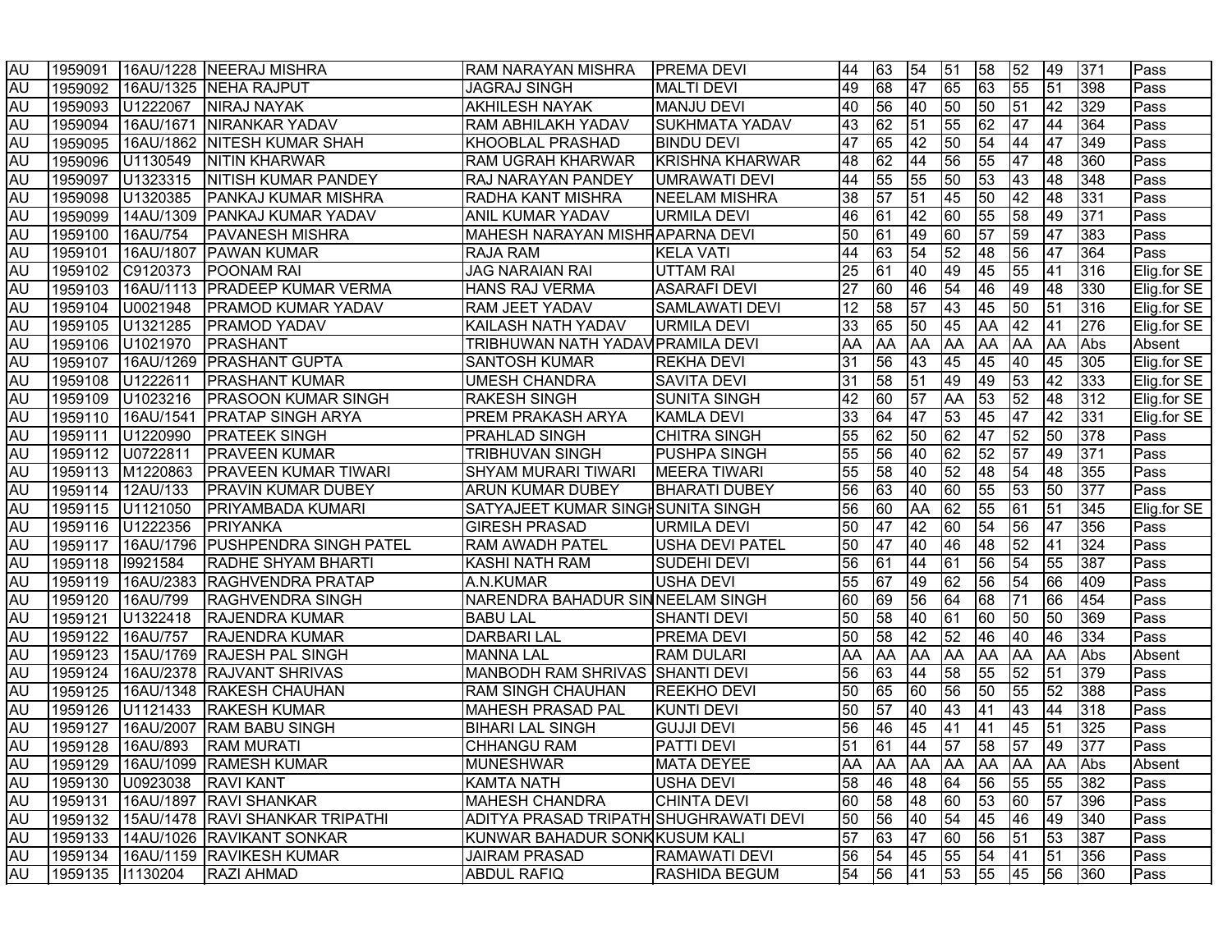| | | | | | | | | | | | | | | |
|---|---|---|---|---|---|---|---|---|---|---|---|---|---|---|
| AU | 1959091 | 16AU/1228 | NEERAJ MISHRA | RAM NARAYAN MISHRA | PREMA DEVI | 44 | 63 | 54 | 51 | 58 | 52 | 49 | 371 | Pass |
| AU | 1959092 | 16AU/1325 | NEHA RAJPUT | JAGRAJ SINGH | MALTI DEVI | 49 | 68 | 47 | 65 | 63 | 55 | 51 | 398 | Pass |
| AU | 1959093 | U1222067 | NIRAJ NAYAK | AKHILESH NAYAK | MANJU DEVI | 40 | 56 | 40 | 50 | 50 | 51 | 42 | 329 | Pass |
| AU | 1959094 | 16AU/1671 | NIRANKAR YADAV | RAM ABHILAKH YADAV | SUKHMATA YADAV | 43 | 62 | 51 | 55 | 62 | 47 | 44 | 364 | Pass |
| AU | 1959095 | 16AU/1862 | NITESH KUMAR SHAH | KHOOBLAL PRASHAD | BINDU DEVI | 47 | 65 | 42 | 50 | 54 | 44 | 47 | 349 | Pass |
| AU | 1959096 | U1130549 | NITIN KHARWAR | RAM UGRAH KHARWAR | KRISHNA KHARWAR | 48 | 62 | 44 | 56 | 55 | 47 | 48 | 360 | Pass |
| AU | 1959097 | U1323315 | NITISH KUMAR PANDEY | RAJ NARAYAN PANDEY | UMRAWATI DEVI | 44 | 55 | 55 | 50 | 53 | 43 | 48 | 348 | Pass |
| AU | 1959098 | U1320385 | PANKAJ KUMAR MISHRA | RADHA KANT MISHRA | NEELAM MISHRA | 38 | 57 | 51 | 45 | 50 | 42 | 48 | 331 | Pass |
| AU | 1959099 | 14AU/1309 | PANKAJ KUMAR YADAV | ANIL KUMAR YADAV | URMILA DEVI | 46 | 61 | 42 | 60 | 55 | 58 | 49 | 371 | Pass |
| AU | 1959100 | 16AU/754 | PAVANESH MISHRA | MAHESH NARAYAN MISHR | APARNA DEVI | 50 | 61 | 49 | 60 | 57 | 59 | 47 | 383 | Pass |
| AU | 1959101 | 16AU/1807 | PAWAN KUMAR | RAJA RAM | KELA VATI | 44 | 63 | 54 | 52 | 48 | 56 | 47 | 364 | Pass |
| AU | 1959102 | C9120373 | POONAM RAI | JAG NARAIAN RAI | UTTAM RAI | 25 | 61 | 40 | 49 | 45 | 55 | 41 | 316 | Elig.for SE |
| AU | 1959103 | 16AU/1113 | PRADEEP KUMAR VERMA | HANS RAJ VERMA | ASARAFI DEVI | 27 | 60 | 46 | 54 | 46 | 49 | 48 | 330 | Elig.for SE |
| AU | 1959104 | U0021948 | PRAMOD KUMAR YADAV | RAM JEET YADAV | SAMLAWATI DEVI | 12 | 58 | 57 | 43 | 45 | 50 | 51 | 316 | Elig.for SE |
| AU | 1959105 | U1321285 | PRAMOD YADAV | KAILASH NATH YADAV | URMILA DEVI | 33 | 65 | 50 | 45 | AA | 42 | 41 | 276 | Elig.for SE |
| AU | 1959106 | U1021970 | PRASHANT | TRIBHUWAN NATH YADAV | PRAMILA DEVI | AA | AA | AA | AA | AA | AA | AA | Abs | Absent |
| AU | 1959107 | 16AU/1269 | PRASHANT GUPTA | SANTOSH KUMAR | REKHA DEVI | 31 | 56 | 43 | 45 | 45 | 40 | 45 | 305 | Elig.for SE |
| AU | 1959108 | U1222611 | PRASHANT KUMAR | UMESH CHANDRA | SAVITA DEVI | 31 | 58 | 51 | 49 | 49 | 53 | 42 | 333 | Elig.for SE |
| AU | 1959109 | U1023216 | PRASOON KUMAR SINGH | RAKESH SINGH | SUNITA SINGH | 42 | 60 | 57 | AA | 53 | 52 | 48 | 312 | Elig.for SE |
| AU | 1959110 | 16AU/1541 | PRATAP SINGH ARYA | PREM PRAKASH ARYA | KAMLA DEVI | 33 | 64 | 47 | 53 | 45 | 47 | 42 | 331 | Elig.for SE |
| AU | 1959111 | U1220990 | PRATEEK SINGH | PRAHLAD SINGH | CHITRA SINGH | 55 | 62 | 50 | 62 | 47 | 52 | 50 | 378 | Pass |
| AU | 1959112 | U0722811 | PRAVEEN KUMAR | TRIBHUVAN SINGH | PUSHPA SINGH | 55 | 56 | 40 | 62 | 52 | 57 | 49 | 371 | Pass |
| AU | 1959113 | M1220863 | PRAVEEN KUMAR TIWARI | SHYAM MURARI TIWARI | MEERA TIWARI | 55 | 58 | 40 | 52 | 48 | 54 | 48 | 355 | Pass |
| AU | 1959114 | 12AU/133 | PRAVIN KUMAR DUBEY | ARUN KUMAR DUBEY | BHARATI DUBEY | 56 | 63 | 40 | 60 | 55 | 53 | 50 | 377 | Pass |
| AU | 1959115 | U1121050 | PRIYAMBADA KUMARI | SATYAJEET KUMAR SINGH | SUNITA SINGH | 56 | 60 | AA | 62 | 55 | 61 | 51 | 345 | Elig.for SE |
| AU | 1959116 | U1222356 | PRIYANKA | GIRESH PRASAD | URMILA DEVI | 50 | 47 | 42 | 60 | 54 | 56 | 47 | 356 | Pass |
| AU | 1959117 | 16AU/1796 | PUSHPENDRA SINGH PATEL | RAM AWADH PATEL | USHA DEVI PATEL | 50 | 47 | 40 | 46 | 48 | 52 | 41 | 324 | Pass |
| AU | 1959118 | I9921584 | RADHE SHYAM BHARTI | KASHI NATH RAM | SUDEHI DEVI | 56 | 61 | 44 | 61 | 56 | 54 | 55 | 387 | Pass |
| AU | 1959119 | 16AU/2383 | RAGHVENDRA PRATAP | A.N.KUMAR | USHA DEVI | 55 | 67 | 49 | 62 | 56 | 54 | 66 | 409 | Pass |
| AU | 1959120 | 16AU/799 | RAGHVENDRA SINGH | NARENDRA BAHADUR SIN | NEELAM SINGH | 60 | 69 | 56 | 64 | 68 | 71 | 66 | 454 | Pass |
| AU | 1959121 | U1322418 | RAJENDRA KUMAR | BABU LAL | SHANTI DEVI | 50 | 58 | 40 | 61 | 60 | 50 | 50 | 369 | Pass |
| AU | 1959122 | 16AU/757 | RAJENDRA KUMAR | DARBARI LAL | PREMA DEVI | 50 | 58 | 42 | 52 | 46 | 40 | 46 | 334 | Pass |
| AU | 1959123 | 15AU/1769 | RAJESH PAL SINGH | MANNA LAL | RAM DULARI | AA | AA | AA | AA | AA | AA | AA | Abs | Absent |
| AU | 1959124 | 16AU/2378 | RAJVANT SHRIVAS | MANBODH RAM SHRIVAS | SHANTI DEVI | 56 | 63 | 44 | 58 | 55 | 52 | 51 | 379 | Pass |
| AU | 1959125 | 16AU/1348 | RAKESH CHAUHAN | RAM SINGH CHAUHAN | REEKHO DEVI | 50 | 65 | 60 | 56 | 50 | 55 | 52 | 388 | Pass |
| AU | 1959126 | U1121433 | RAKESH KUMAR | MAHESH PRASAD PAL | KUNTI DEVI | 50 | 57 | 40 | 43 | 41 | 43 | 44 | 318 | Pass |
| AU | 1959127 | 16AU/2007 | RAM BABU SINGH | BIHARI LAL SINGH | GUJJI DEVI | 56 | 46 | 45 | 41 | 41 | 45 | 51 | 325 | Pass |
| AU | 1959128 | 16AU/893 | RAM MURATI | CHHANGU RAM | PATTI DEVI | 51 | 61 | 44 | 57 | 58 | 57 | 49 | 377 | Pass |
| AU | 1959129 | 16AU/1099 | RAMESH KUMAR | MUNESHWAR | MATA DEYEE | AA | AA | AA | AA | AA | AA | AA | Abs | Absent |
| AU | 1959130 | U0923038 | RAVI KANT | KAMTA NATH | USHA DEVI | 58 | 46 | 48 | 64 | 56 | 55 | 55 | 382 | Pass |
| AU | 1959131 | 16AU/1897 | RAVI SHANKAR | MAHESH CHANDRA | CHINTA DEVI | 60 | 58 | 48 | 60 | 53 | 60 | 57 | 396 | Pass |
| AU | 1959132 | 15AU/1478 | RAVI SHANKAR TRIPATHI | ADITYA PRASAD TRIPATH | SHUGHRAWATI DEVI | 50 | 56 | 40 | 54 | 45 | 46 | 49 | 340 | Pass |
| AU | 1959133 | 14AU/1026 | RAVIKANT SONKAR | KUNWAR BAHADUR SONK | KUSUM KALI | 57 | 63 | 47 | 60 | 56 | 51 | 53 | 387 | Pass |
| AU | 1959134 | 16AU/1159 | RAVIKESH KUMAR | JAIRAM PRASAD | RAMAWATI DEVI | 56 | 54 | 45 | 55 | 54 | 41 | 51 | 356 | Pass |
| AU | 1959135 | I1130204 | RAZI AHMAD | ABDUL RAFIQ | RASHIDA BEGUM | 54 | 56 | 41 | 53 | 55 | 45 | 56 | 360 | Pass |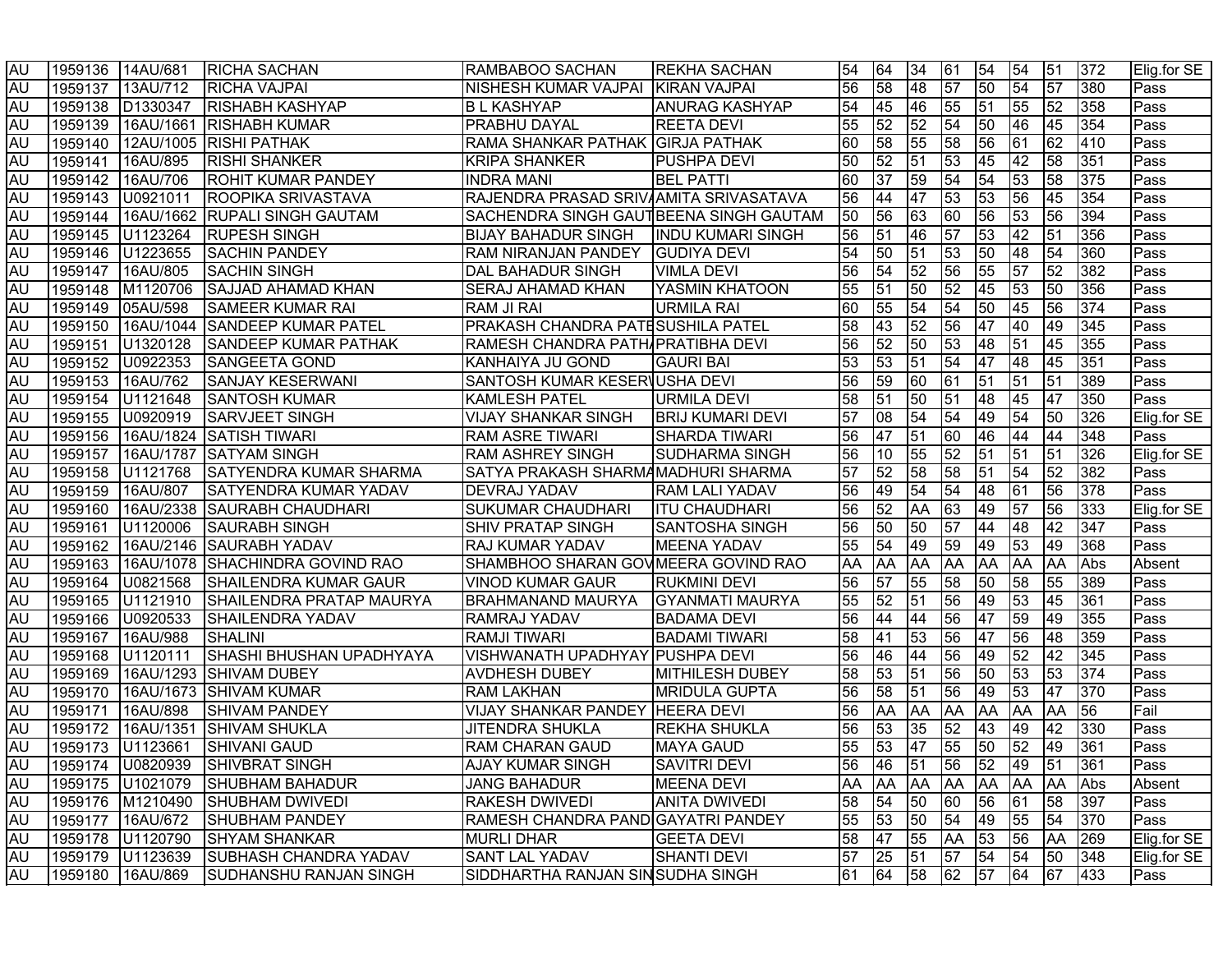| AU | 1959136 | 14AU/681 | RICHA SACHAN | RAMBABOO SACHAN | REKHA SACHAN | 54 | 64 | 34 | 61 | 54 | 54 | 51 | 372 | Elig.for SE |
|---|---|---|---|---|---|---|---|---|---|---|---|---|---|---|
| AU | 1959137 | 13AU/712 | RICHA VAJPAI | NISHESH KUMAR VAJPAI | KIRAN VAJPAI | 56 | 58 | 48 | 57 | 50 | 54 | 57 | 380 | Pass |
| AU | 1959138 | D1330347 | RISHABH KASHYAP | B L KASHYAP | ANURAG KASHYAP | 54 | 45 | 46 | 55 | 51 | 55 | 52 | 358 | Pass |
| AU | 1959139 | 16AU/1661 | RISHABH KUMAR | PRABHU DAYAL | REETA DEVI | 55 | 52 | 52 | 54 | 50 | 46 | 45 | 354 | Pass |
| AU | 1959140 | 12AU/1005 | RISHI PATHAK | RAMA SHANKAR PATHAK | GIRJA PATHAK | 60 | 58 | 55 | 58 | 56 | 61 | 62 | 410 | Pass |
| AU | 1959141 | 16AU/895 | RISHI SHANKER | KRIPA SHANKER | PUSHPA DEVI | 50 | 52 | 51 | 53 | 45 | 42 | 58 | 351 | Pass |
| AU | 1959142 | 16AU/706 | ROHIT KUMAR PANDEY | INDRA MANI | BEL PATTI | 60 | 37 | 59 | 54 | 54 | 53 | 58 | 375 | Pass |
| AU | 1959143 | U0921011 | ROOPIKA SRIVASTAVA | RAJENDRA PRASAD SRIVA | AMITA SRIVASATAVA | 56 | 44 | 47 | 53 | 53 | 56 | 45 | 354 | Pass |
| AU | 1959144 | 16AU/1662 | RUPALI SINGH GAUTAM | SACHENDRA SINGH GAUT | BEENA SINGH GAUTAM | 50 | 56 | 63 | 60 | 56 | 53 | 56 | 394 | Pass |
| AU | 1959145 | U1123264 | RUPESH SINGH | BIJAY BAHADUR SINGH | INDU KUMARI SINGH | 56 | 51 | 46 | 57 | 53 | 42 | 51 | 356 | Pass |
| AU | 1959146 | U1223655 | SACHIN PANDEY | RAM NIRANJAN PANDEY | GUDIYA DEVI | 54 | 50 | 51 | 53 | 50 | 48 | 54 | 360 | Pass |
| AU | 1959147 | 16AU/805 | SACHIN SINGH | DAL BAHADUR SINGH | VIMLA DEVI | 56 | 54 | 52 | 56 | 55 | 57 | 52 | 382 | Pass |
| AU | 1959148 | M1120706 | SAJJAD AHAMAD KHAN | SERAJ AHAMAD KHAN | YASMIN KHATOON | 55 | 51 | 50 | 52 | 45 | 53 | 50 | 356 | Pass |
| AU | 1959149 | 05AU/598 | SAMEER KUMAR RAI | RAM JI RAI | URMILA RAI | 60 | 55 | 54 | 54 | 50 | 45 | 56 | 374 | Pass |
| AU | 1959150 | 16AU/1044 | SANDEEP KUMAR PATEL | PRAKASH CHANDRA PATE | SUSHILA PATEL | 58 | 43 | 52 | 56 | 47 | 40 | 49 | 345 | Pass |
| AU | 1959151 | U1320128 | SANDEEP KUMAR PATHAK | RAMESH CHANDRA PATHA | PRATIBHA DEVI | 56 | 52 | 50 | 53 | 48 | 51 | 45 | 355 | Pass |
| AU | 1959152 | U0922353 | SANGEETA GOND | KANHAIYA JU GOND | GAURI BAI | 53 | 53 | 51 | 54 | 47 | 48 | 45 | 351 | Pass |
| AU | 1959153 | 16AU/762 | SANJAY KESERWANI | SANTOSH KUMAR KESER | USHA DEVI | 56 | 59 | 60 | 61 | 51 | 51 | 51 | 389 | Pass |
| AU | 1959154 | U1121648 | SANTOSH KUMAR | KAMLESH PATEL | URMILA DEVI | 58 | 51 | 50 | 51 | 48 | 45 | 47 | 350 | Pass |
| AU | 1959155 | U0920919 | SARVJEET SINGH | VIJAY SHANKAR SINGH | BRIJ KUMARI DEVI | 57 | 08 | 54 | 54 | 49 | 54 | 50 | 326 | Elig.for SE |
| AU | 1959156 | 16AU/1824 | SATISH TIWARI | RAM ASRE TIWARI | SHARDA TIWARI | 56 | 47 | 51 | 60 | 46 | 44 | 44 | 348 | Pass |
| AU | 1959157 | 16AU/1787 | SATYAM SINGH | RAM ASHREY SINGH | SUDHARMA SINGH | 56 | 10 | 55 | 52 | 51 | 51 | 51 | 326 | Elig.for SE |
| AU | 1959158 | U1121768 | SATYENDRA KUMAR SHARMA | SATYA PRAKASH SHARMA | MADHURI SHARMA | 57 | 52 | 58 | 58 | 51 | 54 | 52 | 382 | Pass |
| AU | 1959159 | 16AU/807 | SATYENDRA KUMAR YADAV | DEVRAJ YADAV | RAM LALI YADAV | 56 | 49 | 54 | 54 | 48 | 61 | 56 | 378 | Pass |
| AU | 1959160 | 16AU/2338 | SAURABH CHAUDHARI | SUKUMAR CHAUDHARI | ITU CHAUDHARI | 56 | 52 | AA | 63 | 49 | 57 | 56 | 333 | Elig.for SE |
| AU | 1959161 | U1120006 | SAURABH SINGH | SHIV PRATAP SINGH | SANTOSHA SINGH | 56 | 50 | 50 | 57 | 44 | 48 | 42 | 347 | Pass |
| AU | 1959162 | 16AU/2146 | SAURABH YADAV | RAJ KUMAR YADAV | MEENA YADAV | 55 | 54 | 49 | 59 | 49 | 53 | 49 | 368 | Pass |
| AU | 1959163 | 16AU/1078 | SHACHINDRA GOVIND RAO | SHAMBHOO SHARAN GOV | MEERA GOVIND RAO | AA | AA | AA | AA | AA | AA | AA | Abs | Absent |
| AU | 1959164 | U0821568 | SHAILENDRA KUMAR GAUR | VINOD KUMAR GAUR | RUKMINI DEVI | 56 | 57 | 55 | 58 | 50 | 58 | 55 | 389 | Pass |
| AU | 1959165 | U1121910 | SHAILENDRA PRATAP MAURYA | BRAHMANAND MAURYA | GYANMATI MAURYA | 55 | 52 | 51 | 56 | 49 | 53 | 45 | 361 | Pass |
| AU | 1959166 | U0920533 | SHAILENDRA YADAV | RAMRAJ YADAV | BADAMA DEVI | 56 | 44 | 44 | 56 | 47 | 59 | 49 | 355 | Pass |
| AU | 1959167 | 16AU/988 | SHALINI | RAMJI TIWARI | BADAMI TIWARI | 58 | 41 | 53 | 56 | 47 | 56 | 48 | 359 | Pass |
| AU | 1959168 | U1120111 | SHASHI BHUSHAN UPADHYAYA | VISHWANATH UPADHYAY | PUSHPA DEVI | 56 | 46 | 44 | 56 | 49 | 52 | 42 | 345 | Pass |
| AU | 1959169 | 16AU/1293 | SHIVAM DUBEY | AVDHESH DUBEY | MITHILESH DUBEY | 58 | 53 | 51 | 56 | 50 | 53 | 53 | 374 | Pass |
| AU | 1959170 | 16AU/1673 | SHIVAM KUMAR | RAM LAKHAN | MRIDULA GUPTA | 56 | 58 | 51 | 56 | 49 | 53 | 47 | 370 | Pass |
| AU | 1959171 | 16AU/898 | SHIVAM PANDEY | VIJAY SHANKAR PANDEY | HEERA DEVI | 56 | AA | AA | AA | AA | AA | AA | 56 | Fail |
| AU | 1959172 | 16AU/1351 | SHIVAM SHUKLA | JITENDRA SHUKLA | REKHA SHUKLA | 56 | 53 | 35 | 52 | 43 | 49 | 42 | 330 | Pass |
| AU | 1959173 | U1123661 | SHIVANI GAUD | RAM CHARAN GAUD | MAYA GAUD | 55 | 53 | 47 | 55 | 50 | 52 | 49 | 361 | Pass |
| AU | 1959174 | U0820939 | SHIVBRAT SINGH | AJAY KUMAR SINGH | SAVITRI DEVI | 56 | 46 | 51 | 56 | 52 | 49 | 51 | 361 | Pass |
| AU | 1959175 | U1021079 | SHUBHAM BAHADUR | JANG BAHADUR | MEENA DEVI | AA | AA | AA | AA | AA | AA | AA | Abs | Absent |
| AU | 1959176 | M1210490 | SHUBHAM DWIVEDI | RAKESH DWIVEDI | ANITA DWIVEDI | 58 | 54 | 50 | 60 | 56 | 61 | 58 | 397 | Pass |
| AU | 1959177 | 16AU/672 | SHUBHAM PANDEY | RAMESH CHANDRA PAND | GAYATRI PANDEY | 55 | 53 | 50 | 54 | 49 | 55 | 54 | 370 | Pass |
| AU | 1959178 | U1120790 | SHYAM SHANKAR | MURLI DHAR | GEETA DEVI | 58 | 47 | 55 | AA | 53 | 56 | AA | 269 | Elig.for SE |
| AU | 1959179 | U1123639 | SUBHASH CHANDRA YADAV | SANT LAL YADAV | SHANTI DEVI | 57 | 25 | 51 | 57 | 54 | 54 | 50 | 348 | Elig.for SE |
| AU | 1959180 | 16AU/869 | SUDHANSHU RANJAN SINGH | SIDDHARTHA RANJAN SIN | SUDHA SINGH | 61 | 64 | 58 | 62 | 57 | 64 | 67 | 433 | Pass |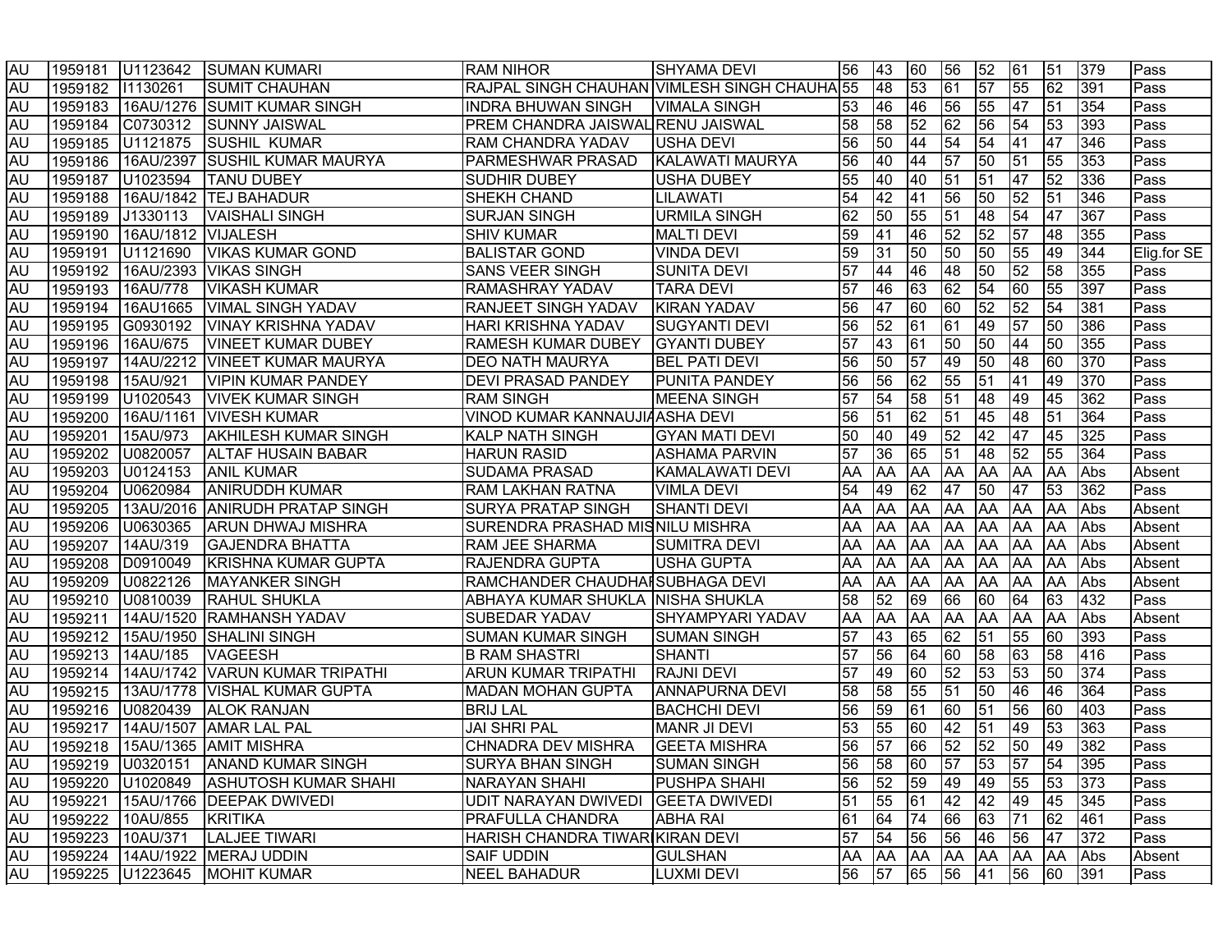| | | | | | | | | | | | | | | |
|---|---|---|---|---|---|---|---|---|---|---|---|---|---|---|
| AU | 1959181 | U1123642 | SUMAN KUMARI | RAM NIHOR | SHYAMA DEVI | 56 | 43 | 60 | 56 | 52 | 61 | 51 | 379 | Pass |
| AU | 1959182 | I1130261 | SUMIT CHAUHAN | RAJPAL SINGH CHAUHAN | VIMLESH SINGH CHAUHA | 55 | 48 | 53 | 61 | 57 | 55 | 62 | 391 | Pass |
| AU | 1959183 | 16AU/1276 | SUMIT KUMAR SINGH | INDRA BHUWAN SINGH | VIMALA SINGH | 53 | 46 | 46 | 56 | 55 | 47 | 51 | 354 | Pass |
| AU | 1959184 | C0730312 | SUNNY JAISWAL | PREM CHANDRA JAISWAL | RENU JAISWAL | 58 | 58 | 52 | 62 | 56 | 54 | 53 | 393 | Pass |
| AU | 1959185 | U1121875 | SUSHIL KUMAR | RAM CHANDRA YADAV | USHA DEVI | 56 | 50 | 44 | 54 | 54 | 41 | 47 | 346 | Pass |
| AU | 1959186 | 16AU/2397 | SUSHIL KUMAR MAURYA | PARMESHWAR PRASAD | KALAWATI MAURYA | 56 | 40 | 44 | 57 | 50 | 51 | 55 | 353 | Pass |
| AU | 1959187 | U1023594 | TANU DUBEY | SUDHIR DUBEY | USHA DUBEY | 55 | 40 | 40 | 51 | 51 | 47 | 52 | 336 | Pass |
| AU | 1959188 | 16AU/1842 | TEJ BAHADUR | SHEKH CHAND | LILAWATI | 54 | 42 | 41 | 56 | 50 | 52 | 51 | 346 | Pass |
| AU | 1959189 | J1330113 | VAISHALI SINGH | SURJAN SINGH | URMILA SINGH | 62 | 50 | 55 | 51 | 48 | 54 | 47 | 367 | Pass |
| AU | 1959190 | 16AU/1812 | VIJALESH | SHIV KUMAR | MALTI DEVI | 59 | 41 | 46 | 52 | 52 | 57 | 48 | 355 | Pass |
| AU | 1959191 | U1121690 | VIKAS KUMAR GOND | BALISTAR GOND | VINDA DEVI | 59 | 31 | 50 | 50 | 50 | 55 | 49 | 344 | Elig.for SE |
| AU | 1959192 | 16AU/2393 | VIKAS SINGH | SANS VEER SINGH | SUNITA DEVI | 57 | 44 | 46 | 48 | 50 | 52 | 58 | 355 | Pass |
| AU | 1959193 | 16AU/778 | VIKASH KUMAR | RAMASHRAY YADAV | TARA DEVI | 57 | 46 | 63 | 62 | 54 | 60 | 55 | 397 | Pass |
| AU | 1959194 | 16AU1665 | VIMAL SINGH YADAV | RANJEET SINGH YADAV | KIRAN YADAV | 56 | 47 | 60 | 60 | 52 | 52 | 54 | 381 | Pass |
| AU | 1959195 | G0930192 | VINAY KRISHNA YADAV | HARI KRISHNA YADAV | SUGYANTI DEVI | 56 | 52 | 61 | 61 | 49 | 57 | 50 | 386 | Pass |
| AU | 1959196 | 16AU/675 | VINEET KUMAR DUBEY | RAMESH KUMAR DUBEY | GYANTI DUBEY | 57 | 43 | 61 | 50 | 50 | 44 | 50 | 355 | Pass |
| AU | 1959197 | 14AU/2212 | VINEET KUMAR MAURYA | DEO NATH MAURYA | BEL PATI DEVI | 56 | 50 | 57 | 49 | 50 | 48 | 60 | 370 | Pass |
| AU | 1959198 | 15AU/921 | VIPIN KUMAR PANDEY | DEVI PRASAD PANDEY | PUNITA PANDEY | 56 | 56 | 62 | 55 | 51 | 41 | 49 | 370 | Pass |
| AU | 1959199 | U1020543 | VIVEK KUMAR SINGH | RAM SINGH | MEENA SINGH | 57 | 54 | 58 | 51 | 48 | 49 | 45 | 362 | Pass |
| AU | 1959200 | 16AU/1161 | VIVESH KUMAR | VINOD KUMAR KANNAUJIA | ASHA DEVI | 56 | 51 | 62 | 51 | 45 | 48 | 51 | 364 | Pass |
| AU | 1959201 | 15AU/973 | AKHILESH KUMAR SINGH | KALP NATH SINGH | GYAN MATI DEVI | 50 | 40 | 49 | 52 | 42 | 47 | 45 | 325 | Pass |
| AU | 1959202 | U0820057 | ALTAF HUSAIN BABAR | HARUN RASID | ASHAMA PARVIN | 57 | 36 | 65 | 51 | 48 | 52 | 55 | 364 | Pass |
| AU | 1959203 | U0124153 | ANIL KUMAR | SUDAMA PRASAD | KAMALAWATI DEVI | AA | AA | AA | AA | AA | AA | AA | Abs | Absent |
| AU | 1959204 | U0620984 | ANIRUDDH KUMAR | RAM LAKHAN RATNA | VIMLA DEVI | 54 | 49 | 62 | 47 | 50 | 47 | 53 | 362 | Pass |
| AU | 1959205 | 13AU/2016 | ANIRUDH PRATAP SINGH | SURYA PRATAP SINGH | SHANTI DEVI | AA | AA | AA | AA | AA | AA | AA | Abs | Absent |
| AU | 1959206 | U0630365 | ARUN DHWAJ MISHRA | SURENDRA PRASHAD MIS | NILU MISHRA | AA | AA | AA | AA | AA | AA | AA | Abs | Absent |
| AU | 1959207 | 14AU/319 | GAJENDRA BHATTA | RAM JEE SHARMA | SUMITRA DEVI | AA | AA | AA | AA | AA | AA | AA | Abs | Absent |
| AU | 1959208 | D0910049 | KRISHNA KUMAR GUPTA | RAJENDRA GUPTA | USHA GUPTA | AA | AA | AA | AA | AA | AA | AA | Abs | Absent |
| AU | 1959209 | U0822126 | MAYANKER SINGH | RAMCHANDER CHAUDHAI | SUBHAGA DEVI | AA | AA | AA | AA | AA | AA | AA | Abs | Absent |
| AU | 1959210 | U0810039 | RAHUL SHUKLA | ABHAYA KUMAR SHUKLA | NISHA SHUKLA | 58 | 52 | 69 | 66 | 60 | 64 | 63 | 432 | Pass |
| AU | 1959211 | 14AU/1520 | RAMHANSH YADAV | SUBEDAR YADAV | SHYAMPYARI YADAV | AA | AA | AA | AA | AA | AA | AA | Abs | Absent |
| AU | 1959212 | 15AU/1950 | SHALINI SINGH | SUMAN KUMAR SINGH | SUMAN SINGH | 57 | 43 | 65 | 62 | 51 | 55 | 60 | 393 | Pass |
| AU | 1959213 | 14AU/185 | VAGEESH | B RAM SHASTRI | SHANTI | 57 | 56 | 64 | 60 | 58 | 63 | 58 | 416 | Pass |
| AU | 1959214 | 14AU/1742 | VARUN KUMAR TRIPATHI | ARUN KUMAR TRIPATHI | RAJNI DEVI | 57 | 49 | 60 | 52 | 53 | 53 | 50 | 374 | Pass |
| AU | 1959215 | 13AU/1778 | VISHAL KUMAR GUPTA | MADAN MOHAN GUPTA | ANNAPURNA DEVI | 58 | 58 | 55 | 51 | 50 | 46 | 46 | 364 | Pass |
| AU | 1959216 | U0820439 | ALOK RANJAN | BRIJ LAL | BACHCHI DEVI | 56 | 59 | 61 | 60 | 51 | 56 | 60 | 403 | Pass |
| AU | 1959217 | 14AU/1507 | AMAR LAL PAL | JAI SHRI PAL | MANR JI DEVI | 53 | 55 | 60 | 42 | 51 | 49 | 53 | 363 | Pass |
| AU | 1959218 | 15AU/1365 | AMIT MISHRA | CHNADRA DEV MISHRA | GEETA MISHRA | 56 | 57 | 66 | 52 | 52 | 50 | 49 | 382 | Pass |
| AU | 1959219 | U0320151 | ANAND KUMAR SINGH | SURYA BHAN SINGH | SUMAN SINGH | 56 | 58 | 60 | 57 | 53 | 57 | 54 | 395 | Pass |
| AU | 1959220 | U1020849 | ASHUTOSH KUMAR SHAHI | NARAYAN SHAHI | PUSHPA SHAHI | 56 | 52 | 59 | 49 | 49 | 55 | 53 | 373 | Pass |
| AU | 1959221 | 15AU/1766 | DEEPAK DWIVEDI | UDIT NARAYAN DWIVEDI | GEETA DWIVEDI | 51 | 55 | 61 | 42 | 42 | 49 | 45 | 345 | Pass |
| AU | 1959222 | 10AU/855 | KRITIKA | PRAFULLA CHANDRA | ABHA RAI | 61 | 64 | 74 | 66 | 63 | 71 | 62 | 461 | Pass |
| AU | 1959223 | 10AU/371 | LALJEE TIWARI | HARISH CHANDRA TIWARI | KIRAN DEVI | 57 | 54 | 56 | 56 | 46 | 56 | 47 | 372 | Pass |
| AU | 1959224 | 14AU/1922 | MERAJ UDDIN | SAIF UDDIN | GULSHAN | AA | AA | AA | AA | AA | AA | AA | Abs | Absent |
| AU | 1959225 | U1223645 | MOHIT KUMAR | NEEL BAHADUR | LUXMI DEVI | 56 | 57 | 65 | 56 | 41 | 56 | 60 | 391 | Pass |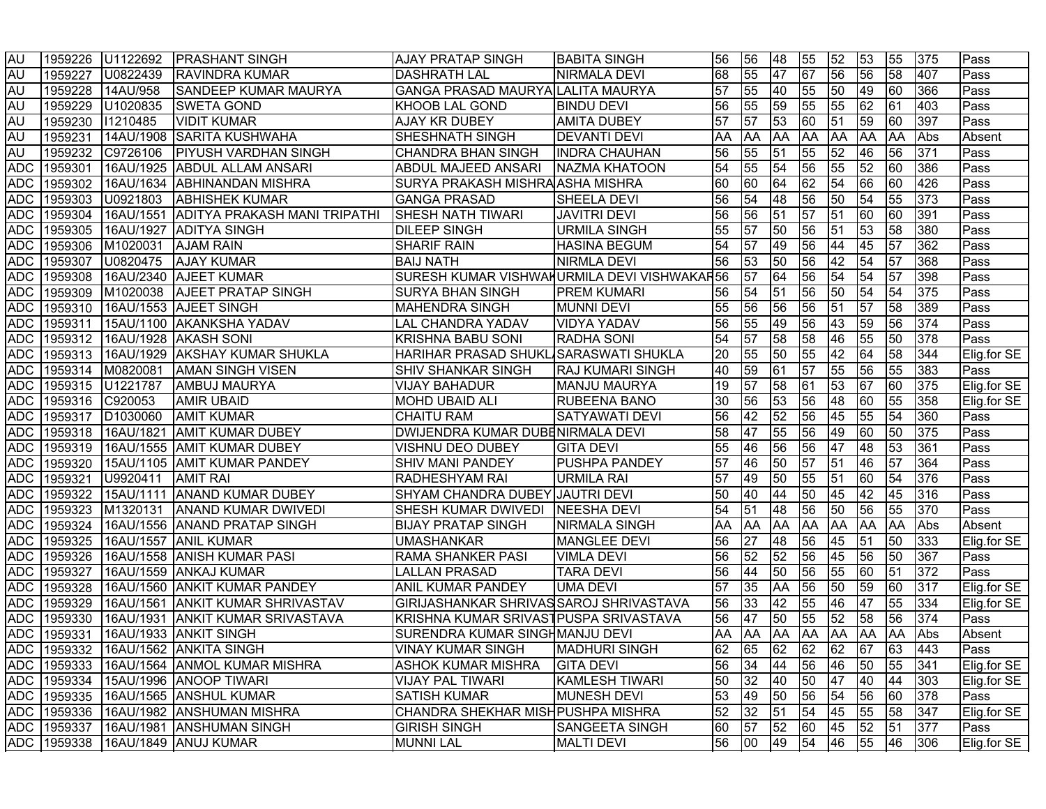| AU | 1959226 | U1122692 | PRASHANT SINGH | AJAY PRATAP SINGH | BABITA SINGH | 56 | 56 | 48 | 55 | 52 | 53 | 55 | 375 | Pass |
|---|---|---|---|---|---|---|---|---|---|---|---|---|---|---|
| AU | 1959227 | U0822439 | RAVINDRA KUMAR | DASHRATH LAL | NIRMALA DEVI | 68 | 55 | 47 | 67 | 56 | 56 | 58 | 407 | Pass |
| AU | 1959228 | 14AU/958 | SANDEEP KUMAR MAURYA | GANGA PRASAD MAURYA | LALITA MAURYA | 57 | 55 | 40 | 55 | 50 | 49 | 60 | 366 | Pass |
| AU | 1959229 | U1020835 | SWETA GOND | KHOOB LAL GOND | BINDU DEVI | 56 | 55 | 59 | 55 | 55 | 62 | 61 | 403 | Pass |
| AU | 1959230 | I1210485 | VIDIT KUMAR | AJAY KR DUBEY | AMITA DUBEY | 57 | 57 | 53 | 60 | 51 | 59 | 60 | 397 | Pass |
| AU | 1959231 | 14AU/1908 | SARITA KUSHWAHA | SHESHNATH SINGH | DEVANTI DEVI | AA | AA | AA | AA | AA | AA | AA | Abs | Absent |
| AU | 1959232 | C9726106 | PIYUSH VARDHAN SINGH | CHANDRA BHAN SINGH | INDRA CHAUHAN | 56 | 55 | 51 | 55 | 52 | 46 | 56 | 371 | Pass |
| ADC | 1959301 | 16AU/1925 | ABDUL ALLAM ANSARI | ABDUL MAJEED ANSARI | NAZMA KHATOON | 54 | 55 | 54 | 56 | 55 | 52 | 60 | 386 | Pass |
| ADC | 1959302 | 16AU/1634 | ABHINANDAN MISHRA | SURYA PRAKASH MISHRA | ASHA MISHRA | 60 | 60 | 64 | 62 | 54 | 66 | 60 | 426 | Pass |
| ADC | 1959303 | U0921803 | ABHISHEK KUMAR | GANGA PRASAD | SHEELA DEVI | 56 | 54 | 48 | 56 | 50 | 54 | 55 | 373 | Pass |
| ADC | 1959304 | 16AU/1551 | ADITYA PRAKASH MANI TRIPATHI | SHESH NATH TIWARI | JAVITRI DEVI | 56 | 56 | 51 | 57 | 51 | 60 | 60 | 391 | Pass |
| ADC | 1959305 | 16AU/1927 | ADITYA SINGH | DILEEP SINGH | URMILA SINGH | 55 | 57 | 50 | 56 | 51 | 53 | 58 | 380 | Pass |
| ADC | 1959306 | M1020031 | AJAM RAIN | SHARIF RAIN | HASINA BEGUM | 54 | 57 | 49 | 56 | 44 | 45 | 57 | 362 | Pass |
| ADC | 1959307 | U0820475 | AJAY KUMAR | BAIJ NATH | NIRMLA DEVI | 56 | 53 | 50 | 56 | 42 | 54 | 57 | 368 | Pass |
| ADC | 1959308 | 16AU/2340 | AJEET KUMAR | SURESH KUMAR VISHWAK | URMILA DEVI VISHWAKAR | 56 | 57 | 64 | 56 | 54 | 54 | 57 | 398 | Pass |
| ADC | 1959309 | M1020038 | AJEET PRATAP SINGH | SURYA BHAN SINGH | PREM KUMARI | 56 | 54 | 51 | 56 | 50 | 54 | 54 | 375 | Pass |
| ADC | 1959310 | 16AU/1553 | AJEET SINGH | MAHENDRA SINGH | MUNNI DEVI | 55 | 56 | 56 | 56 | 51 | 57 | 58 | 389 | Pass |
| ADC | 1959311 | 15AU/1100 | AKANKSHA YADAV | LAL CHANDRA YADAV | VIDYA YADAV | 56 | 55 | 49 | 56 | 43 | 59 | 56 | 374 | Pass |
| ADC | 1959312 | 16AU/1928 | AKASH SONI | KRISHNA BABU SONI | RADHA SONI | 54 | 57 | 58 | 58 | 46 | 55 | 50 | 378 | Pass |
| ADC | 1959313 | 16AU/1929 | AKSHAY KUMAR SHUKLA | HARIHAR PRASAD SHUKL | SARASWATI SHUKLA | 20 | 55 | 50 | 55 | 42 | 64 | 58 | 344 | Elig.for SE |
| ADC | 1959314 | M0820081 | AMAN SINGH VISEN | SHIV SHANKAR SINGH | RAJ KUMARI SINGH | 40 | 59 | 61 | 57 | 55 | 56 | 55 | 383 | Pass |
| ADC | 1959315 | U1221787 | AMBUJ MAURYA | VIJAY BAHADUR | MANJU MAURYA | 19 | 57 | 58 | 61 | 53 | 67 | 60 | 375 | Elig.for SE |
| ADC | 1959316 | C920053 | AMIR UBAID | MOHD UBAID ALI | RUBEENA BANO | 30 | 56 | 53 | 56 | 48 | 60 | 55 | 358 | Elig.for SE |
| ADC | 1959317 | D1030060 | AMIT KUMAR | CHAITU RAM | SATYAWATI DEVI | 56 | 42 | 52 | 56 | 45 | 55 | 54 | 360 | Pass |
| ADC | 1959318 | 16AU/1821 | AMIT KUMAR DUBEY | DWIJENDRA KUMAR DUBE | NIRMALA DEVI | 58 | 47 | 55 | 56 | 49 | 60 | 50 | 375 | Pass |
| ADC | 1959319 | 16AU/1555 | AMIT KUMAR DUBEY | VISHNU DEO DUBEY | GITA DEVI | 55 | 46 | 56 | 56 | 47 | 48 | 53 | 361 | Pass |
| ADC | 1959320 | 15AU/1105 | AMIT KUMAR PANDEY | SHIV MANI PANDEY | PUSHPA PANDEY | 57 | 46 | 50 | 57 | 51 | 46 | 57 | 364 | Pass |
| ADC | 1959321 | U9920411 | AMIT RAI | RADHESHYAM RAI | URMILA RAI | 57 | 49 | 50 | 55 | 51 | 60 | 54 | 376 | Pass |
| ADC | 1959322 | 15AU/1111 | ANAND KUMAR DUBEY | SHYAM CHANDRA DUBEY | JAUTRI DEVI | 50 | 40 | 44 | 50 | 45 | 42 | 45 | 316 | Pass |
| ADC | 1959323 | M1320131 | ANAND KUMAR DWIVEDI | SHESH KUMAR DWIVEDI | NEESHA DEVI | 54 | 51 | 48 | 56 | 50 | 56 | 55 | 370 | Pass |
| ADC | 1959324 | 16AU/1556 | ANAND PRATAP SINGH | BIJAY PRATAP SINGH | NIRMALA SINGH | AA | AA | AA | AA | AA | AA | AA | Abs | Absent |
| ADC | 1959325 | 16AU/1557 | ANIL KUMAR | UMASHANKAR | MANGLEE DEVI | 56 | 27 | 48 | 56 | 45 | 51 | 50 | 333 | Elig.for SE |
| ADC | 1959326 | 16AU/1558 | ANISH KUMAR PASI | RAMA SHANKER PASI | VIMLA DEVI | 56 | 52 | 52 | 56 | 45 | 56 | 50 | 367 | Pass |
| ADC | 1959327 | 16AU/1559 | ANKAJ KUMAR | LALLAN PRASAD | TARA DEVI | 56 | 44 | 50 | 56 | 55 | 60 | 51 | 372 | Pass |
| ADC | 1959328 | 16AU/1560 | ANKIT KUMAR PANDEY | ANIL KUMAR PANDEY | UMA DEVI | 57 | 35 | AA | 56 | 50 | 59 | 60 | 317 | Elig.for SE |
| ADC | 1959329 | 16AU/1561 | ANKIT KUMAR SHRIVASTAV | GIRIJASHANKAR SHRIVAS | SAROJ SHRIVASTAVA | 56 | 33 | 42 | 55 | 46 | 47 | 55 | 334 | Elig.for SE |
| ADC | 1959330 | 16AU/1931 | ANKIT KUMAR SRIVASTAVA | KRISHNA KUMAR SRIVAST | PUSPA SRIVASTAVA | 56 | 47 | 50 | 55 | 52 | 58 | 56 | 374 | Pass |
| ADC | 1959331 | 16AU/1933 | ANKIT SINGH | SURENDRA KUMAR SINGH | MANJU DEVI | AA | AA | AA | AA | AA | AA | AA | Abs | Absent |
| ADC | 1959332 | 16AU/1562 | ANKITA SINGH | VINAY KUMAR SINGH | MADHURI SINGH | 62 | 65 | 62 | 62 | 62 | 67 | 63 | 443 | Pass |
| ADC | 1959333 | 16AU/1564 | ANMOL KUMAR MISHRA | ASHOK KUMAR MISHRA | GITA DEVI | 56 | 34 | 44 | 56 | 46 | 50 | 55 | 341 | Elig.for SE |
| ADC | 1959334 | 15AU/1996 | ANOOP TIWARI | VIJAY PAL TIWARI | KAMLESH TIWARI | 50 | 32 | 40 | 50 | 47 | 40 | 44 | 303 | Elig.for SE |
| ADC | 1959335 | 16AU/1565 | ANSHUL KUMAR | SATISH KUMAR | MUNESH DEVI | 53 | 49 | 50 | 56 | 54 | 56 | 60 | 378 | Pass |
| ADC | 1959336 | 16AU/1982 | ANSHUMAN MISHRA | CHANDRA SHEKHAR MISH | PUSHPA MISHRA | 52 | 32 | 51 | 54 | 45 | 55 | 58 | 347 | Elig.for SE |
| ADC | 1959337 | 16AU/1981 | ANSHUMAN SINGH | GIRISH SINGH | SANGEETA SINGH | 60 | 57 | 52 | 60 | 45 | 52 | 51 | 377 | Pass |
| ADC | 1959338 | 16AU/1849 | ANUJ KUMAR | MUNNI LAL | MALTI DEVI | 56 | 00 | 49 | 54 | 46 | 55 | 46 | 306 | Elig.for SE |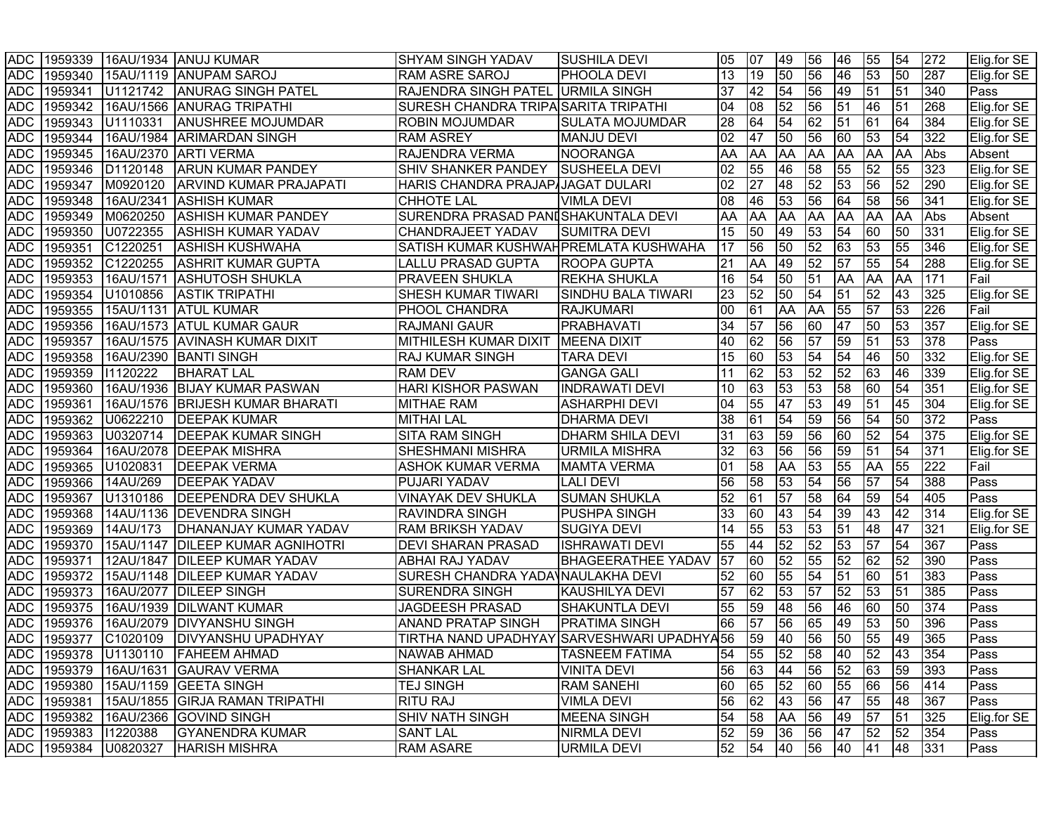| | | | | | | | | | | | | | | |
|---|---|---|---|---|---|---|---|---|---|---|---|---|---|---|
| ADC | 1959339 | 16AU/1934 | ANUJ KUMAR | SHYAM SINGH YADAV | SUSHILA DEVI | 05 | 07 | 49 | 56 | 46 | 55 | 54 | 272 | Elig.for SE |
| ADC | 1959340 | 15AU/1119 | ANUPAM SAROJ | RAM ASRE SAROJ | PHOOLA DEVI | 13 | 19 | 50 | 56 | 46 | 53 | 50 | 287 | Elig.for SE |
| ADC | 1959341 | U1121742 | ANURAG SINGH PATEL | RAJENDRA SINGH PATEL | URMILA SINGH | 37 | 42 | 54 | 56 | 49 | 51 | 51 | 340 | Pass |
| ADC | 1959342 | 16AU/1566 | ANURAG TRIPATHI | SURESH CHANDRA TRIPA | SARITA TRIPATHI | 04 | 08 | 52 | 56 | 51 | 46 | 51 | 268 | Elig.for SE |
| ADC | 1959343 | U1110331 | ANUSHREE MOJUMDAR | ROBIN MOJUMDAR | SULATA MOJUMDAR | 28 | 64 | 54 | 62 | 51 | 61 | 64 | 384 | Elig.for SE |
| ADC | 1959344 | 16AU/1984 | ARIMARDAN SINGH | RAM ASREY | MANJU DEVI | 02 | 47 | 50 | 56 | 60 | 53 | 54 | 322 | Elig.for SE |
| ADC | 1959345 | 16AU/2370 | ARTI VERMA | RAJENDRA VERMA | NOORANGA | AA | AA | AA | AA | AA | AA | AA | Abs | Absent |
| ADC | 1959346 | D1120148 | ARUN KUMAR PANDEY | SHIV SHANKER PANDEY | SUSHEELA DEVI | 02 | 55 | 46 | 58 | 55 | 52 | 55 | 323 | Elig.for SE |
| ADC | 1959347 | M0920120 | ARVIND KUMAR PRAJAPATI | HARIS CHANDRA PRAJAP | JAGAT DULARI | 02 | 27 | 48 | 52 | 53 | 56 | 52 | 290 | Elig.for SE |
| ADC | 1959348 | 16AU/2341 | ASHISH KUMAR | CHHOTE LAL | VIMLA DEVI | 08 | 46 | 53 | 56 | 64 | 58 | 56 | 341 | Elig.for SE |
| ADC | 1959349 | M0620250 | ASHISH KUMAR PANDEY | SURENDRA PRASAD PAND | SHAKUNTALA DEVI | AA | AA | AA | AA | AA | AA | AA | Abs | Absent |
| ADC | 1959350 | U0722355 | ASHISH KUMAR YADAV | CHANDRAJEET YADAV | SUMITRA DEVI | 15 | 50 | 49 | 53 | 54 | 60 | 50 | 331 | Elig.for SE |
| ADC | 1959351 | C1220251 | ASHISH KUSHWAHA | SATISH KUMAR KUSHWAH | PREMLATA KUSHWAHA | 17 | 56 | 50 | 52 | 63 | 53 | 55 | 346 | Elig.for SE |
| ADC | 1959352 | C1220255 | ASHRIT KUMAR GUPTA | LALLU PRASAD GUPTA | ROOPA GUPTA | 21 | AA | 49 | 52 | 57 | 55 | 54 | 288 | Elig.for SE |
| ADC | 1959353 | 16AU/1571 | ASHUTOSH SHUKLA | PRAVEEN SHUKLA | REKHA SHUKLA | 16 | 54 | 50 | 51 | AA | AA | AA | 171 | Fail |
| ADC | 1959354 | U1010856 | ASTIK TRIPATHI | SHESH KUMAR TIWARI | SINDHU BALA TIWARI | 23 | 52 | 50 | 54 | 51 | 52 | 43 | 325 | Elig.for SE |
| ADC | 1959355 | 15AU/1131 | ATUL KUMAR | PHOOL CHANDRA | RAJKUMARI | 00 | 61 | AA | AA | 55 | 57 | 53 | 226 | Fail |
| ADC | 1959356 | 16AU/1573 | ATUL KUMAR GAUR | RAJMANI GAUR | PRABHAVATI | 34 | 57 | 56 | 60 | 47 | 50 | 53 | 357 | Elig.for SE |
| ADC | 1959357 | 16AU/1575 | AVINASH KUMAR DIXIT | MITHILESH KUMAR DIXIT | MEENA DIXIT | 40 | 62 | 56 | 57 | 59 | 51 | 53 | 378 | Pass |
| ADC | 1959358 | 16AU/2390 | BANTI SINGH | RAJ KUMAR SINGH | TARA DEVI | 15 | 60 | 53 | 54 | 54 | 46 | 50 | 332 | Elig.for SE |
| ADC | 1959359 | I1120222 | BHARAT LAL | RAM DEV | GANGA GALI | 11 | 62 | 53 | 52 | 52 | 63 | 46 | 339 | Elig.for SE |
| ADC | 1959360 | 16AU/1936 | BIJAY KUMAR PASWAN | HARI KISHOR PASWAN | INDRAWATI DEVI | 10 | 63 | 53 | 53 | 58 | 60 | 54 | 351 | Elig.for SE |
| ADC | 1959361 | 16AU/1576 | BRIJESH KUMAR BHARATI | MITHAE RAM | ASHARPHI DEVI | 04 | 55 | 47 | 53 | 49 | 51 | 45 | 304 | Elig.for SE |
| ADC | 1959362 | U0622210 | DEEPAK KUMAR | MITHAI LAL | DHARMA DEVI | 38 | 61 | 54 | 59 | 56 | 54 | 50 | 372 | Pass |
| ADC | 1959363 | U0320714 | DEEPAK KUMAR SINGH | SITA RAM SINGH | DHARM SHILA DEVI | 31 | 63 | 59 | 56 | 60 | 52 | 54 | 375 | Elig.for SE |
| ADC | 1959364 | 16AU/2078 | DEEPAK MISHRA | SHESHMANI MISHRA | URMILA MISHRA | 32 | 63 | 56 | 56 | 59 | 51 | 54 | 371 | Elig.for SE |
| ADC | 1959365 | U1020831 | DEEPAK VERMA | ASHOK KUMAR VERMA | MAMTA VERMA | 01 | 58 | AA | 53 | 55 | AA | 55 | 222 | Fail |
| ADC | 1959366 | 14AU/269 | DEEPAK YADAV | PUJARI YADAV | LALI DEVI | 56 | 58 | 53 | 54 | 56 | 57 | 54 | 388 | Pass |
| ADC | 1959367 | U1310186 | DEEPENDRA DEV SHUKLA | VINAYAK DEV SHUKLA | SUMAN SHUKLA | 52 | 61 | 57 | 58 | 64 | 59 | 54 | 405 | Pass |
| ADC | 1959368 | 14AU/1136 | DEVENDRA SINGH | RAVINDRA SINGH | PUSHPA SINGH | 33 | 60 | 43 | 54 | 39 | 43 | 42 | 314 | Elig.for SE |
| ADC | 1959369 | 14AU/173 | DHANANJAY KUMAR YADAV | RAM BRIKSH YADAV | SUGIYA DEVI | 14 | 55 | 53 | 53 | 51 | 48 | 47 | 321 | Elig.for SE |
| ADC | 1959370 | 15AU/1147 | DILEEP KUMAR AGNIHOTRI | DEVI SHARAN PRASAD | ISHRAWATI DEVI | 55 | 44 | 52 | 52 | 53 | 57 | 54 | 367 | Pass |
| ADC | 1959371 | 12AU/1847 | DILEEP KUMAR YADAV | ABHAI RAJ YADAV | BHAGEERATHEE YADAV | 57 | 60 | 52 | 55 | 52 | 62 | 52 | 390 | Pass |
| ADC | 1959372 | 15AU/1148 | DILEEP KUMAR YADAV | SURESH CHANDRA YADAV | NAULAKHA DEVI | 52 | 60 | 55 | 54 | 51 | 60 | 51 | 383 | Pass |
| ADC | 1959373 | 16AU/2077 | DILEEP SINGH | SURENDRA SINGH | KAUSHILYA DEVI | 57 | 62 | 53 | 57 | 52 | 53 | 51 | 385 | Pass |
| ADC | 1959375 | 16AU/1939 | DILWANT KUMAR | JAGDEESH PRASAD | SHAKUNTLA DEVI | 55 | 59 | 48 | 56 | 46 | 60 | 50 | 374 | Pass |
| ADC | 1959376 | 16AU/2079 | DIVYANSHU SINGH | ANAND PRATAP SINGH | PRATIMA SINGH | 66 | 57 | 56 | 65 | 49 | 53 | 50 | 396 | Pass |
| ADC | 1959377 | C1020109 | DIVYANSHU UPADHYAY | TIRTHA NAND UPADHYAY | SARVESHWARI UPADHYA | 56 | 59 | 40 | 56 | 50 | 55 | 49 | 365 | Pass |
| ADC | 1959378 | U1130110 | FAHEEM AHMAD | NAWAB AHMAD | TASNEEM FATIMA | 54 | 55 | 52 | 58 | 40 | 52 | 43 | 354 | Pass |
| ADC | 1959379 | 16AU/1631 | GAURAV VERMA | SHANKAR LAL | VINITA DEVI | 56 | 63 | 44 | 56 | 52 | 63 | 59 | 393 | Pass |
| ADC | 1959380 | 15AU/1159 | GEETA SINGH | TEJ SINGH | RAM SANEHI | 60 | 65 | 52 | 60 | 55 | 66 | 56 | 414 | Pass |
| ADC | 1959381 | 15AU/1855 | GIRJA RAMAN TRIPATHI | RITU RAJ | VIMLA DEVI | 56 | 62 | 43 | 56 | 47 | 55 | 48 | 367 | Pass |
| ADC | 1959382 | 16AU/2366 | GOVIND SINGH | SHIV NATH SINGH | MEENA SINGH | 54 | 58 | AA | 56 | 49 | 57 | 51 | 325 | Elig.for SE |
| ADC | 1959383 | I1220388 | GYANENDRA KUMAR | SANT LAL | NIRMLA DEVI | 52 | 59 | 36 | 56 | 47 | 52 | 52 | 354 | Pass |
| ADC | 1959384 | U0820327 | HARISH MISHRA | RAM ASARE | URMILA DEVI | 52 | 54 | 40 | 56 | 40 | 41 | 48 | 331 | Pass |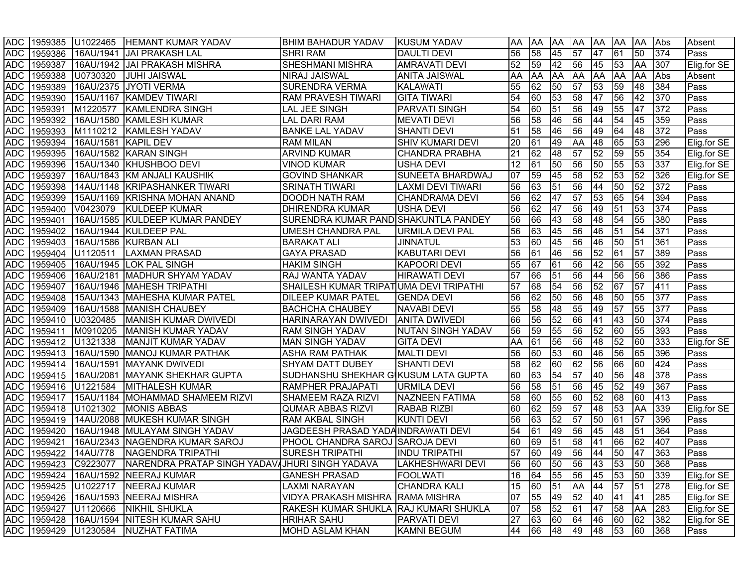| | | | | | | | | | | | | | | | |
|---|---|---|---|---|---|---|---|---|---|---|---|---|---|---|---|
| ADC | 1959385 | U1022465 | HEMANT KUMAR YADAV | BHIM BAHADUR YADAV | KUSUM YADAV | AA | AA | AA | AA | AA | AA | AA | Abs | Absent |
| ADC | 1959386 | 16AU/1941 | JAI PRAKASH LAL | SHRI RAM | DAULTI DEVI | 56 | 58 | 45 | 57 | 47 | 61 | 50 | 374 | Pass |
| ADC | 1959387 | 16AU/1942 | JAI PRAKASH MISHRA | SHESHMANI MISHRA | AMRAVATI DEVI | 52 | 59 | 42 | 56 | 45 | 53 | AA | 307 | Elig.for SE |
| ADC | 1959388 | U0730320 | JUHI JAISWAL | NIRAJ JAISWAL | ANITA JAISWAL | AA | AA | AA | AA | AA | AA | AA | Abs | Absent |
| ADC | 1959389 | 16AU/2375 | JYOTI VERMA | SURENDRA VERMA | KALAWATI | 55 | 62 | 50 | 57 | 53 | 59 | 48 | 384 | Pass |
| ADC | 1959390 | 15AU/1167 | KAMDEV TIWARI | RAM PRAVESH TIWARI | GITA TIWARI | 54 | 60 | 53 | 58 | 47 | 56 | 42 | 370 | Pass |
| ADC | 1959391 | M1220577 | KAMLENDRA SINGH | LAL JEE SINGH | PARVATI SINGH | 54 | 60 | 51 | 56 | 49 | 55 | 47 | 372 | Pass |
| ADC | 1959392 | 16AU/1580 | KAMLESH KUMAR | LAL DARI RAM | MEVATI DEVI | 56 | 58 | 46 | 56 | 44 | 54 | 45 | 359 | Pass |
| ADC | 1959393 | M1110212 | KAMLESH YADAV | BANKE LAL YADAV | SHANTI DEVI | 51 | 58 | 46 | 56 | 49 | 64 | 48 | 372 | Pass |
| ADC | 1959394 | 16AU/1581 | KAPIL DEV | RAM MILAN | SHIV KUMARI DEVI | 20 | 61 | 49 | AA | 48 | 65 | 53 | 296 | Elig.for SE |
| ADC | 1959395 | 16AU/1582 | KARAN SINGH | ARVIND KUMAR | CHANDRA PRABHA | 21 | 62 | 48 | 57 | 52 | 59 | 55 | 354 | Elig.for SE |
| ADC | 1959396 | 15AU/1340 | KHUSHBOO DEVI | VINOD KUMAR | USHA DEVI | 12 | 61 | 50 | 56 | 50 | 55 | 53 | 337 | Elig.for SE |
| ADC | 1959397 | 16AU/1843 | KM ANJALI KAUSHIK | GOVIND SHANKAR | SUNEETA BHARDWAJ | 07 | 59 | 45 | 58 | 52 | 53 | 52 | 326 | Elig.for SE |
| ADC | 1959398 | 14AU/1148 | KRIPASHANKER TIWARI | SRINATH TIWARI | LAXMI DEVI TIWARI | 56 | 63 | 51 | 56 | 44 | 50 | 52 | 372 | Pass |
| ADC | 1959399 | 15AU/1169 | KRISHNA MOHAN ANAND | DOODH NATH RAM | CHANDRAMA DEVI | 56 | 62 | 47 | 57 | 53 | 65 | 54 | 394 | Pass |
| ADC | 1959400 | V0423079 | KULDEEP KUMAR | DHIRENDRA KUMAR | USHA DEVI | 56 | 62 | 47 | 56 | 49 | 51 | 53 | 374 | Pass |
| ADC | 1959401 | 16AU/1585 | KULDEEP KUMAR PANDEY | SURENDRA KUMAR PAND | SHAKUNTLA PANDEY | 56 | 66 | 43 | 58 | 48 | 54 | 55 | 380 | Pass |
| ADC | 1959402 | 16AU/1944 | KULDEEP PAL | UMESH CHANDRA PAL | URMILA DEVI PAL | 56 | 63 | 45 | 56 | 46 | 51 | 54 | 371 | Pass |
| ADC | 1959403 | 16AU/1586 | KURBAN ALI | BARAKAT ALI | JINNATUL | 53 | 60 | 45 | 56 | 46 | 50 | 51 | 361 | Pass |
| ADC | 1959404 | U1120511 | LAXMAN PRASAD | GAYA PRASAD | KABUTARI DEVI | 56 | 61 | 46 | 56 | 52 | 61 | 57 | 389 | Pass |
| ADC | 1959405 | 16AU/1945 | LOK PAL SINGH | HAKIM SINGH | KAPOORI DEVI | 55 | 67 | 61 | 56 | 42 | 56 | 55 | 392 | Pass |
| ADC | 1959406 | 16AU/2181 | MADHUR SHYAM YADAV | RAJ WANTA YADAV | HIRAWATI DEVI | 57 | 66 | 51 | 56 | 44 | 56 | 56 | 386 | Pass |
| ADC | 1959407 | 16AU/1946 | MAHESH TRIPATHI | SHAILESH KUMAR TRIPAT | UMA DEVI TRIPATHI | 57 | 68 | 54 | 56 | 52 | 67 | 57 | 411 | Pass |
| ADC | 1959408 | 15AU/1343 | MAHESHA KUMAR PATEL | DILEEP KUMAR PATEL | GENDA DEVI | 56 | 62 | 50 | 56 | 48 | 50 | 55 | 377 | Pass |
| ADC | 1959409 | 16AU/1588 | MANISH CHAUBEY | BACHCHA CHAUBEY | NAVABI DEVI | 55 | 58 | 48 | 55 | 49 | 57 | 55 | 377 | Pass |
| ADC | 1959410 | U0320485 | MANISH KUMAR DWIVEDI | HARINARAYAN DWIVEDI | ANITA DWIVEDI | 66 | 56 | 52 | 66 | 41 | 43 | 50 | 374 | Pass |
| ADC | 1959411 | M0910205 | MANISH KUMAR YADAV | RAM SINGH YADAV | NUTAN SINGH YADAV | 56 | 59 | 55 | 56 | 52 | 60 | 55 | 393 | Pass |
| ADC | 1959412 | U1321338 | MANJIT KUMAR YADAV | MAN SINGH YADAV | GITA DEVI | AA | 61 | 56 | 56 | 48 | 52 | 60 | 333 | Elig.for SE |
| ADC | 1959413 | 16AU/1590 | MANOJ KUMAR PATHAK | ASHA RAM PATHAK | MALTI DEVI | 56 | 60 | 53 | 60 | 46 | 56 | 65 | 396 | Pass |
| ADC | 1959414 | 16AU/1591 | MAYANK DWIVEDI | SHYAM DATT DUBEY | SHANTI DEVI | 58 | 62 | 60 | 62 | 56 | 66 | 60 | 424 | Pass |
| ADC | 1959415 | 16AU/2081 | MAYANK SHEKHAR GUPTA | SUDHANSHU SHEKHAR G | KUSUM LATA GUPTA | 60 | 63 | 54 | 57 | 40 | 56 | 48 | 378 | Pass |
| ADC | 1959416 | U1221584 | MITHALESH KUMAR | RAMPHER PRAJAPATI | URMILA DEVI | 56 | 58 | 51 | 56 | 45 | 52 | 49 | 367 | Pass |
| ADC | 1959417 | 15AU/1184 | MOHAMMAD SHAMEEM RIZVI | SHAMEEM RAZA RIZVI | NAZNEEN FATIMA | 58 | 60 | 55 | 60 | 52 | 68 | 60 | 413 | Pass |
| ADC | 1959418 | U1021302 | MONIS ABBAS | QUMAR ABBAS RIZVI | RABAB RIZBI | 60 | 62 | 59 | 57 | 48 | 53 | AA | 339 | Elig.for SE |
| ADC | 1959419 | 14AU/2088 | MUKESH KUMAR SINGH | RAM AKBAL SINGH | KUNTI DEVI | 56 | 63 | 52 | 57 | 50 | 61 | 57 | 396 | Pass |
| ADC | 1959420 | 16AU/1948 | MULAYAM SINGH YADAV | JAGDEESH PRASAD YADA | INDRAWATI DEVI | 54 | 61 | 49 | 56 | 45 | 48 | 51 | 364 | Pass |
| ADC | 1959421 | 16AU/2343 | NAGENDRA KUMAR SAROJ | PHOOL CHANDRA SAROJ | SAROJA DEVI | 60 | 69 | 51 | 58 | 41 | 66 | 62 | 407 | Pass |
| ADC | 1959422 | 14AU/778 | NAGENDRA TRIPATHI | SURESH TRIPATHI | INDU TRIPATHI | 57 | 60 | 49 | 56 | 44 | 50 | 47 | 363 | Pass |
| ADC | 1959423 | C9223077 | NARENDRA PRATAP SINGH YADAV | JHURI SINGH YADAVA | LAKHESHWARI DEVI | 56 | 60 | 50 | 56 | 43 | 53 | 50 | 368 | Pass |
| ADC | 1959424 | 16AU/1592 | NEERAJ KUMAR | GANESH PRASAD | FOOLWATI | 16 | 64 | 55 | 56 | 45 | 53 | 50 | 339 | Elig.for SE |
| ADC | 1959425 | U1022717 | NEERAJ KUMAR | LAXMI NARAYAN | CHANDRA KALI | 15 | 60 | 51 | AA | 44 | 57 | 51 | 278 | Elig.for SE |
| ADC | 1959426 | 16AU/1593 | NEERAJ MISHRA | VIDYA PRAKASH MISHRA | RAMA MISHRA | 07 | 55 | 49 | 52 | 40 | 41 | 41 | 285 | Elig.for SE |
| ADC | 1959427 | U1120666 | NIKHIL SHUKLA | RAKESH KUMAR SHUKLA | RAJ KUMARI SHUKLA | 07 | 58 | 52 | 61 | 47 | 58 | AA | 283 | Elig.for SE |
| ADC | 1959428 | 16AU/1594 | NITESH KUMAR SAHU | HRIHAR SAHU | PARVATI DEVI | 27 | 63 | 60 | 64 | 46 | 60 | 62 | 382 | Elig.for SE |
| ADC | 1959429 | U1230584 | NUZHAT FATIMA | MOHD ASLAM KHAN | KAMNI BEGUM | 44 | 66 | 48 | 49 | 48 | 53 | 60 | 368 | Pass |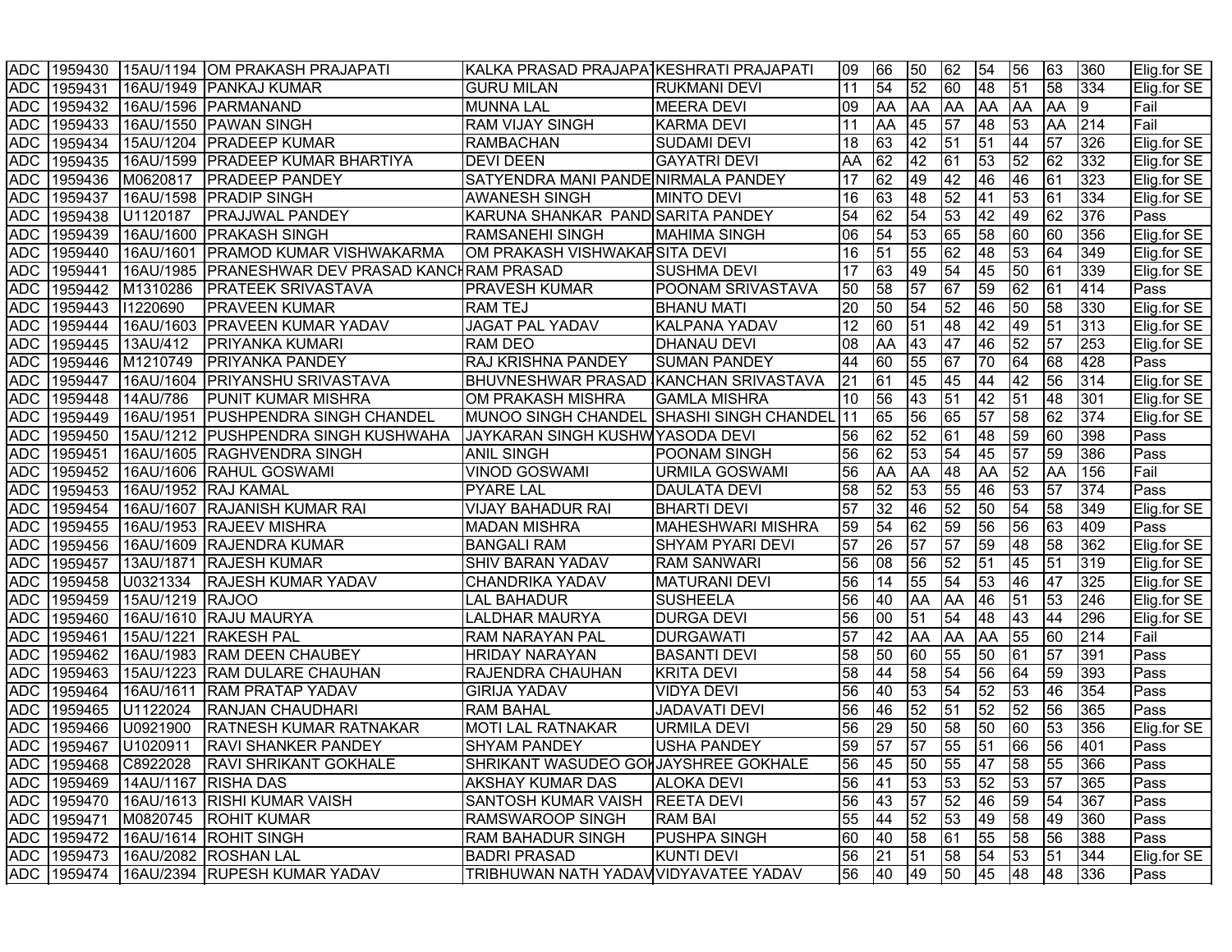| ADC | 1959430 | 15AU/1194 | OM PRAKASH PRAJAPATI | KALKA PRASAD PRAJAPAT | KESHRATI PRAJAPATI | 09 | 66 | 50 | 62 | 54 | 56 | 63 | 360 | Elig.for SE |
|---|---|---|---|---|---|---|---|---|---|---|---|---|---|---|
| ADC | 1959431 | 16AU/1949 | PANKAJ KUMAR | GURU MILAN | RUKMANI DEVI | 11 | 54 | 52 | 60 | 48 | 51 | 58 | 334 | Elig.for SE |
| ADC | 1959432 | 16AU/1596 | PARMANAND | MUNNA LAL | MEERA DEVI | 09 | AA | AA | AA | AA | AA | AA | 9 | Fail |
| ADC | 1959433 | 16AU/1550 | PAWAN SINGH | RAM VIJAY SINGH | KARMA DEVI | 11 | AA | 45 | 57 | 48 | 53 | AA | 214 | Fail |
| ADC | 1959434 | 15AU/1204 | PRADEEP KUMAR | RAMBACHAN | SUDAMI DEVI | 18 | 63 | 42 | 51 | 51 | 44 | 57 | 326 | Elig.for SE |
| ADC | 1959435 | 16AU/1599 | PRADEEP KUMAR BHARTIYA | DEVI DEEN | GAYATRI DEVI | AA | 62 | 42 | 61 | 53 | 52 | 62 | 332 | Elig.for SE |
| ADC | 1959436 | M0620817 | PRADEEP PANDEY | SATYENDRA MANI PANDE | NIRMALA PANDEY | 17 | 62 | 49 | 42 | 46 | 46 | 61 | 323 | Elig.for SE |
| ADC | 1959437 | 16AU/1598 | PRADIP SINGH | AWANESH SINGH | MINTO DEVI | 16 | 63 | 48 | 52 | 41 | 53 | 61 | 334 | Elig.for SE |
| ADC | 1959438 | U1120187 | PRAJJWAL PANDEY | KARUNA SHANKAR PAND | SARITA PANDEY | 54 | 62 | 54 | 53 | 42 | 49 | 62 | 376 | Pass |
| ADC | 1959439 | 16AU/1600 | PRAKASH SINGH | RAMSANEHI SINGH | MAHIMA SINGH | 06 | 54 | 53 | 65 | 58 | 60 | 60 | 356 | Elig.for SE |
| ADC | 1959440 | 16AU/1601 | PRAMOD KUMAR VISHWAKARMA | OM PRAKASH VISHWAKAR | SITA DEVI | 16 | 51 | 55 | 62 | 48 | 53 | 64 | 349 | Elig.for SE |
| ADC | 1959441 | 16AU/1985 | PRANESHWAR DEV PRASAD KANCH | RAM PRASAD | SUSHMA DEVI | 17 | 63 | 49 | 54 | 45 | 50 | 61 | 339 | Elig.for SE |
| ADC | 1959442 | M1310286 | PRATEEK SRIVASTAVA | PRAVESH KUMAR | POONAM SRIVASTAVA | 50 | 58 | 57 | 67 | 59 | 62 | 61 | 414 | Pass |
| ADC | 1959443 | I1220690 | PRAVEEN KUMAR | RAM TEJ | BHANU MATI | 20 | 50 | 54 | 52 | 46 | 50 | 58 | 330 | Elig.for SE |
| ADC | 1959444 | 16AU/1603 | PRAVEEN KUMAR YADAV | JAGAT PAL YADAV | KALPANA YADAV | 12 | 60 | 51 | 48 | 42 | 49 | 51 | 313 | Elig.for SE |
| ADC | 1959445 | 13AU/412 | PRIYANKA KUMARI | RAM DEO | DHANAU DEVI | 08 | AA | 43 | 47 | 46 | 52 | 57 | 253 | Elig.for SE |
| ADC | 1959446 | M1210749 | PRIYANKA PANDEY | RAJ KRISHNA PANDEY | SUMAN PANDEY | 44 | 60 | 55 | 67 | 70 | 64 | 68 | 428 | Pass |
| ADC | 1959447 | 16AU/1604 | PRIYANSHU SRIVASTAVA | BHUVNESHWAR PRASAD | KANCHAN SRIVASTAVA | 21 | 61 | 45 | 45 | 44 | 42 | 56 | 314 | Elig.for SE |
| ADC | 1959448 | 14AU/786 | PUNIT KUMAR MISHRA | OM PRAKASH MISHRA | GAMLA MISHRA | 10 | 56 | 43 | 51 | 42 | 51 | 48 | 301 | Elig.for SE |
| ADC | 1959449 | 16AU/1951 | PUSHPENDRA SINGH CHANDEL | MUNOO SINGH CHANDEL | SHASHI SINGH CHANDEL | 11 | 65 | 56 | 65 | 57 | 58 | 62 | 374 | Elig.for SE |
| ADC | 1959450 | 15AU/1212 | PUSHPENDRA SINGH KUSHWAHA | JAYKARAN SINGH KUSHW | YASODA DEVI | 56 | 62 | 52 | 61 | 48 | 59 | 60 | 398 | Pass |
| ADC | 1959451 | 16AU/1605 | RAGHVENDRA SINGH | ANIL SINGH | POONAM SINGH | 56 | 62 | 53 | 54 | 45 | 57 | 59 | 386 | Pass |
| ADC | 1959452 | 16AU/1606 | RAHUL GOSWAMI | VINOD GOSWAMI | URMILA GOSWAMI | 56 | AA | AA | 48 | AA | 52 | AA | 156 | Fail |
| ADC | 1959453 | 16AU/1952 | RAJ KAMAL | PYARE LAL | DAULATA DEVI | 58 | 52 | 53 | 55 | 46 | 53 | 57 | 374 | Pass |
| ADC | 1959454 | 16AU/1607 | RAJANISH KUMAR RAI | VIJAY BAHADUR RAI | BHARTI DEVI | 57 | 32 | 46 | 52 | 50 | 54 | 58 | 349 | Elig.for SE |
| ADC | 1959455 | 16AU/1953 | RAJEEV MISHRA | MADAN MISHRA | MAHESHWARI MISHRA | 59 | 54 | 62 | 59 | 56 | 56 | 63 | 409 | Pass |
| ADC | 1959456 | 16AU/1609 | RAJENDRA KUMAR | BANGALI RAM | SHYAM PYARI DEVI | 57 | 26 | 57 | 57 | 59 | 48 | 58 | 362 | Elig.for SE |
| ADC | 1959457 | 13AU/1871 | RAJESH KUMAR | SHIV BARAN YADAV | RAM SANWARI | 56 | 08 | 56 | 52 | 51 | 45 | 51 | 319 | Elig.for SE |
| ADC | 1959458 | U0321334 | RAJESH KUMAR YADAV | CHANDRIKA YADAV | MATURANI DEVI | 56 | 14 | 55 | 54 | 53 | 46 | 47 | 325 | Elig.for SE |
| ADC | 1959459 | 15AU/1219 | RAJOO | LAL BAHADUR | SUSHEELA | 56 | 40 | AA | AA | 46 | 51 | 53 | 246 | Elig.for SE |
| ADC | 1959460 | 16AU/1610 | RAJU MAURYA | LALDHAR MAURYA | DURGA DEVI | 56 | 00 | 51 | 54 | 48 | 43 | 44 | 296 | Elig.for SE |
| ADC | 1959461 | 15AU/1221 | RAKESH PAL | RAM NARAYAN PAL | DURGAWATI | 57 | 42 | AA | AA | AA | 55 | 60 | 214 | Fail |
| ADC | 1959462 | 16AU/1983 | RAM DEEN CHAUBEY | HRIDAY NARAYAN | BASANTI DEVI | 58 | 50 | 60 | 55 | 50 | 61 | 57 | 391 | Pass |
| ADC | 1959463 | 15AU/1223 | RAM DULARE CHAUHAN | RAJENDRA CHAUHAN | KRITA DEVI | 58 | 44 | 58 | 54 | 56 | 64 | 59 | 393 | Pass |
| ADC | 1959464 | 16AU/1611 | RAM PRATAP YADAV | GIRIJA YADAV | VIDYA DEVI | 56 | 40 | 53 | 54 | 52 | 53 | 46 | 354 | Pass |
| ADC | 1959465 | U1122024 | RANJAN CHAUDHARI | RAM BAHAL | JADAVATI DEVI | 56 | 46 | 52 | 51 | 52 | 52 | 56 | 365 | Pass |
| ADC | 1959466 | U0921900 | RATNESH KUMAR RATNAKAR | MOTI LAL RATNAKAR | URMILA DEVI | 56 | 29 | 50 | 58 | 50 | 60 | 53 | 356 | Elig.for SE |
| ADC | 1959467 | U1020911 | RAVI SHANKER PANDEY | SHYAM PANDEY | USHA PANDEY | 59 | 57 | 57 | 55 | 51 | 66 | 56 | 401 | Pass |
| ADC | 1959468 | C8922028 | RAVI SHRIKANT GOKHALE | SHRIKANT WASUDEO GOK | JAYSHREE GOKHALE | 56 | 45 | 50 | 55 | 47 | 58 | 55 | 366 | Pass |
| ADC | 1959469 | 14AU/1167 | RISHA DAS | AKSHAY KUMAR DAS | ALOKA DEVI | 56 | 41 | 53 | 53 | 52 | 53 | 57 | 365 | Pass |
| ADC | 1959470 | 16AU/1613 | RISHI KUMAR VAISH | SANTOSH KUMAR VAISH | REETA DEVI | 56 | 43 | 57 | 52 | 46 | 59 | 54 | 367 | Pass |
| ADC | 1959471 | M0820745 | ROHIT KUMAR | RAMSWAROOP SINGH | RAM BAI | 55 | 44 | 52 | 53 | 49 | 58 | 49 | 360 | Pass |
| ADC | 1959472 | 16AU/1614 | ROHIT SINGH | RAM BAHADUR SINGH | PUSHPA SINGH | 60 | 40 | 58 | 61 | 55 | 58 | 56 | 388 | Pass |
| ADC | 1959473 | 16AU/2082 | ROSHAN LAL | BADRI PRASAD | KUNTI DEVI | 56 | 21 | 51 | 58 | 54 | 53 | 51 | 344 | Elig.for SE |
| ADC | 1959474 | 16AU/2394 | RUPESH KUMAR YADAV | TRIBHUWAN NATH YADAV | VIDYAVATEE YADAV | 56 | 40 | 49 | 50 | 45 | 48 | 48 | 336 | Pass |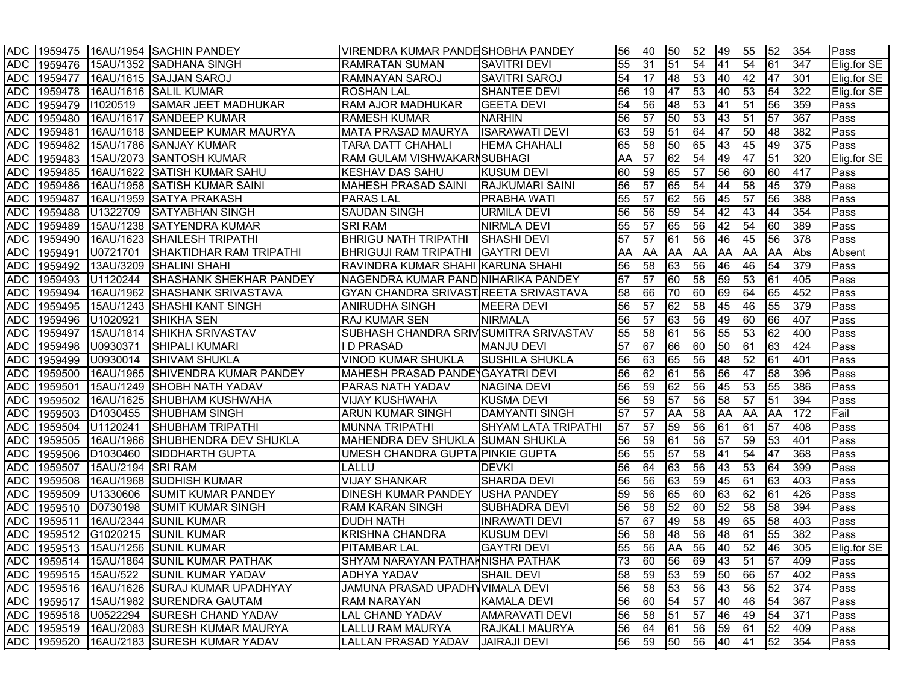| | | | | | | | | | | | | | | | |
|---|---|---|---|---|---|---|---|---|---|---|---|---|---|---|---|
| ADC | 1959475 | 16AU/1954 | SACHIN PANDEY | VIRENDRA KUMAR PANDE | SHOBHA PANDEY | 56 | 40 | 50 | 52 | 49 | 55 | 52 | 354 | Pass |
| ADC | 1959476 | 15AU/1352 | SADHANA SINGH | RAMRATAN SUMAN | SAVITRI DEVI | 55 | 31 | 51 | 54 | 41 | 54 | 61 | 347 | Elig.for SE |
| ADC | 1959477 | 16AU/1615 | SAJJAN SAROJ | RAMNAYAN SAROJ | SAVITRI SAROJ | 54 | 17 | 48 | 53 | 40 | 42 | 47 | 301 | Elig.for SE |
| ADC | 1959478 | 16AU/1616 | SALIL KUMAR | ROSHAN LAL | SHANTEE DEVI | 56 | 19 | 47 | 53 | 40 | 53 | 54 | 322 | Elig.for SE |
| ADC | 1959479 | I1020519 | SAMAR JEET MADHUKAR | RAM AJOR MADHUKAR | GEETA DEVI | 54 | 56 | 48 | 53 | 41 | 51 | 56 | 359 | Pass |
| ADC | 1959480 | 16AU/1617 | SANDEEP KUMAR | RAMESH KUMAR | NARHIN | 56 | 57 | 50 | 53 | 43 | 51 | 57 | 367 | Pass |
| ADC | 1959481 | 16AU/1618 | SANDEEP KUMAR MAURYA | MATA PRASAD MAURYA | ISARAWATI DEVI | 63 | 59 | 51 | 64 | 47 | 50 | 48 | 382 | Pass |
| ADC | 1959482 | 15AU/1786 | SANJAY KUMAR | TARA DATT CHAHALI | HEMA CHAHALI | 65 | 58 | 50 | 65 | 43 | 45 | 49 | 375 | Pass |
| ADC | 1959483 | 15AU/2073 | SANTOSH KUMAR | RAM GULAM VISHWAKARI | SUBHAGI | AA | 57 | 62 | 54 | 49 | 47 | 51 | 320 | Elig.for SE |
| ADC | 1959485 | 16AU/1622 | SATISH KUMAR SAHU | KESHAV DAS SAHU | KUSUM DEVI | 60 | 59 | 65 | 57 | 56 | 60 | 60 | 417 | Pass |
| ADC | 1959486 | 16AU/1958 | SATISH KUMAR SAINI | MAHESH PRASAD SAINI | RAJKUMARI SAINI | 56 | 57 | 65 | 54 | 44 | 58 | 45 | 379 | Pass |
| ADC | 1959487 | 16AU/1959 | SATYA PRAKASH | PARAS LAL | PRABHA WATI | 55 | 57 | 62 | 56 | 45 | 57 | 56 | 388 | Pass |
| ADC | 1959488 | U1322709 | SATYABHAN SINGH | SAUDAN SINGH | URMILA DEVI | 56 | 56 | 59 | 54 | 42 | 43 | 44 | 354 | Pass |
| ADC | 1959489 | 15AU/1238 | SATYENDRA KUMAR | SRI RAM | NIRMLA DEVI | 55 | 57 | 65 | 56 | 42 | 54 | 60 | 389 | Pass |
| ADC | 1959490 | 16AU/1623 | SHAILESH TRIPATHI | BHRIGU NATH TRIPATHI | SHASHI DEVI | 57 | 57 | 61 | 56 | 46 | 45 | 56 | 378 | Pass |
| ADC | 1959491 | U0721701 | SHAKTIDHAR RAM TRIPATHI | BHRIGUJI RAM TRIPATHI | GAYTRI DEVI | AA | AA | AA | AA | AA | AA | AA | Abs | Absent |
| ADC | 1959492 | 13AU/3209 | SHALINI SHAHI | RAVINDRA KUMAR SHAHI | KARUNA SHAHI | 56 | 58 | 63 | 56 | 46 | 46 | 54 | 379 | Pass |
| ADC | 1959493 | U1120244 | SHASHANK SHEKHAR PANDEY | NAGENDRA KUMAR PAND | NIHARIKA PANDEY | 57 | 57 | 60 | 58 | 59 | 53 | 61 | 405 | Pass |
| ADC | 1959494 | 16AU/1962 | SHASHANK SRIVASTAVA | GYAN CHANDRA SRIVAST | REETA SRIVASTAVA | 58 | 66 | 70 | 60 | 69 | 64 | 65 | 452 | Pass |
| ADC | 1959495 | 15AU/1243 | SHASHI KANT SINGH | ANIRUDHA SINGH | MEERA DEVI | 56 | 57 | 62 | 58 | 45 | 46 | 55 | 379 | Pass |
| ADC | 1959496 | U1020921 | SHIKHA SEN | RAJ KUMAR SEN | NIRMALA | 56 | 57 | 63 | 56 | 49 | 60 | 66 | 407 | Pass |
| ADC | 1959497 | 15AU/1814 | SHIKHA SRIVASTAV | SUBHASH CHANDRA SRIV | SUMITRA SRIVASTAV | 55 | 58 | 61 | 56 | 55 | 53 | 62 | 400 | Pass |
| ADC | 1959498 | U0930371 | SHIPALI KUMARI | I D PRASAD | MANJU DEVI | 57 | 67 | 66 | 60 | 50 | 61 | 63 | 424 | Pass |
| ADC | 1959499 | U0930014 | SHIVAM SHUKLA | VINOD KUMAR SHUKLA | SUSHILA SHUKLA | 56 | 63 | 65 | 56 | 48 | 52 | 61 | 401 | Pass |
| ADC | 1959500 | 16AU/1965 | SHIVENDRA KUMAR PANDEY | MAHESH PRASAD PANDEY | GAYATRI DEVI | 56 | 62 | 61 | 56 | 56 | 47 | 58 | 396 | Pass |
| ADC | 1959501 | 15AU/1249 | SHOBH NATH YADAV | PARAS NATH YADAV | NAGINA DEVI | 56 | 59 | 62 | 56 | 45 | 53 | 55 | 386 | Pass |
| ADC | 1959502 | 16AU/1625 | SHUBHAM KUSHWAHA | VIJAY KUSHWAHA | KUSMA DEVI | 56 | 59 | 57 | 56 | 58 | 57 | 51 | 394 | Pass |
| ADC | 1959503 | D1030455 | SHUBHAM SINGH | ARUN KUMAR SINGH | DAMYANTI SINGH | 57 | 57 | AA | 58 | AA | AA | AA | 172 | Fail |
| ADC | 1959504 | U1120241 | SHUBHAM TRIPATHI | MUNNA TRIPATHI | SHYAM LATA TRIPATHI | 57 | 57 | 59 | 56 | 61 | 61 | 57 | 408 | Pass |
| ADC | 1959505 | 16AU/1966 | SHUBHENDRA DEV SHUKLA | MAHENDRA DEV SHUKLA | SUMAN SHUKLA | 56 | 59 | 61 | 56 | 57 | 59 | 53 | 401 | Pass |
| ADC | 1959506 | D1030460 | SIDDHARTH GUPTA | UMESH CHANDRA GUPTA | PINKIE GUPTA | 56 | 55 | 57 | 58 | 41 | 54 | 47 | 368 | Pass |
| ADC | 1959507 | 15AU/2194 | SRI RAM | LALLU | DEVKI | 56 | 64 | 63 | 56 | 43 | 53 | 64 | 399 | Pass |
| ADC | 1959508 | 16AU/1968 | SUDHISH KUMAR | VIJAY SHANKAR | SHARDA DEVI | 56 | 56 | 63 | 59 | 45 | 61 | 63 | 403 | Pass |
| ADC | 1959509 | U1330606 | SUMIT KUMAR PANDEY | DINESH KUMAR PANDEY | USHA PANDEY | 59 | 56 | 65 | 60 | 63 | 62 | 61 | 426 | Pass |
| ADC | 1959510 | D0730198 | SUMIT KUMAR SINGH | RAM KARAN SINGH | SUBHADRA DEVI | 56 | 58 | 52 | 60 | 52 | 58 | 58 | 394 | Pass |
| ADC | 1959511 | 16AU/2344 | SUNIL KUMAR | DUDH NATH | INRAWATI DEVI | 57 | 67 | 49 | 58 | 49 | 65 | 58 | 403 | Pass |
| ADC | 1959512 | G1020215 | SUNIL KUMAR | KRISHNA CHANDRA | KUSUM DEVI | 56 | 58 | 48 | 56 | 48 | 61 | 55 | 382 | Pass |
| ADC | 1959513 | 15AU/1256 | SUNIL KUMAR | PITAMBAR LAL | GAYTRI DEVI | 55 | 56 | AA | 56 | 40 | 52 | 46 | 305 | Elig.for SE |
| ADC | 1959514 | 15AU/1864 | SUNIL KUMAR PATHAK | SHYAM NARAYAN PATHAK | NISHA PATHAK | 73 | 60 | 56 | 69 | 43 | 51 | 57 | 409 | Pass |
| ADC | 1959515 | 15AU/522 | SUNIL KUMAR YADAV | ADHYA YADAV | SHAIL DEVI | 58 | 59 | 53 | 59 | 50 | 66 | 57 | 402 | Pass |
| ADC | 1959516 | 16AU/1626 | SURAJ KUMAR UPADHYAY | JAMUNA PRASAD UPADHY | VIMALA DEVI | 56 | 58 | 53 | 56 | 43 | 56 | 52 | 374 | Pass |
| ADC | 1959517 | 15AU/1982 | SURENDRA GAUTAM | RAM NARAYAN | KAMALA DEVI | 56 | 60 | 54 | 57 | 40 | 46 | 54 | 367 | Pass |
| ADC | 1959518 | U0522294 | SURESH CHAND YADAV | LAL CHAND YADAV | AMARAVATI DEVI | 56 | 58 | 51 | 57 | 46 | 49 | 54 | 371 | Pass |
| ADC | 1959519 | 16AU/2083 | SURESH KUMAR MAURYA | LALLU RAM MAURYA | RAJKALI MAURYA | 56 | 64 | 61 | 56 | 59 | 61 | 52 | 409 | Pass |
| ADC | 1959520 | 16AU/2183 | SURESH KUMAR YADAV | LALLAN PRASAD YADAV | JAIRAJI DEVI | 56 | 59 | 50 | 56 | 40 | 41 | 52 | 354 | Pass |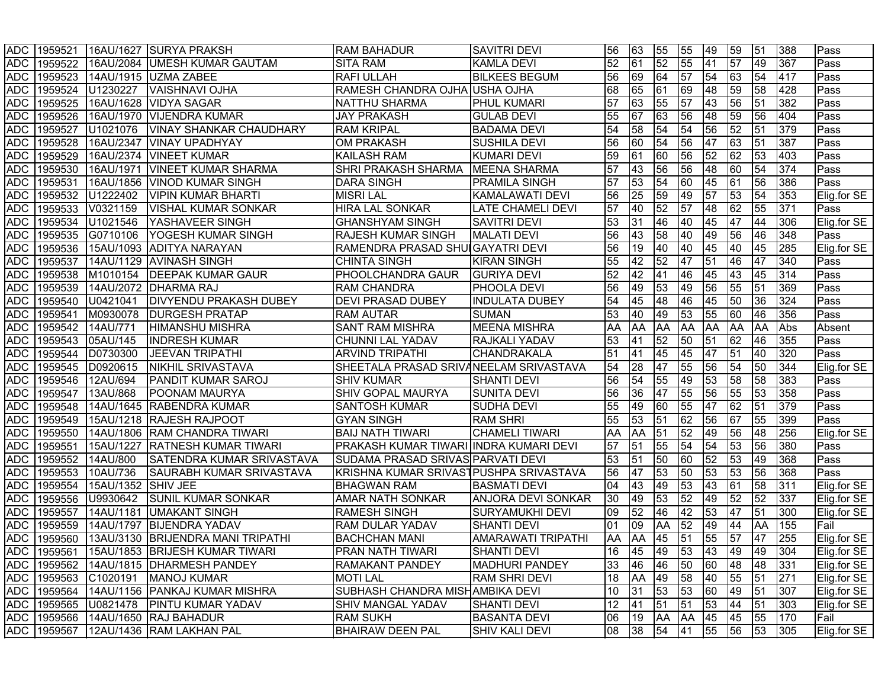| | | | | | | | | | | | | | | |
|---|---|---|---|---|---|---|---|---|---|---|---|---|---|---|
| ADC | 1959521 | 16AU/1627 | SURYA PRAKSH | RAM BAHADUR | SAVITRI DEVI | 56 | 63 | 55 | 55 | 49 | 59 | 51 | 388 | Pass |
| ADC | 1959522 | 16AU/2084 | UMESH KUMAR GAUTAM | SITA RAM | KAMLA DEVI | 52 | 61 | 52 | 55 | 41 | 57 | 49 | 367 | Pass |
| ADC | 1959523 | 14AU/1915 | UZMA ZABEE | RAFI ULLAH | BILKEES BEGUM | 56 | 69 | 64 | 57 | 54 | 63 | 54 | 417 | Pass |
| ADC | 1959524 | U1230227 | VAISHNAVI OJHA | RAMESH CHANDRA OJHA | USHA OJHA | 68 | 65 | 61 | 69 | 48 | 59 | 58 | 428 | Pass |
| ADC | 1959525 | 16AU/1628 | VIDYA SAGAR | NATTHU SHARMA | PHUL KUMARI | 57 | 63 | 55 | 57 | 43 | 56 | 51 | 382 | Pass |
| ADC | 1959526 | 16AU/1970 | VIJENDRA KUMAR | JAY PRAKASH | GULAB DEVI | 55 | 67 | 63 | 56 | 48 | 59 | 56 | 404 | Pass |
| ADC | 1959527 | U1021076 | VINAY SHANKAR CHAUDHARY | RAM KRIPAL | BADAMA DEVI | 54 | 58 | 54 | 54 | 56 | 52 | 51 | 379 | Pass |
| ADC | 1959528 | 16AU/2347 | VINAY UPADHYAY | OM PRAKASH | SUSHILA DEVI | 56 | 60 | 54 | 56 | 47 | 63 | 51 | 387 | Pass |
| ADC | 1959529 | 16AU/2374 | VINEET KUMAR | KAILASH RAM | KUMARI DEVI | 59 | 61 | 60 | 56 | 52 | 62 | 53 | 403 | Pass |
| ADC | 1959530 | 16AU/1971 | VINEET KUMAR SHARMA | SHRI PRAKASH SHARMA | MEENA SHARMA | 57 | 43 | 56 | 56 | 48 | 60 | 54 | 374 | Pass |
| ADC | 1959531 | 16AU/1856 | VINOD KUMAR SINGH | DARA SINGH | PRAMILA SINGH | 57 | 53 | 54 | 60 | 45 | 61 | 56 | 386 | Pass |
| ADC | 1959532 | U1222402 | VIPIN KUMAR BHARTI | MISRI LAL | KAMALAWATI DEVI | 56 | 25 | 59 | 49 | 57 | 53 | 54 | 353 | Elig.for SE |
| ADC | 1959533 | V0321159 | VISHAL KUMAR SONKAR | HIRA LAL SONKAR | LATE CHAMELI DEVI | 57 | 40 | 52 | 57 | 48 | 62 | 55 | 371 | Pass |
| ADC | 1959534 | U1021546 | YASHAVEER SINGH | GHANSHYAM SINGH | SAVITRI DEVI | 53 | 31 | 46 | 40 | 45 | 47 | 44 | 306 | Elig.for SE |
| ADC | 1959535 | G0710106 | YOGESH KUMAR SINGH | RAJESH KUMAR SINGH | MALATI DEVI | 56 | 43 | 58 | 40 | 49 | 56 | 46 | 348 | Pass |
| ADC | 1959536 | 15AU/1093 | ADITYA NARAYAN | RAMENDRA PRASAD SHU | GAYATRI DEVI | 56 | 19 | 40 | 40 | 45 | 40 | 45 | 285 | Elig.for SE |
| ADC | 1959537 | 14AU/1129 | AVINASH SINGH | CHINTA SINGH | KIRAN SINGH | 55 | 42 | 52 | 47 | 51 | 46 | 47 | 340 | Pass |
| ADC | 1959538 | M1010154 | DEEPAK KUMAR GAUR | PHOOLCHANDRA GAUR | GURIYA DEVI | 52 | 42 | 41 | 46 | 45 | 43 | 45 | 314 | Pass |
| ADC | 1959539 | 14AU/2072 | DHARMA RAJ | RAM CHANDRA | PHOOLA DEVI | 56 | 49 | 53 | 49 | 56 | 55 | 51 | 369 | Pass |
| ADC | 1959540 | U0421041 | DIVYENDU PRAKASH DUBEY | DEVI PRASAD DUBEY | INDULATA DUBEY | 54 | 45 | 48 | 46 | 45 | 50 | 36 | 324 | Pass |
| ADC | 1959541 | M0930078 | DURGESH PRATAP | RAM AUTAR | SUMAN | 53 | 40 | 49 | 53 | 55 | 60 | 46 | 356 | Pass |
| ADC | 1959542 | 14AU/771 | HIMANSHU MISHRA | SANT RAM MISHRA | MEENA MISHRA | AA | AA | AA | AA | AA | AA | AA | Abs | Absent |
| ADC | 1959543 | 05AU/145 | INDRESH KUMAR | CHUNNI LAL YADAV | RAJKALI YADAV | 53 | 41 | 52 | 50 | 51 | 62 | 46 | 355 | Pass |
| ADC | 1959544 | D0730300 | JEEVAN TRIPATHI | ARVIND TRIPATHI | CHANDRAKALA | 51 | 41 | 45 | 45 | 47 | 51 | 40 | 320 | Pass |
| ADC | 1959545 | D0920615 | NIKHIL SRIVASTAVA | SHEETALA PRASAD SRIVA | NEELAM SRIVASTAVA | 54 | 28 | 47 | 55 | 56 | 54 | 50 | 344 | Elig.for SE |
| ADC | 1959546 | 12AU/694 | PANDIT KUMAR SAROJ | SHIV KUMAR | SHANTI DEVI | 56 | 54 | 55 | 49 | 53 | 58 | 58 | 383 | Pass |
| ADC | 1959547 | 13AU/868 | POONAM MAURYA | SHIV GOPAL MAURYA | SUNITA DEVI | 56 | 36 | 47 | 55 | 56 | 55 | 53 | 358 | Pass |
| ADC | 1959548 | 14AU/1645 | RABENDRA KUMAR | SANTOSH KUMAR | SUDHA DEVI | 55 | 49 | 60 | 55 | 47 | 62 | 51 | 379 | Pass |
| ADC | 1959549 | 15AU/1218 | RAJESH RAJPOOT | GYAN SINGH | RAM SHRI | 55 | 53 | 51 | 62 | 56 | 67 | 55 | 399 | Pass |
| ADC | 1959550 | 14AU/1806 | RAM CHANDRA TIWARI | BAIJ NATH TIWARI | CHAMELI TIWARI | AA | AA | 51 | 52 | 49 | 56 | 48 | 256 | Elig.for SE |
| ADC | 1959551 | 15AU/1227 | RATNESH KUMAR TIWARI | PRAKASH KUMAR TIWARI | INDRA KUMARI DEVI | 57 | 51 | 55 | 54 | 54 | 53 | 56 | 380 | Pass |
| ADC | 1959552 | 14AU/800 | SATENDRA KUMAR SRIVASTAVA | SUDAMA PRASAD SRIVAS | PARVATI DEVI | 53 | 51 | 50 | 60 | 52 | 53 | 49 | 368 | Pass |
| ADC | 1959553 | 10AU/736 | SAURABH KUMAR SRIVASTAVA | KRISHNA KUMAR SRIVAST | PUSHPA SRIVASTAVA | 56 | 47 | 53 | 50 | 53 | 53 | 56 | 368 | Pass |
| ADC | 1959554 | 15AU/1352 | SHIV JEE | BHAGWAN RAM | BASMATI DEVI | 04 | 43 | 49 | 53 | 43 | 61 | 58 | 311 | Elig.for SE |
| ADC | 1959556 | U9930642 | SUNIL KUMAR SONKAR | AMAR NATH SONKAR | ANJORA DEVI SONKAR | 30 | 49 | 53 | 52 | 49 | 52 | 52 | 337 | Elig.for SE |
| ADC | 1959557 | 14AU/1181 | UMAKANT SINGH | RAMESH SINGH | SURYAMUKHI DEVI | 09 | 52 | 46 | 42 | 53 | 47 | 51 | 300 | Elig.for SE |
| ADC | 1959559 | 14AU/1797 | BIJENDRA YADAV | RAM DULAR YADAV | SHANTI DEVI | 01 | 09 | AA | 52 | 49 | 44 | AA | 155 | Fail |
| ADC | 1959560 | 13AU/3130 | BRIJENDRA MANI TRIPATHI | BACHCHAN MANI | AMARAWATI TRIPATHI | AA | AA | 45 | 51 | 55 | 57 | 47 | 255 | Elig.for SE |
| ADC | 1959561 | 15AU/1853 | BRIJESH KUMAR TIWARI | PRAN NATH TIWARI | SHANTI DEVI | 16 | 45 | 49 | 53 | 43 | 49 | 49 | 304 | Elig.for SE |
| ADC | 1959562 | 14AU/1815 | DHARMESH PANDEY | RAMAKANT PANDEY | MADHURI PANDEY | 33 | 46 | 46 | 50 | 60 | 48 | 48 | 331 | Elig.for SE |
| ADC | 1959563 | C1020191 | MANOJ KUMAR | MOTI LAL | RAM SHRI DEVI | 18 | AA | 49 | 58 | 40 | 55 | 51 | 271 | Elig.for SE |
| ADC | 1959564 | 14AU/1156 | PANKAJ KUMAR MISHRA | SUBHASH CHANDRA MISH | AMBIKA DEVI | 10 | 31 | 53 | 53 | 60 | 49 | 51 | 307 | Elig.for SE |
| ADC | 1959565 | U0821478 | PINTU KUMAR YADAV | SHIV MANGAL YADAV | SHANTI DEVI | 12 | 41 | 51 | 51 | 53 | 44 | 51 | 303 | Elig.for SE |
| ADC | 1959566 | 14AU/1650 | RAJ BAHADUR | RAM SUKH | BASANTA DEVI | 06 | 19 | AA | AA | 45 | 45 | 55 | 170 | Fail |
| ADC | 1959567 | 12AU/1436 | RAM LAKHAN PAL | BHAIRAW DEEN PAL | SHIV KALI DEVI | 08 | 38 | 54 | 41 | 55 | 56 | 53 | 305 | Elig.for SE |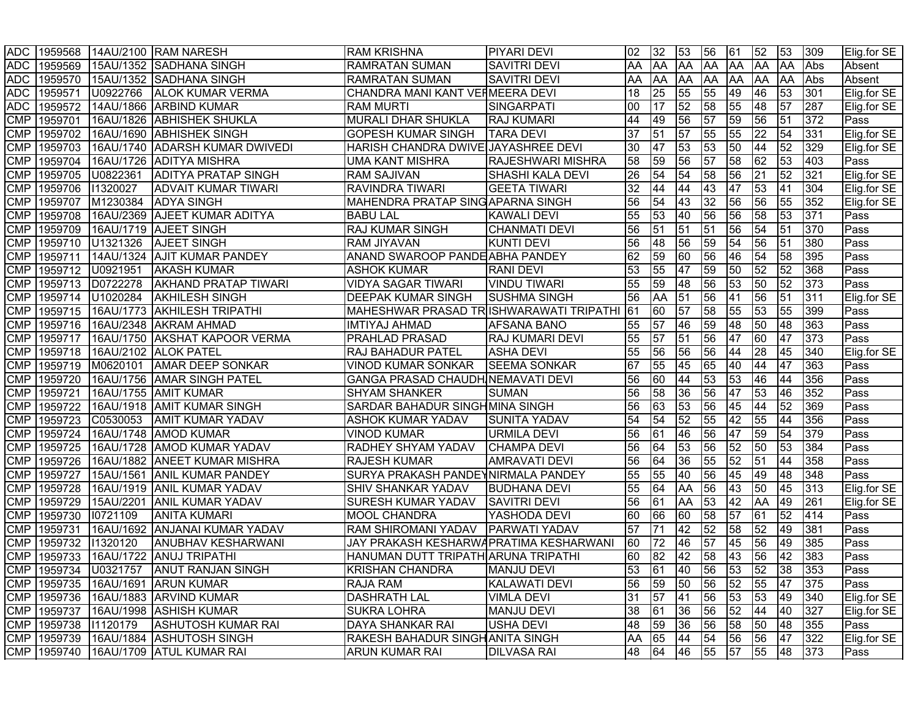| | | | | | | | | | | | | | | |
|---|---|---|---|---|---|---|---|---|---|---|---|---|---|---|
| ADC | 1959568 | 14AU/2100 | RAM NARESH | RAM KRISHNA | PIYARI DEVI | 02 | 32 | 53 | 56 | 61 | 52 | 53 | 309 | Elig.for SE |
| ADC | 1959569 | 15AU/1352 | SADHANA SINGH | RAMRATAN SUMAN | SAVITRI DEVI | AA | AA | AA | AA | AA | AA | AA | Abs | Absent |
| ADC | 1959570 | 15AU/1352 | SADHANA SINGH | RAMRATAN SUMAN | SAVITRI DEVI | AA | AA | AA | AA | AA | AA | AA | Abs | Absent |
| ADC | 1959571 | U0922766 | ALOK KUMAR VERMA | CHANDRA MANI KANT VER | MEERA DEVI | 18 | 25 | 55 | 55 | 49 | 46 | 53 | 301 | Elig.for SE |
| ADC | 1959572 | 14AU/1866 | ARBIND KUMAR | RAM MURTI | SINGARPATI | 00 | 17 | 52 | 58 | 55 | 48 | 57 | 287 | Elig.for SE |
| CMP | 1959701 | 16AU/1826 | ABHISHEK SHUKLA | MURALI DHAR SHUKLA | RAJ KUMARI | 44 | 49 | 56 | 57 | 59 | 56 | 51 | 372 | Pass |
| CMP | 1959702 | 16AU/1690 | ABHISHEK SINGH | GOPESH KUMAR SINGH | TARA DEVI | 37 | 51 | 57 | 55 | 55 | 22 | 54 | 331 | Elig.for SE |
| CMP | 1959703 | 16AU/1740 | ADARSH KUMAR DWIVEDI | HARISH CHANDRA DWIVE | JAYASHREE DEVI | 30 | 47 | 53 | 53 | 50 | 44 | 52 | 329 | Elig.for SE |
| CMP | 1959704 | 16AU/1726 | ADITYA MISHRA | UMA KANT MISHRA | RAJESHWARI MISHRA | 58 | 59 | 56 | 57 | 58 | 62 | 53 | 403 | Pass |
| CMP | 1959705 | U0822361 | ADITYA PRATAP SINGH | RAM SAJIVAN | SHASHI KALA DEVI | 26 | 54 | 54 | 58 | 56 | 21 | 52 | 321 | Elig.for SE |
| CMP | 1959706 | I1320027 | ADVAIT KUMAR TIWARI | RAVINDRA TIWARI | GEETA TIWARI | 32 | 44 | 44 | 43 | 47 | 53 | 41 | 304 | Elig.for SE |
| CMP | 1959707 | M1230384 | ADYA SINGH | MAHENDRA PRATAP SING | APARNA SINGH | 56 | 54 | 43 | 32 | 56 | 56 | 55 | 352 | Elig.for SE |
| CMP | 1959708 | 16AU/2369 | AJEET KUMAR ADITYA | BABU LAL | KAWALI DEVI | 55 | 53 | 40 | 56 | 56 | 58 | 53 | 371 | Pass |
| CMP | 1959709 | 16AU/1719 | AJEET SINGH | RAJ KUMAR SINGH | CHANMATI DEVI | 56 | 51 | 51 | 51 | 56 | 54 | 51 | 370 | Pass |
| CMP | 1959710 | U1321326 | AJEET SINGH | RAM JIYAVAN | KUNTI DEVI | 56 | 48 | 56 | 59 | 54 | 56 | 51 | 380 | Pass |
| CMP | 1959711 | 14AU/1324 | AJIT KUMAR PANDEY | ANAND SWAROOP PANDE | ABHA PANDEY | 62 | 59 | 60 | 56 | 46 | 54 | 58 | 395 | Pass |
| CMP | 1959712 | U0921951 | AKASH KUMAR | ASHOK KUMAR | RANI DEVI | 53 | 55 | 47 | 59 | 50 | 52 | 52 | 368 | Pass |
| CMP | 1959713 | D0722278 | AKHAND PRATAP TIWARI | VIDYA SAGAR TIWARI | VINDU TIWARI | 55 | 59 | 48 | 56 | 53 | 50 | 52 | 373 | Pass |
| CMP | 1959714 | U1020284 | AKHILESH SINGH | DEEPAK KUMAR SINGH | SUSHMA SINGH | 56 | AA | 51 | 56 | 41 | 56 | 51 | 311 | Elig.for SE |
| CMP | 1959715 | 16AU/1773 | AKHILESH TRIPATHI | MAHESHWAR PRASAD TR | ISHWARAWATI TRIPATHI | 61 | 60 | 57 | 58 | 55 | 53 | 55 | 399 | Pass |
| CMP | 1959716 | 16AU/2348 | AKRAM AHMAD | IMTIYAJ AHMAD | AFSANA BANO | 55 | 57 | 46 | 59 | 48 | 50 | 48 | 363 | Pass |
| CMP | 1959717 | 16AU/1750 | AKSHAT KAPOOR VERMA | PRAHLAD PRASAD | RAJ KUMARI DEVI | 55 | 57 | 51 | 56 | 47 | 60 | 47 | 373 | Pass |
| CMP | 1959718 | 16AU/2102 | ALOK PATEL | RAJ BAHADUR PATEL | ASHA DEVI | 55 | 56 | 56 | 56 | 44 | 28 | 45 | 340 | Elig.for SE |
| CMP | 1959719 | M0620101 | AMAR DEEP SONKAR | VINOD KUMAR SONKAR | SEEMA SONKAR | 67 | 55 | 45 | 65 | 40 | 44 | 47 | 363 | Pass |
| CMP | 1959720 | 16AU/1756 | AMAR SINGH PATEL | GANGA PRASAD CHAUDH | NEMAVATI DEVI | 56 | 60 | 44 | 53 | 53 | 46 | 44 | 356 | Pass |
| CMP | 1959721 | 16AU/1755 | AMIT KUMAR | SHYAM SHANKER | SUMAN | 56 | 58 | 36 | 56 | 47 | 53 | 46 | 352 | Pass |
| CMP | 1959722 | 16AU/1918 | AMIT KUMAR SINGH | SARDAR BAHADUR SINGH | MINA SINGH | 56 | 63 | 53 | 56 | 45 | 44 | 52 | 369 | Pass |
| CMP | 1959723 | C0530053 | AMIT KUMAR YADAV | ASHOK KUMAR YADAV | SUNITA YADAV | 54 | 54 | 52 | 55 | 42 | 55 | 44 | 356 | Pass |
| CMP | 1959724 | 16AU/1748 | AMOD KUMAR | VINOD KUMAR | URMILA DEVI | 56 | 61 | 46 | 56 | 47 | 59 | 54 | 379 | Pass |
| CMP | 1959725 | 16AU/1728 | AMOD KUMAR YADAV | RADHEY SHYAM YADAV | CHAMPA DEVI | 56 | 64 | 53 | 56 | 52 | 50 | 53 | 384 | Pass |
| CMP | 1959726 | 16AU/1882 | ANEET KUMAR MISHRA | RAJESH KUMAR | AMRAVATI DEVI | 56 | 64 | 36 | 55 | 52 | 51 | 44 | 358 | Pass |
| CMP | 1959727 | 15AU/1561 | ANIL KUMAR PANDEY | SURYA PRAKASH PANDEY | NIRMALA PANDEY | 55 | 55 | 40 | 56 | 45 | 49 | 48 | 348 | Pass |
| CMP | 1959728 | 16AU/1919 | ANIL KUMAR YADAV | SHIV SHANKAR YADAV | BUDHANA DEVI | 55 | 64 | AA | 56 | 43 | 50 | 45 | 313 | Elig.for SE |
| CMP | 1959729 | 15AU/2201 | ANIL KUMAR YADAV | SURESH KUMAR YADAV | SAVITRI DEVI | 56 | 61 | AA | 53 | 42 | AA | 49 | 261 | Elig.for SE |
| CMP | 1959730 | I0721109 | ANITA KUMARI | MOOL CHANDRA | YASHODA DEVI | 60 | 66 | 60 | 58 | 57 | 61 | 52 | 414 | Pass |
| CMP | 1959731 | 16AU/1692 | ANJANAI KUMAR YADAV | RAM SHIROMANI YADAV | PARWATI YADAV | 57 | 71 | 42 | 52 | 58 | 52 | 49 | 381 | Pass |
| CMP | 1959732 | I1320120 | ANUBHAV KESHARWANI | JAY PRAKASH KESHARWA | PRATIMA KESHARWANI | 60 | 72 | 46 | 57 | 45 | 56 | 49 | 385 | Pass |
| CMP | 1959733 | 16AU/1722 | ANUJ TRIPATHI | HANUMAN DUTT TRIPATH | ARUNA TRIPATHI | 60 | 82 | 42 | 58 | 43 | 56 | 42 | 383 | Pass |
| CMP | 1959734 | U0321757 | ANUT RANJAN SINGH | KRISHAN CHANDRA | MANJU DEVI | 53 | 61 | 40 | 56 | 53 | 52 | 38 | 353 | Pass |
| CMP | 1959735 | 16AU/1691 | ARUN KUMAR | RAJA RAM | KALAWATI DEVI | 56 | 59 | 50 | 56 | 52 | 55 | 47 | 375 | Pass |
| CMP | 1959736 | 16AU/1883 | ARVIND KUMAR | DASHRATH LAL | VIMLA DEVI | 31 | 57 | 41 | 56 | 53 | 53 | 49 | 340 | Elig.for SE |
| CMP | 1959737 | 16AU/1998 | ASHISH KUMAR | SUKRA LOHRA | MANJU DEVI | 38 | 61 | 36 | 56 | 52 | 44 | 40 | 327 | Elig.for SE |
| CMP | 1959738 | I1120179 | ASHUTOSH KUMAR RAI | DAYA SHANKAR RAI | USHA DEVI | 48 | 59 | 36 | 56 | 58 | 50 | 48 | 355 | Pass |
| CMP | 1959739 | 16AU/1884 | ASHUTOSH SINGH | RAKESH BAHADUR SINGH | ANITA SINGH | AA | 65 | 44 | 54 | 56 | 56 | 47 | 322 | Elig.for SE |
| CMP | 1959740 | 16AU/1709 | ATUL KUMAR RAI | ARUN KUMAR RAI | DILVASA RAI | 48 | 64 | 46 | 55 | 57 | 55 | 48 | 373 | Pass |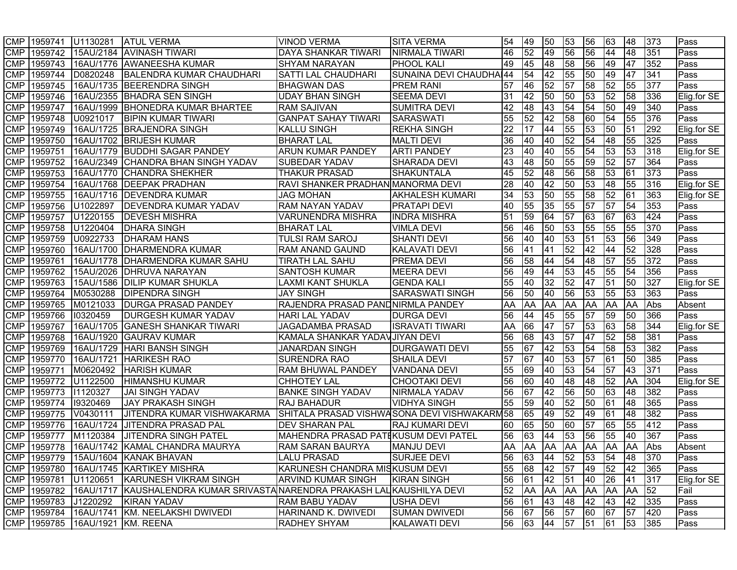| | | | | | | | | | | | | | | |
|---|---|---|---|---|---|---|---|---|---|---|---|---|---|---|
| CMP | 1959741 | U1130281 | ATUL VERMA | VINOD VERMA | SITA VERMA | 54 | 49 | 50 | 53 | 56 | 63 | 48 | 373 | Pass |
| CMP | 1959742 | 15AU/2184 | AVINASH TIWARI | DAYA SHANKAR TIWARI | NIRMALA TIWARI | 46 | 52 | 49 | 56 | 56 | 44 | 48 | 351 | Pass |
| CMP | 1959743 | 16AU/1776 | AWANEESHA KUMAR | SHYAM NARAYAN | PHOOL KALI | 49 | 45 | 48 | 58 | 56 | 49 | 47 | 352 | Pass |
| CMP | 1959744 | D0820248 | BALENDRA KUMAR CHAUDHARI | SATTI LAL CHAUDHARI | SUNAINA DEVI CHAUDHA | 44 | 54 | 42 | 55 | 50 | 49 | 47 | 341 | Pass |
| CMP | 1959745 | 16AU/1735 | BEERENDRA SINGH | BHAGWAN DAS | PREM RANI | 57 | 46 | 52 | 57 | 58 | 52 | 55 | 377 | Pass |
| CMP | 1959746 | 16AU/2355 | BHADRA SEN SINGH | UDAY BHAN SINGH | SEEMA DEVI | 31 | 42 | 50 | 50 | 53 | 52 | 58 | 336 | Elig.for SE |
| CMP | 1959747 | 16AU/1999 | BHONEDRA KUMAR BHARTEE | RAM SAJIVAN | SUMITRA DEVI | 42 | 48 | 43 | 54 | 54 | 50 | 49 | 340 | Pass |
| CMP | 1959748 | U0921017 | BIPIN KUMAR TIWARI | GANPAT SAHAY TIWARI | SARASWATI | 55 | 52 | 42 | 58 | 60 | 54 | 55 | 376 | Pass |
| CMP | 1959749 | 16AU/1725 | BRAJENDRA SINGH | KALLU SINGH | REKHA SINGH | 22 | 17 | 44 | 55 | 53 | 50 | 51 | 292 | Elig.for SE |
| CMP | 1959750 | 16AU/1702 | BRIJESH KUMAR | BHARAT LAL | MALTI DEVI | 36 | 40 | 40 | 52 | 54 | 48 | 55 | 325 | Pass |
| CMP | 1959751 | 16AU/1779 | BUDDHI SAGAR PANDEY | ARUN KUMAR PANDEY | ARTI PANDEY | 23 | 40 | 40 | 55 | 54 | 53 | 53 | 318 | Elig.for SE |
| CMP | 1959752 | 16AU/2349 | CHANDRA BHAN SINGH YADAV | SUBEDAR YADAV | SHARADA DEVI | 43 | 48 | 50 | 55 | 59 | 52 | 57 | 364 | Pass |
| CMP | 1959753 | 16AU/1770 | CHANDRA SHEKHER | THAKUR PRASAD | SHAKUNTALA | 45 | 52 | 48 | 56 | 58 | 53 | 61 | 373 | Pass |
| CMP | 1959754 | 16AU/1768 | DEEPAK PRADHAN | RAVI SHANKER PRADHAN | MANORMA DEVI | 28 | 40 | 42 | 50 | 53 | 48 | 55 | 316 | Elig.for SE |
| CMP | 1959755 | 16AU/1716 | DEVENDRA KUMAR | JAG MOHAN | AKHALESH KUMARI | 34 | 53 | 50 | 55 | 58 | 52 | 61 | 363 | Elig.for SE |
| CMP | 1959756 | U1022897 | DEVENDRA KUMAR YADAV | RAM NAYAN YADAV | PRATAPI DEVI | 40 | 55 | 35 | 55 | 57 | 57 | 54 | 353 | Pass |
| CMP | 1959757 | U1220155 | DEVESH MISHRA | VARUNENDRA MISHRA | INDRA MISHRA | 51 | 59 | 64 | 57 | 63 | 67 | 63 | 424 | Pass |
| CMP | 1959758 | U1220404 | DHARA SINGH | BHARAT LAL | VIMLA DEVI | 56 | 46 | 50 | 53 | 55 | 55 | 55 | 370 | Pass |
| CMP | 1959759 | U0922733 | DHARAM HANS | TULSI RAM SAROJ | SHANTI DEVI | 56 | 40 | 40 | 53 | 51 | 53 | 56 | 349 | Pass |
| CMP | 1959760 | 16AU/1700 | DHARMENDRA KUMAR | RAM ANAND GAUND | KALAVATI DEVI | 56 | 41 | 41 | 52 | 42 | 44 | 52 | 328 | Pass |
| CMP | 1959761 | 16AU/1778 | DHARMENDRA KUMAR SAHU | TIRATH LAL SAHU | PREMA DEVI | 56 | 58 | 44 | 54 | 48 | 57 | 55 | 372 | Pass |
| CMP | 1959762 | 15AU/2026 | DHRUVA NARAYAN | SANTOSH KUMAR | MEERA DEVI | 56 | 49 | 44 | 53 | 45 | 55 | 54 | 356 | Pass |
| CMP | 1959763 | 15AU/1586 | DILIP KUMAR SHUKLA | LAXMI KANT SHUKLA | GENDA KALI | 55 | 40 | 32 | 52 | 47 | 51 | 50 | 327 | Elig.for SE |
| CMP | 1959764 | M0530288 | DIPENDRA SINGH | JAY SINGH | SARASWATI SINGH | 56 | 50 | 40 | 56 | 53 | 55 | 53 | 363 | Pass |
| CMP | 1959765 | M0121033 | DURGA PRASAD PANDEY | RAJENDRA PRASAD PAND | NIRMLA PANDEY | AA | AA | AA | AA | AA | AA | AA | Abs | Absent |
| CMP | 1959766 | I0320459 | DURGESH KUMAR YADAV | HARI LAL YADAV | DURGA DEVI | 56 | 44 | 45 | 55 | 57 | 59 | 50 | 366 | Pass |
| CMP | 1959767 | 16AU/1705 | GANESH SHANKAR TIWARI | JAGADAMBA PRASAD | ISRAVATI TIWARI | AA | 66 | 47 | 57 | 53 | 63 | 58 | 344 | Elig.for SE |
| CMP | 1959768 | 16AU/1920 | GAURAV KUMAR | KAMALA SHANKAR YADAV | JIYAN DEVI | 56 | 68 | 43 | 57 | 47 | 52 | 58 | 381 | Pass |
| CMP | 1959769 | 16AU/1729 | HARI BANSH SINGH | JANARDAN SINGH | DURGAWATI DEVI | 55 | 67 | 42 | 53 | 54 | 58 | 53 | 382 | Pass |
| CMP | 1959770 | 16AU/1721 | HARIKESH RAO | SURENDRA RAO | SHAILA DEVI | 57 | 67 | 40 | 53 | 57 | 61 | 50 | 385 | Pass |
| CMP | 1959771 | M0620492 | HARISH KUMAR | RAM BHUWAL PANDEY | VANDANA DEVI | 55 | 69 | 40 | 53 | 54 | 57 | 43 | 371 | Pass |
| CMP | 1959772 | U1122500 | HIMANSHU KUMAR | CHHOTEY LAL | CHOOTAKI DEVI | 56 | 60 | 40 | 48 | 48 | 52 | AA | 304 | Elig.for SE |
| CMP | 1959773 | I1120327 | JAI SINGH YADAV | BANKE SINGH YADAV | NIRMALA YADAV | 56 | 67 | 42 | 56 | 50 | 63 | 48 | 382 | Pass |
| CMP | 1959774 | I9320469 | JAY PRAKASH SINGH | RAJ BAHADUR | VIDHYA SINGH | 55 | 59 | 40 | 52 | 50 | 61 | 48 | 365 | Pass |
| CMP | 1959775 | V0430111 | JITENDRA KUMAR VISHWAKARMA | SHITALA PRASAD VISHWA | SONA DEVI VISHWAKARM | 58 | 65 | 49 | 52 | 49 | 61 | 48 | 382 | Pass |
| CMP | 1959776 | 16AU/1724 | JITENDRA PRASAD PAL | DEV SHARAN PAL | RAJ KUMARI DEVI | 60 | 65 | 50 | 60 | 57 | 65 | 55 | 412 | Pass |
| CMP | 1959777 | M1120384 | JITENDRA SINGH PATEL | MAHENDRA PRASAD PATE | KUSUM DEVI PATEL | 56 | 63 | 44 | 53 | 56 | 55 | 40 | 367 | Pass |
| CMP | 1959778 | 16AU/1742 | KAMAL CHANDRA MAURYA | RAM SARAN BAURYA | MANJU DEVI | AA | AA | AA | AA | AA | AA | AA | Abs | Absent |
| CMP | 1959779 | 15AU/1604 | KANAK BHAVAN | LALU PRASAD | SURJEE DEVI | 56 | 63 | 44 | 52 | 53 | 54 | 48 | 370 | Pass |
| CMP | 1959780 | 16AU/1745 | KARTIKEY MISHRA | KARUNESH CHANDRA MIS | KUSUM DEVI | 55 | 68 | 42 | 57 | 49 | 52 | 42 | 365 | Pass |
| CMP | 1959781 | U1120651 | KARUNESH VIKRAM SINGH | ARVIND KUMAR SINGH | KIRAN SINGH | 56 | 61 | 42 | 51 | 40 | 26 | 41 | 317 | Elig.for SE |
| CMP | 1959782 | 16AU/1717 | KAUSHALENDRA KUMAR SRIVASTA | NARENDRA PRAKASH LAL | KAUSHILYA DEVI | 52 | AA | AA | AA | AA | AA | AA | 52 | Fail |
| CMP | 1959783 | J1220292 | KIRAN YADAV | RAM BABU YADAV | USHA DEVI | 56 | 61 | 43 | 48 | 42 | 43 | 42 | 335 | Pass |
| CMP | 1959784 | 16AU/1741 | KM. NEELAKSHI DWIVEDI | HARINAND K. DWIVEDI | SUMAN DWIVEDI | 56 | 67 | 56 | 57 | 60 | 67 | 57 | 420 | Pass |
| CMP | 1959785 | 16AU/1921 | KM. REENA | RADHEY SHYAM | KALAWATI DEVI | 56 | 63 | 44 | 57 | 51 | 61 | 53 | 385 | Pass |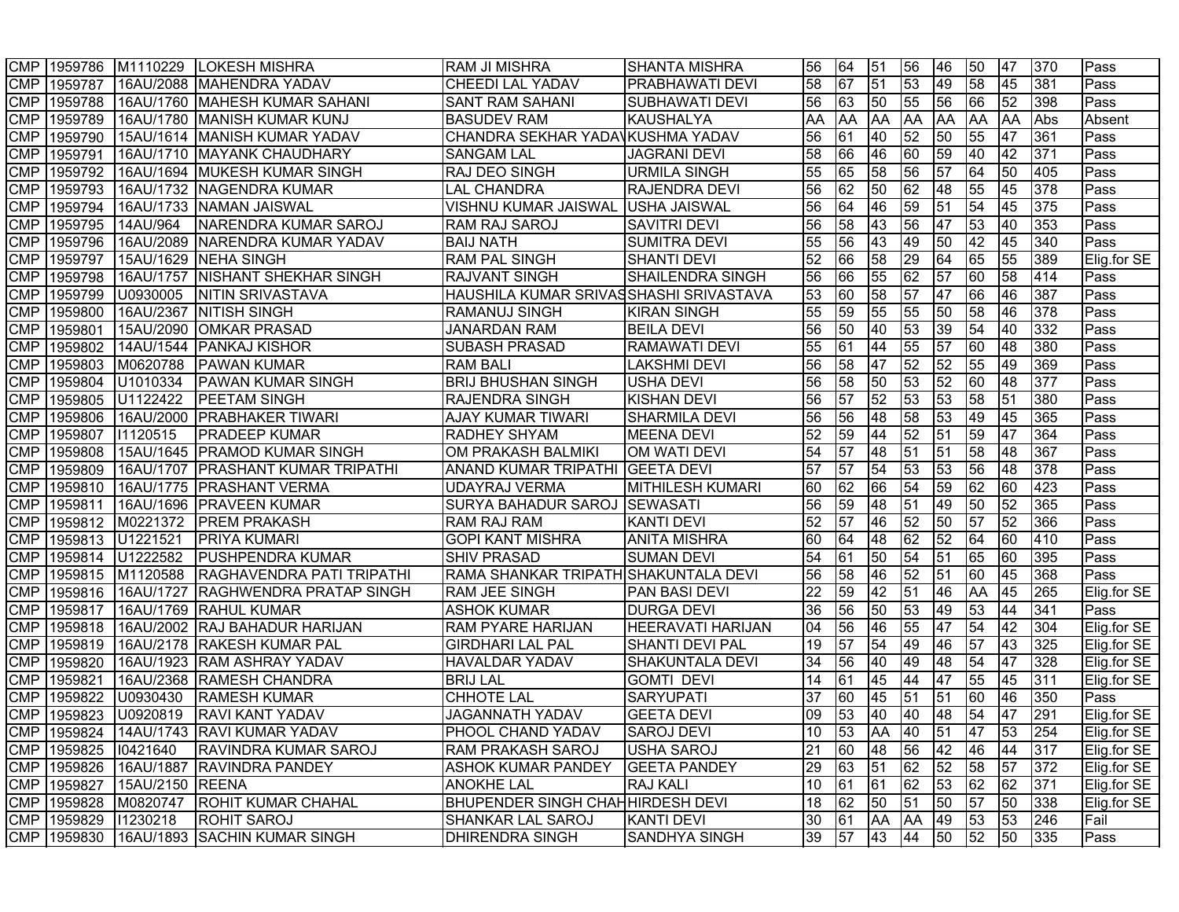| | | | | | | | | | | | | | | |
|---|---|---|---|---|---|---|---|---|---|---|---|---|---|---|
| CMP | 1959786 | M1110229 | LOKESH MISHRA | RAM JI MISHRA | SHANTA MISHRA | 56 | 64 | 51 | 56 | 46 | 50 | 47 | 370 | Pass |
| CMP | 1959787 | 16AU/2088 | MAHENDRA YADAV | CHEEDI LAL YADAV | PRABHAWATI DEVI | 58 | 67 | 51 | 53 | 49 | 58 | 45 | 381 | Pass |
| CMP | 1959788 | 16AU/1760 | MAHESH KUMAR SAHANI | SANT RAM SAHANI | SUBHAWATI DEVI | 56 | 63 | 50 | 55 | 56 | 66 | 52 | 398 | Pass |
| CMP | 1959789 | 16AU/1780 | MANISH KUMAR KUNJ | BASUDEV RAM | KAUSHALYA | AA | AA | AA | AA | AA | AA | AA | Abs | Absent |
| CMP | 1959790 | 15AU/1614 | MANISH KUMAR YADAV | CHANDRA SEKHAR YADAV | KUSHMA YADAV | 56 | 61 | 40 | 52 | 50 | 55 | 47 | 361 | Pass |
| CMP | 1959791 | 16AU/1710 | MAYANK CHAUDHARY | SANGAM LAL | JAGRANI DEVI | 58 | 66 | 46 | 60 | 59 | 40 | 42 | 371 | Pass |
| CMP | 1959792 | 16AU/1694 | MUKESH KUMAR SINGH | RAJ DEO SINGH | URMILA SINGH | 55 | 65 | 58 | 56 | 57 | 64 | 50 | 405 | Pass |
| CMP | 1959793 | 16AU/1732 | NAGENDRA KUMAR | LAL CHANDRA | RAJENDRA DEVI | 56 | 62 | 50 | 62 | 48 | 55 | 45 | 378 | Pass |
| CMP | 1959794 | 16AU/1733 | NAMAN JAISWAL | VISHNU KUMAR JAISWAL | USHA JAISWAL | 56 | 64 | 46 | 59 | 51 | 54 | 45 | 375 | Pass |
| CMP | 1959795 | 14AU/964 | NARENDRA KUMAR SAROJ | RAM RAJ SAROJ | SAVITRI DEVI | 56 | 58 | 43 | 56 | 47 | 53 | 40 | 353 | Pass |
| CMP | 1959796 | 16AU/2089 | NARENDRA KUMAR YADAV | BAIJ NATH | SUMITRA DEVI | 55 | 56 | 43 | 49 | 50 | 42 | 45 | 340 | Pass |
| CMP | 1959797 | 15AU/1629 | NEHA SINGH | RAM PAL SINGH | SHANTI DEVI | 52 | 66 | 58 | 29 | 64 | 65 | 55 | 389 | Elig.for SE |
| CMP | 1959798 | 16AU/1757 | NISHANT SHEKHAR SINGH | RAJVANT SINGH | SHAILENDRA SINGH | 56 | 66 | 55 | 62 | 57 | 60 | 58 | 414 | Pass |
| CMP | 1959799 | U0930005 | NITIN SRIVASTAVA | HAUSHILA KUMAR SRIVAS | SHASHI SRIVASTAVA | 53 | 60 | 58 | 57 | 47 | 66 | 46 | 387 | Pass |
| CMP | 1959800 | 16AU/2367 | NITISH SINGH | RAMANUJ SINGH | KIRAN SINGH | 55 | 59 | 55 | 55 | 50 | 58 | 46 | 378 | Pass |
| CMP | 1959801 | 15AU/2090 | OMKAR PRASAD | JANARDAN RAM | BEILA DEVI | 56 | 50 | 40 | 53 | 39 | 54 | 40 | 332 | Pass |
| CMP | 1959802 | 14AU/1544 | PANKAJ KISHOR | SUBASH PRASAD | RAMAWATI DEVI | 55 | 61 | 44 | 55 | 57 | 60 | 48 | 380 | Pass |
| CMP | 1959803 | M0620788 | PAWAN KUMAR | RAM BALI | LAKSHMI DEVI | 56 | 58 | 47 | 52 | 52 | 55 | 49 | 369 | Pass |
| CMP | 1959804 | U1010334 | PAWAN KUMAR SINGH | BRIJ BHUSHAN SINGH | USHA DEVI | 56 | 58 | 50 | 53 | 52 | 60 | 48 | 377 | Pass |
| CMP | 1959805 | U1122422 | PEETAM SINGH | RAJENDRA SINGH | KISHAN DEVI | 56 | 57 | 52 | 53 | 53 | 58 | 51 | 380 | Pass |
| CMP | 1959806 | 16AU/2000 | PRABHAKER TIWARI | AJAY KUMAR TIWARI | SHARMILA DEVI | 56 | 56 | 48 | 58 | 53 | 49 | 45 | 365 | Pass |
| CMP | 1959807 | I1120515 | PRADEEP KUMAR | RADHEY SHYAM | MEENA DEVI | 52 | 59 | 44 | 52 | 51 | 59 | 47 | 364 | Pass |
| CMP | 1959808 | 15AU/1645 | PRAMOD KUMAR SINGH | OM PRAKASH BALMIKI | OM WATI DEVI | 54 | 57 | 48 | 51 | 51 | 58 | 48 | 367 | Pass |
| CMP | 1959809 | 16AU/1707 | PRASHANT KUMAR TRIPATHI | ANAND KUMAR TRIPATHI | GEETA DEVI | 57 | 57 | 54 | 53 | 53 | 56 | 48 | 378 | Pass |
| CMP | 1959810 | 16AU/1775 | PRASHANT VERMA | UDAYRAJ VERMA | MITHILESH KUMARI | 60 | 62 | 66 | 54 | 59 | 62 | 60 | 423 | Pass |
| CMP | 1959811 | 16AU/1696 | PRAVEEN KUMAR | SURYA BAHADUR SAROJ | SEWASATI | 56 | 59 | 48 | 51 | 49 | 50 | 52 | 365 | Pass |
| CMP | 1959812 | M0221372 | PREM PRAKASH | RAM RAJ RAM | KANTI DEVI | 52 | 57 | 46 | 52 | 50 | 57 | 52 | 366 | Pass |
| CMP | 1959813 | U1221521 | PRIYA KUMARI | GOPI KANT MISHRA | ANITA MISHRA | 60 | 64 | 48 | 62 | 52 | 64 | 60 | 410 | Pass |
| CMP | 1959814 | U1222582 | PUSHPENDRA KUMAR | SHIV PRASAD | SUMAN DEVI | 54 | 61 | 50 | 54 | 51 | 65 | 60 | 395 | Pass |
| CMP | 1959815 | M1120588 | RAGHAVENDRA PATI TRIPATHI | RAMA SHANKAR TRIPATH | SHAKUNTALA DEVI | 56 | 58 | 46 | 52 | 51 | 60 | 45 | 368 | Pass |
| CMP | 1959816 | 16AU/1727 | RAGHWENDRA PRATAP SINGH | RAM JEE SINGH | PAN BASI DEVI | 22 | 59 | 42 | 51 | 46 | AA | 45 | 265 | Elig.for SE |
| CMP | 1959817 | 16AU/1769 | RAHUL KUMAR | ASHOK KUMAR | DURGA DEVI | 36 | 56 | 50 | 53 | 49 | 53 | 44 | 341 | Pass |
| CMP | 1959818 | 16AU/2002 | RAJ BAHADUR HARIJAN | RAM PYARE HARIJAN | HEERAVATI HARIJAN | 04 | 56 | 46 | 55 | 47 | 54 | 42 | 304 | Elig.for SE |
| CMP | 1959819 | 16AU/2178 | RAKESH KUMAR PAL | GIRDHARI LAL PAL | SHANTI DEVI PAL | 19 | 57 | 54 | 49 | 46 | 57 | 43 | 325 | Elig.for SE |
| CMP | 1959820 | 16AU/1923 | RAM ASHRAY YADAV | HAVALDAR YADAV | SHAKUNTALA DEVI | 34 | 56 | 40 | 49 | 48 | 54 | 47 | 328 | Elig.for SE |
| CMP | 1959821 | 16AU/2368 | RAMESH CHANDRA | BRIJ LAL | GOMTI DEVI | 14 | 61 | 45 | 44 | 47 | 55 | 45 | 311 | Elig.for SE |
| CMP | 1959822 | U0930430 | RAMESH KUMAR | CHHOTE LAL | SARYUPATI | 37 | 60 | 45 | 51 | 51 | 60 | 46 | 350 | Pass |
| CMP | 1959823 | U0920819 | RAVI KANT YADAV | JAGANNATH YADAV | GEETA DEVI | 09 | 53 | 40 | 40 | 48 | 54 | 47 | 291 | Elig.for SE |
| CMP | 1959824 | 14AU/1743 | RAVI KUMAR YADAV | PHOOL CHAND YADAV | SAROJ DEVI | 10 | 53 | AA | 40 | 51 | 47 | 53 | 254 | Elig.for SE |
| CMP | 1959825 | I0421640 | RAVINDRA KUMAR SAROJ | RAM PRAKASH SAROJ | USHA SAROJ | 21 | 60 | 48 | 56 | 42 | 46 | 44 | 317 | Elig.for SE |
| CMP | 1959826 | 16AU/1887 | RAVINDRA PANDEY | ASHOK KUMAR PANDEY | GEETA PANDEY | 29 | 63 | 51 | 62 | 52 | 58 | 57 | 372 | Elig.for SE |
| CMP | 1959827 | 15AU/2150 | REENA | ANOKHE LAL | RAJ KALI | 10 | 61 | 61 | 62 | 53 | 62 | 62 | 371 | Elig.for SE |
| CMP | 1959828 | M0820747 | ROHIT KUMAR CHAHAL | BHUPENDER SINGH CHAH | HIRDESH DEVI | 18 | 62 | 50 | 51 | 50 | 57 | 50 | 338 | Elig.for SE |
| CMP | 1959829 | I1230218 | ROHIT SAROJ | SHANKAR LAL SAROJ | KANTI DEVI | 30 | 61 | AA | AA | 49 | 53 | 53 | 246 | Fail |
| CMP | 1959830 | 16AU/1893 | SACHIN KUMAR SINGH | DHIRENDRA SINGH | SANDHYA SINGH | 39 | 57 | 43 | 44 | 50 | 52 | 50 | 335 | Pass |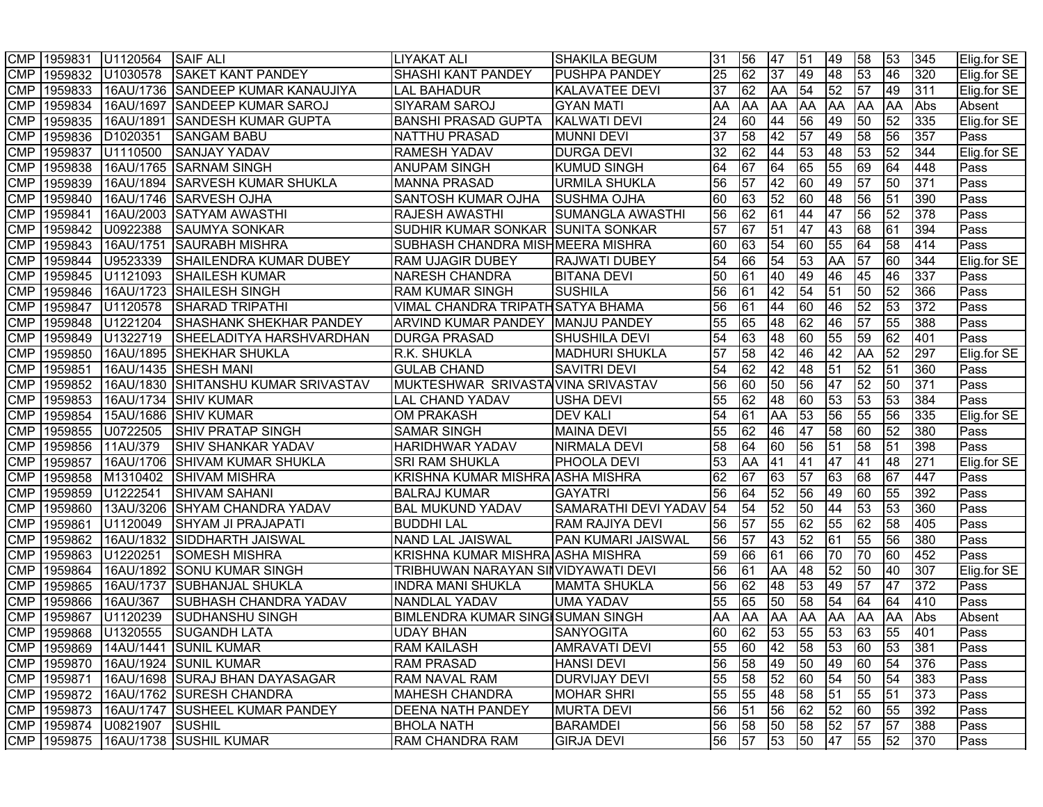| | | | | | | | | | | | | | | | |
|---|---|---|---|---|---|---|---|---|---|---|---|---|---|---|---|
| CMP | 1959831 | U1120564 | SAIF ALI | LIYAKAT ALI | SHAKILA BEGUM | 31 | 56 | 47 | 51 | 49 | 58 | 53 | 345 | Elig.for SE |
| CMP | 1959832 | U1030578 | SAKET KANT PANDEY | SHASHI KANT PANDEY | PUSHPA PANDEY | 25 | 62 | 37 | 49 | 48 | 53 | 46 | 320 | Elig.for SE |
| CMP | 1959833 | 16AU/1736 | SANDEEP KUMAR KANAUJIYA | LAL BAHADUR | KALAVATEE DEVI | 37 | 62 | AA | 54 | 52 | 57 | 49 | 311 | Elig.for SE |
| CMP | 1959834 | 16AU/1697 | SANDEEP KUMAR SAROJ | SIYARAM SAROJ | GYAN MATI | AA | AA | AA | AA | AA | AA | AA | Abs | Absent |
| CMP | 1959835 | 16AU/1891 | SANDESH KUMAR GUPTA | BANSHI PRASAD GUPTA | KALWATI DEVI | 24 | 60 | 44 | 56 | 49 | 50 | 52 | 335 | Elig.for SE |
| CMP | 1959836 | D1020351 | SANGAM BABU | NATTHU PRASAD | MUNNI DEVI | 37 | 58 | 42 | 57 | 49 | 58 | 56 | 357 | Pass |
| CMP | 1959837 | U1110500 | SANJAY YADAV | RAMESH YADAV | DURGA DEVI | 32 | 62 | 44 | 53 | 48 | 53 | 52 | 344 | Elig.for SE |
| CMP | 1959838 | 16AU/1765 | SARNAM SINGH | ANUPAM SINGH | KUMUD SINGH | 64 | 67 | 64 | 65 | 55 | 69 | 64 | 448 | Pass |
| CMP | 1959839 | 16AU/1894 | SARVESH KUMAR SHUKLA | MANNA PRASAD | URMILA SHUKLA | 56 | 57 | 42 | 60 | 49 | 57 | 50 | 371 | Pass |
| CMP | 1959840 | 16AU/1746 | SARVESH OJHA | SANTOSH KUMAR OJHA | SUSHMA OJHA | 60 | 63 | 52 | 60 | 48 | 56 | 51 | 390 | Pass |
| CMP | 1959841 | 16AU/2003 | SATYAM AWASTHI | RAJESH AWASTHI | SUMANGLA AWASTHI | 56 | 62 | 61 | 44 | 47 | 56 | 52 | 378 | Pass |
| CMP | 1959842 | U0922388 | SAUMYA SONKAR | SUDHIR KUMAR SONKAR | SUNITA SONKAR | 57 | 67 | 51 | 47 | 43 | 68 | 61 | 394 | Pass |
| CMP | 1959843 | 16AU/1751 | SAURABH MISHRA | SUBHASH CHANDRA MISH | MEERA MISHRA | 60 | 63 | 54 | 60 | 55 | 64 | 58 | 414 | Pass |
| CMP | 1959844 | U9523339 | SHAILENDRA KUMAR DUBEY | RAM UJAGIR DUBEY | RAJWATI DUBEY | 54 | 66 | 54 | 53 | AA | 57 | 60 | 344 | Elig.for SE |
| CMP | 1959845 | U1121093 | SHAILESH KUMAR | NARESH CHANDRA | BITANA DEVI | 50 | 61 | 40 | 49 | 46 | 45 | 46 | 337 | Pass |
| CMP | 1959846 | 16AU/1723 | SHAILESH SINGH | RAM KUMAR SINGH | SUSHILA | 56 | 61 | 42 | 54 | 51 | 50 | 52 | 366 | Pass |
| CMP | 1959847 | U1120578 | SHARAD TRIPATHI | VIMAL CHANDRA TRIPATH | SATYA BHAMA | 56 | 61 | 44 | 60 | 46 | 52 | 53 | 372 | Pass |
| CMP | 1959848 | U1221204 | SHASHANK SHEKHAR PANDEY | ARVIND KUMAR PANDEY | MANJU PANDEY | 55 | 65 | 48 | 62 | 46 | 57 | 55 | 388 | Pass |
| CMP | 1959849 | U1322719 | SHEELADITYA HARSHVARDHAN | DURGA PRASAD | SHUSHILA DEVI | 54 | 63 | 48 | 60 | 55 | 59 | 62 | 401 | Pass |
| CMP | 1959850 | 16AU/1895 | SHEKHAR SHUKLA | R.K. SHUKLA | MADHURI SHUKLA | 57 | 58 | 42 | 46 | 42 | AA | 52 | 297 | Elig.for SE |
| CMP | 1959851 | 16AU/1435 | SHESH MANI | GULAB CHAND | SAVITRI DEVI | 54 | 62 | 42 | 48 | 51 | 52 | 51 | 360 | Pass |
| CMP | 1959852 | 16AU/1830 | SHITANSHU KUMAR SRIVASTAV | MUKTESHWAR SRIVASTA | VINA SRIVASTAV | 56 | 60 | 50 | 56 | 47 | 52 | 50 | 371 | Pass |
| CMP | 1959853 | 16AU/1734 | SHIV KUMAR | LAL CHAND YADAV | USHA DEVI | 55 | 62 | 48 | 60 | 53 | 53 | 53 | 384 | Pass |
| CMP | 1959854 | 15AU/1686 | SHIV KUMAR | OM PRAKASH | DEV KALI | 54 | 61 | AA | 53 | 56 | 55 | 56 | 335 | Elig.for SE |
| CMP | 1959855 | U0722505 | SHIV PRATAP SINGH | SAMAR SINGH | MAINA DEVI | 55 | 62 | 46 | 47 | 58 | 60 | 52 | 380 | Pass |
| CMP | 1959856 | 11AU/379 | SHIV SHANKAR YADAV | HARIDHWAR YADAV | NIRMALA DEVI | 58 | 64 | 60 | 56 | 51 | 58 | 51 | 398 | Pass |
| CMP | 1959857 | 16AU/1706 | SHIVAM KUMAR SHUKLA | SRI RAM SHUKLA | PHOOLA DEVI | 53 | AA | 41 | 41 | 47 | 41 | 48 | 271 | Elig.for SE |
| CMP | 1959858 | M1310402 | SHIVAM MISHRA | KRISHNA KUMAR MISHRA | ASHA MISHRA | 62 | 67 | 63 | 57 | 63 | 68 | 67 | 447 | Pass |
| CMP | 1959859 | U1222541 | SHIVAM SAHANI | BALRAJ KUMAR | GAYATRI | 56 | 64 | 52 | 56 | 49 | 60 | 55 | 392 | Pass |
| CMP | 1959860 | 13AU/3206 | SHYAM CHANDRA YADAV | BAL MUKUND YADAV | SAMARATHI DEVI YADAV | 54 | 54 | 52 | 50 | 44 | 53 | 53 | 360 | Pass |
| CMP | 1959861 | U1120049 | SHYAM JI PRAJAPATI | BUDDHI LAL | RAM RAJIYA DEVI | 56 | 57 | 55 | 62 | 55 | 62 | 58 | 405 | Pass |
| CMP | 1959862 | 16AU/1832 | SIDDHARTH JAISWAL | NAND LAL JAISWAL | PAN KUMARI JAISWAL | 56 | 57 | 43 | 52 | 61 | 55 | 56 | 380 | Pass |
| CMP | 1959863 | U1220251 | SOMESH MISHRA | KRISHNA KUMAR MISHRA | ASHA MISHRA | 59 | 66 | 61 | 66 | 70 | 70 | 60 | 452 | Pass |
| CMP | 1959864 | 16AU/1892 | SONU KUMAR SINGH | TRIBHUWAN NARAYAN SI | VIDYAWATI DEVI | 56 | 61 | AA | 48 | 52 | 50 | 40 | 307 | Elig.for SE |
| CMP | 1959865 | 16AU/1737 | SUBHANJAL SHUKLA | INDRA MANI SHUKLA | MAMTA SHUKLA | 56 | 62 | 48 | 53 | 49 | 57 | 47 | 372 | Pass |
| CMP | 1959866 | 16AU/367 | SUBHASH CHANDRA YADAV | NANDLAL YADAV | UMA YADAV | 55 | 65 | 50 | 58 | 54 | 64 | 64 | 410 | Pass |
| CMP | 1959867 | U1120239 | SUDHANSHU SINGH | BIMLENDRA KUMAR SINGI | SUMAN SINGH | AA | AA | AA | AA | AA | AA | AA | Abs | Absent |
| CMP | 1959868 | U1320555 | SUGANDH LATA | UDAY BHAN | SANYOGITA | 60 | 62 | 53 | 55 | 53 | 63 | 55 | 401 | Pass |
| CMP | 1959869 | 14AU/1441 | SUNIL KUMAR | RAM KAILASH | AMRAVATI DEVI | 55 | 60 | 42 | 58 | 53 | 60 | 53 | 381 | Pass |
| CMP | 1959870 | 16AU/1924 | SUNIL KUMAR | RAM PRASAD | HANSI DEVI | 56 | 58 | 49 | 50 | 49 | 60 | 54 | 376 | Pass |
| CMP | 1959871 | 16AU/1698 | SURAJ BHAN DAYASAGAR | RAM NAVAL RAM | DURVIJAY DEVI | 55 | 58 | 52 | 60 | 54 | 50 | 54 | 383 | Pass |
| CMP | 1959872 | 16AU/1762 | SURESH CHANDRA | MAHESH CHANDRA | MOHAR SHRI | 55 | 55 | 48 | 58 | 51 | 55 | 51 | 373 | Pass |
| CMP | 1959873 | 16AU/1747 | SUSHEEL KUMAR PANDEY | DEENA NATH PANDEY | MURTA DEVI | 56 | 51 | 56 | 62 | 52 | 60 | 55 | 392 | Pass |
| CMP | 1959874 | U0821907 | SUSHIL | BHOLA NATH | BARAMDEI | 56 | 58 | 50 | 58 | 52 | 57 | 57 | 388 | Pass |
| CMP | 1959875 | 16AU/1738 | SUSHIL KUMAR | RAM CHANDRA RAM | GIRJA DEVI | 56 | 57 | 53 | 50 | 47 | 55 | 52 | 370 | Pass |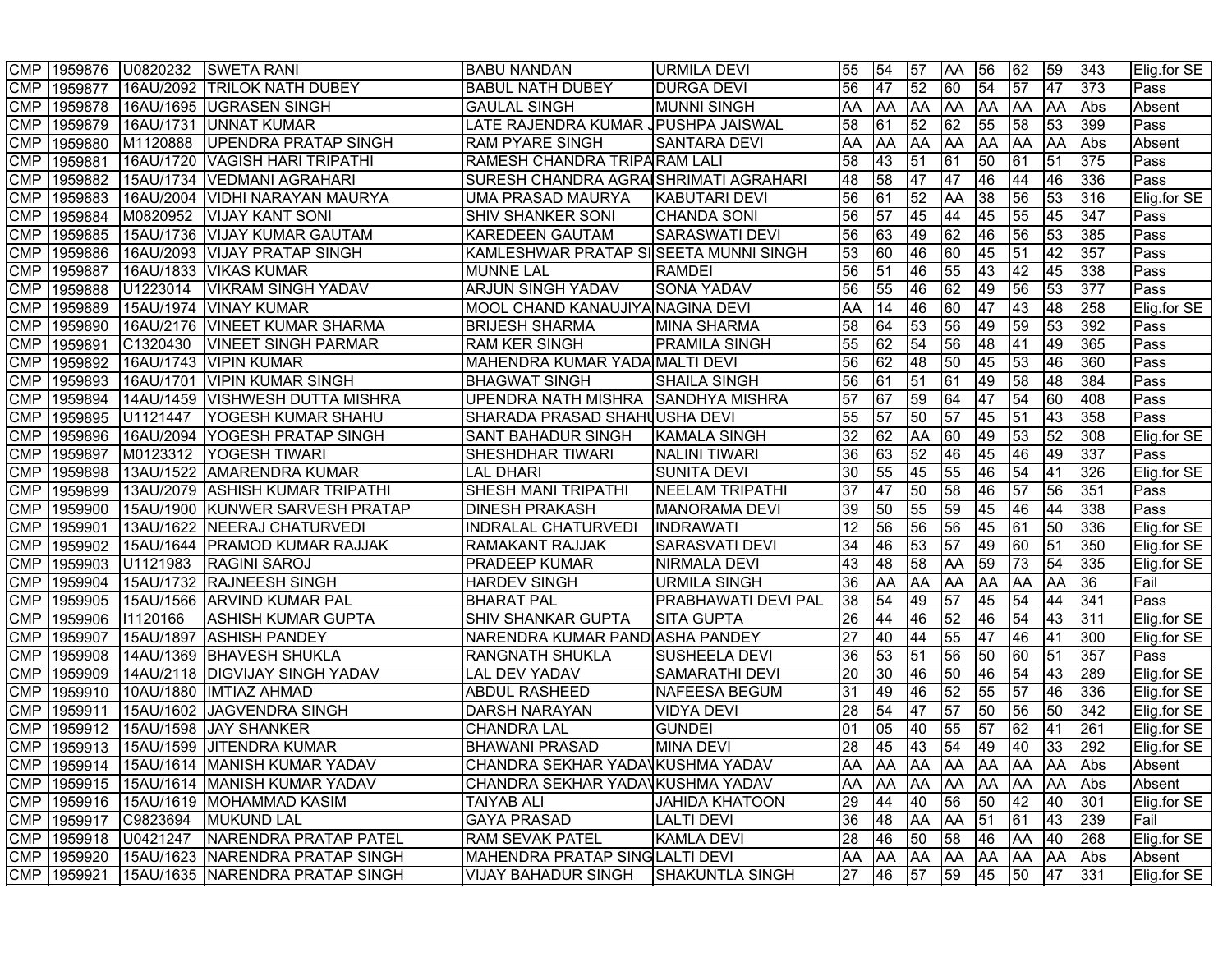| | | | | | | | | | | | | | | | |
|---|---|---|---|---|---|---|---|---|---|---|---|---|---|---|---|
| CMP | 1959876 | U0820232 | SWETA RANI | BABU NANDAN | URMILA DEVI | 55 | 54 | 57 | AA | 56 | 62 | 59 | 343 | Elig.for SE |
| CMP | 1959877 | 16AU/2092 | TRILOK NATH DUBEY | BABUL NATH DUBEY | DURGA DEVI | 56 | 47 | 52 | 60 | 54 | 57 | 47 | 373 | Pass |
| CMP | 1959878 | 16AU/1695 | UGRASEN SINGH | GAULAL SINGH | MUNNI SINGH | AA | AA | AA | AA | AA | AA | AA | Abs | Absent |
| CMP | 1959879 | 16AU/1731 | UNNAT KUMAR | LATE RAJENDRA KUMAR J | PUSHPA JAISWAL | 58 | 61 | 52 | 62 | 55 | 58 | 53 | 399 | Pass |
| CMP | 1959880 | M1120888 | UPENDRA PRATAP SINGH | RAM PYARE SINGH | SANTARA DEVI | AA | AA | AA | AA | AA | AA | AA | Abs | Absent |
| CMP | 1959881 | 16AU/1720 | VAGISH HARI TRIPATHI | RAMESH CHANDRA TRIPA | RAM LALI | 58 | 43 | 51 | 61 | 50 | 61 | 51 | 375 | Pass |
| CMP | 1959882 | 15AU/1734 | VEDMANI AGRAHARI | SURESH CHANDRA AGRA | SHRIMATI AGRAHARI | 48 | 58 | 47 | 47 | 46 | 44 | 46 | 336 | Pass |
| CMP | 1959883 | 16AU/2004 | VIDHI NARAYAN MAURYA | UMA PRASAD MAURYA | KABUTARI DEVI | 56 | 61 | 52 | AA | 38 | 56 | 53 | 316 | Elig.for SE |
| CMP | 1959884 | M0820952 | VIJAY KANT SONI | SHIV SHANKER SONI | CHANDA SONI | 56 | 57 | 45 | 44 | 45 | 55 | 45 | 347 | Pass |
| CMP | 1959885 | 15AU/1736 | VIJAY KUMAR GAUTAM | KAREDEEN GAUTAM | SARASWATI DEVI | 56 | 63 | 49 | 62 | 46 | 56 | 53 | 385 | Pass |
| CMP | 1959886 | 16AU/2093 | VIJAY PRATAP SINGH | KAMLESHWAR PRATAP SI | SEETA MUNNI SINGH | 53 | 60 | 46 | 60 | 45 | 51 | 42 | 357 | Pass |
| CMP | 1959887 | 16AU/1833 | VIKAS KUMAR | MUNNE LAL | RAMDEI | 56 | 51 | 46 | 55 | 43 | 42 | 45 | 338 | Pass |
| CMP | 1959888 | U1223014 | VIKRAM SINGH YADAV | ARJUN SINGH YADAV | SONA YADAV | 56 | 55 | 46 | 62 | 49 | 56 | 53 | 377 | Pass |
| CMP | 1959889 | 15AU/1974 | VINAY KUMAR | MOOL CHAND KANAUJIYA | NAGINA DEVI | AA | 14 | 46 | 60 | 47 | 43 | 48 | 258 | Elig.for SE |
| CMP | 1959890 | 16AU/2176 | VINEET KUMAR SHARMA | BRIJESH SHARMA | MINA SHARMA | 58 | 64 | 53 | 56 | 49 | 59 | 53 | 392 | Pass |
| CMP | 1959891 | C1320430 | VINEET SINGH PARMAR | RAM KER SINGH | PRAMILA SINGH | 55 | 62 | 54 | 56 | 48 | 41 | 49 | 365 | Pass |
| CMP | 1959892 | 16AU/1743 | VIPIN KUMAR | MAHENDRA KUMAR YADA | MALTI DEVI | 56 | 62 | 48 | 50 | 45 | 53 | 46 | 360 | Pass |
| CMP | 1959893 | 16AU/1701 | VIPIN KUMAR SINGH | BHAGWAT SINGH | SHAILA SINGH | 56 | 61 | 51 | 61 | 49 | 58 | 48 | 384 | Pass |
| CMP | 1959894 | 14AU/1459 | VISHWESH DUTTA MISHRA | UPENDRA NATH MISHRA | SANDHYA MISHRA | 57 | 67 | 59 | 64 | 47 | 54 | 60 | 408 | Pass |
| CMP | 1959895 | U1121447 | YOGESH KUMAR SHAHU | SHARADA PRASAD SHAHU | USHA DEVI | 55 | 57 | 50 | 57 | 45 | 51 | 43 | 358 | Pass |
| CMP | 1959896 | 16AU/2094 | YOGESH PRATAP SINGH | SANT BAHADUR SINGH | KAMALA SINGH | 32 | 62 | AA | 60 | 49 | 53 | 52 | 308 | Elig.for SE |
| CMP | 1959897 | M0123312 | YOGESH TIWARI | SHESHDHAR TIWARI | NALINI TIWARI | 36 | 63 | 52 | 46 | 45 | 46 | 49 | 337 | Pass |
| CMP | 1959898 | 13AU/1522 | AMARENDRA KUMAR | LAL DHARI | SUNITA DEVI | 30 | 55 | 45 | 55 | 46 | 54 | 41 | 326 | Elig.for SE |
| CMP | 1959899 | 13AU/2079 | ASHISH KUMAR TRIPATHI | SHESH MANI TRIPATHI | NEELAM TRIPATHI | 37 | 47 | 50 | 58 | 46 | 57 | 56 | 351 | Pass |
| CMP | 1959900 | 15AU/1900 | KUNWER SARVESH PRATAP | DINESH PRAKASH | MANORAMA DEVI | 39 | 50 | 55 | 59 | 45 | 46 | 44 | 338 | Pass |
| CMP | 1959901 | 13AU/1622 | NEERAJ CHATURVEDI | INDRALAL CHATURVEDI | INDRAWATI | 12 | 56 | 56 | 56 | 45 | 61 | 50 | 336 | Elig.for SE |
| CMP | 1959902 | 15AU/1644 | PRAMOD KUMAR RAJJAK | RAMAKANT RAJJAK | SARASVATI DEVI | 34 | 46 | 53 | 57 | 49 | 60 | 51 | 350 | Elig.for SE |
| CMP | 1959903 | U1121983 | RAGINI SAROJ | PRADEEP KUMAR | NIRMALA DEVI | 43 | 48 | 58 | AA | 59 | 73 | 54 | 335 | Elig.for SE |
| CMP | 1959904 | 15AU/1732 | RAJNEESH SINGH | HARDEV SINGH | URMILA SINGH | 36 | AA | AA | AA | AA | AA | AA | 36 | Fail |
| CMP | 1959905 | 15AU/1566 | ARVIND KUMAR PAL | BHARAT PAL | PRABHAWATI DEVI PAL | 38 | 54 | 49 | 57 | 45 | 54 | 44 | 341 | Pass |
| CMP | 1959906 | I1120166 | ASHISH KUMAR GUPTA | SHIV SHANKAR GUPTA | SITA GUPTA | 26 | 44 | 46 | 52 | 46 | 54 | 43 | 311 | Elig.for SE |
| CMP | 1959907 | 15AU/1897 | ASHISH PANDEY | NARENDRA KUMAR PAND | ASHA PANDEY | 27 | 40 | 44 | 55 | 47 | 46 | 41 | 300 | Elig.for SE |
| CMP | 1959908 | 14AU/1369 | BHAVESH SHUKLA | RANGNATH SHUKLA | SUSHEELA DEVI | 36 | 53 | 51 | 56 | 50 | 60 | 51 | 357 | Pass |
| CMP | 1959909 | 14AU/2118 | DIGVIJAY SINGH YADAV | LAL DEV YADAV | SAMARATHI DEVI | 20 | 30 | 46 | 50 | 46 | 54 | 43 | 289 | Elig.for SE |
| CMP | 1959910 | 10AU/1880 | IMTIAZ AHMAD | ABDUL RASHEED | NAFEESA BEGUM | 31 | 49 | 46 | 52 | 55 | 57 | 46 | 336 | Elig.for SE |
| CMP | 1959911 | 15AU/1602 | JAGVENDRA SINGH | DARSH NARAYAN | VIDYA DEVI | 28 | 54 | 47 | 57 | 50 | 56 | 50 | 342 | Elig.for SE |
| CMP | 1959912 | 15AU/1598 | JAY SHANKER | CHANDRA LAL | GUNDEI | 01 | 05 | 40 | 55 | 57 | 62 | 41 | 261 | Elig.for SE |
| CMP | 1959913 | 15AU/1599 | JITENDRA KUMAR | BHAWANI PRASAD | MINA DEVI | 28 | 45 | 43 | 54 | 49 | 40 | 33 | 292 | Elig.for SE |
| CMP | 1959914 | 15AU/1614 | MANISH KUMAR YADAV | CHANDRA SEKHAR YADAV | KUSHMA YADAV | AA | AA | AA | AA | AA | AA | AA | Abs | Absent |
| CMP | 1959915 | 15AU/1614 | MANISH KUMAR YADAV | CHANDRA SEKHAR YADAV | KUSHMA YADAV | AA | AA | AA | AA | AA | AA | AA | Abs | Absent |
| CMP | 1959916 | 15AU/1619 | MOHAMMAD KASIM | TAIYAB ALI | JAHIDA KHATOON | 29 | 44 | 40 | 56 | 50 | 42 | 40 | 301 | Elig.for SE |
| CMP | 1959917 | C9823694 | MUKUND LAL | GAYA PRASAD | LALTI DEVI | 36 | 48 | AA | AA | 51 | 61 | 43 | 239 | Fail |
| CMP | 1959918 | U0421247 | NARENDRA PRATAP PATEL | RAM SEVAK PATEL | KAMLA DEVI | 28 | 46 | 50 | 58 | 46 | AA | 40 | 268 | Elig.for SE |
| CMP | 1959920 | 15AU/1623 | NARENDRA PRATAP SINGH | MAHENDRA PRATAP SING | LALTI DEVI | AA | AA | AA | AA | AA | AA | AA | Abs | Absent |
| CMP | 1959921 | 15AU/1635 | NARENDRA PRATAP SINGH | VIJAY BAHADUR SINGH | SHAKUNTLA SINGH | 27 | 46 | 57 | 59 | 45 | 50 | 47 | 331 | Elig.for SE |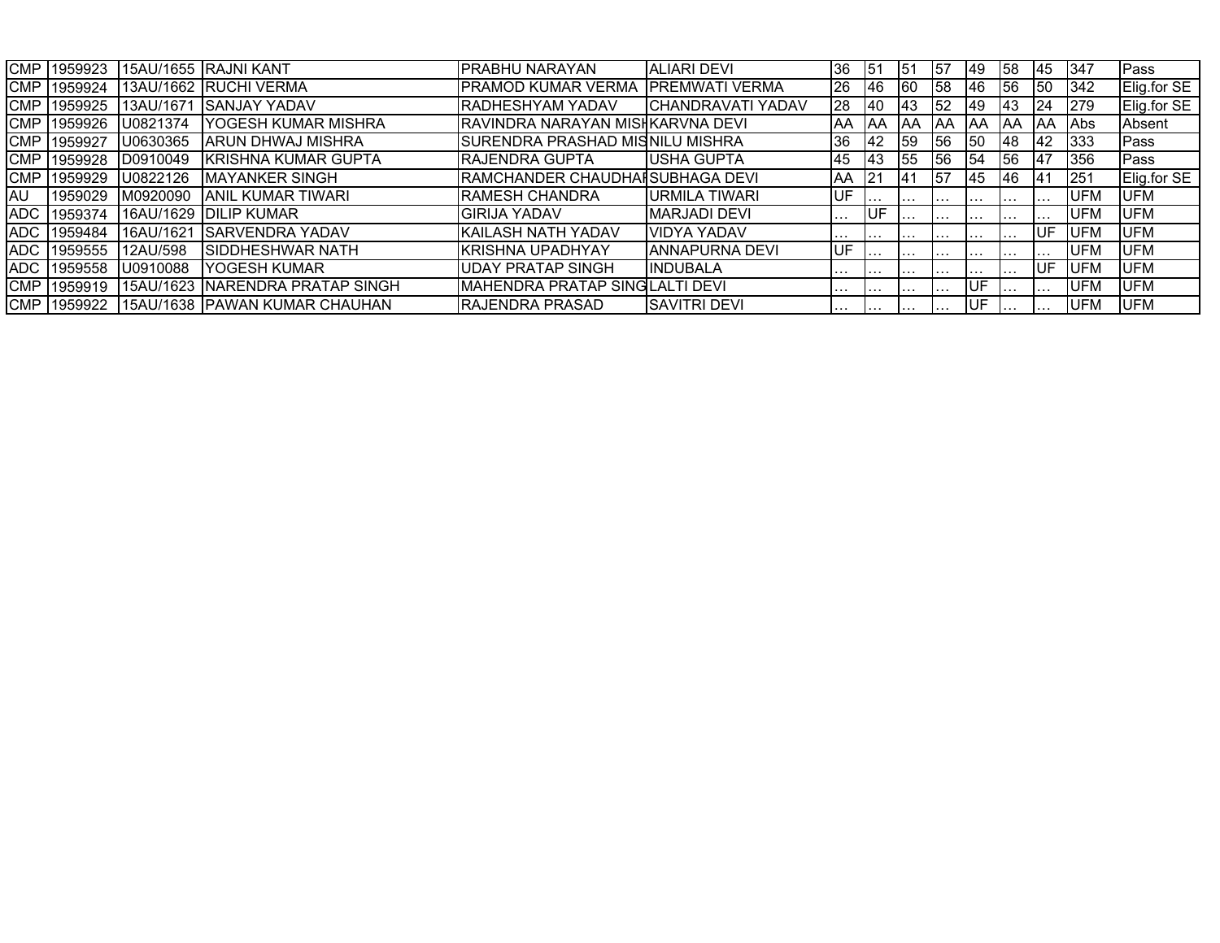| | | | | | | | | | | | | | | |
|---|---|---|---|---|---|---|---|---|---|---|---|---|---|---|
| CMP | 1959923 | 15AU/1655 | RAJNI KANT | PRABHU NARAYAN | ALIARI DEVI | 36 | 51 | 51 | 57 | 49 | 58 | 45 | 347 | Pass |
| CMP | 1959924 | 13AU/1662 | RUCHI VERMA | PRAMOD KUMAR VERMA | PREMWATI VERMA | 26 | 46 | 60 | 58 | 46 | 56 | 50 | 342 | Elig.for SE |
| CMP | 1959925 | 13AU/1671 | SANJAY YADAV | RADHESHYAM YADAV | CHANDRAVATI YADAV | 28 | 40 | 43 | 52 | 49 | 43 | 24 | 279 | Elig.for SE |
| CMP | 1959926 | U0821374 | YOGESH KUMAR MISHRA | RAVINDRA NARAYAN MISH | KARVNA DEVI | AA | AA | AA | AA | AA | AA | AA | Abs | Absent |
| CMP | 1959927 | U0630365 | ARUN DHWAJ MISHRA | SURENDRA PRASHAD MIS | NILU MISHRA | 36 | 42 | 59 | 56 | 50 | 48 | 42 | 333 | Pass |
| CMP | 1959928 | D0910049 | KRISHNA KUMAR GUPTA | RAJENDRA GUPTA | USHA GUPTA | 45 | 43 | 55 | 56 | 54 | 56 | 47 | 356 | Pass |
| CMP | 1959929 | U0822126 | MAYANKER SINGH | RAMCHANDER CHAUDHAI | SUBHAGA DEVI | AA | 21 | 41 | 57 | 45 | 46 | 41 | 251 | Elig.for SE |
| AU | 1959029 | M0920090 | ANIL KUMAR TIWARI | RAMESH CHANDRA | URMILA TIWARI | UF | … | … | … | … | … | … | UFM | UFM |
| ADC | 1959374 | 16AU/1629 | DILIP KUMAR | GIRIJA YADAV | MARJADI DEVI | … | UF | … | … | … | … | … | UFM | UFM |
| ADC | 1959484 | 16AU/1621 | SARVENDRA YADAV | KAILASH NATH YADAV | VIDYA YADAV | … | … | … | … | … | … | UF | UFM | UFM |
| ADC | 1959555 | 12AU/598 | SIDDHESHWAR NATH | KRISHNA UPADHYAY | ANNAPURNA DEVI | UF | … | … | … | … | … | … | UFM | UFM |
| ADC | 1959558 | U0910088 | YOGESH KUMAR | UDAY PRATAP SINGH | INDUBALA | … | … | … | … | … | … | UF | UFM | UFM |
| CMP | 1959919 | 15AU/1623 | NARENDRA PRATAP SINGH | MAHENDRA PRATAP SING | LALTI DEVI | … | … | … | … | UF | … | … | UFM | UFM |
| CMP | 1959922 | 15AU/1638 | PAWAN KUMAR CHAUHAN | RAJENDRA PRASAD | SAVITRI DEVI | … | … | … | … | UF | … | … | UFM | UFM |